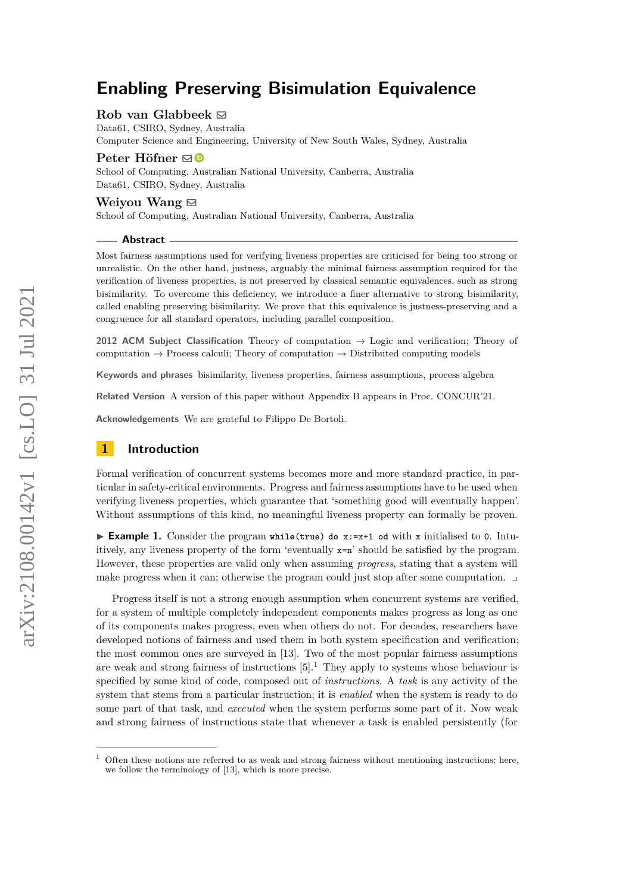# Enabling Preserving Bisimulation Equivalence

**Rob van Glabbeek**
Data61, CSIRO, Sydney, Australia
Computer Science and Engineering, University of New South Wales, Sydney, Australia

**Peter Höfner**
School of Computing, Australian National University, Canberra, Australia
Data61, CSIRO, Sydney, Australia

**Weiyou Wang**
School of Computing, Australian National University, Canberra, Australia

## Abstract

Most fairness assumptions used for verifying liveness properties are criticised for being too strong or unrealistic. On the other hand, justness, arguably the minimal fairness assumption required for the verification of liveness properties, is not preserved by classical semantic equivalences, such as strong bisimilarity. To overcome this deficiency, we introduce a finer alternative to strong bisimilarity, called enabling preserving bisimilarity. We prove that this equivalence is justness-preserving and a congruence for all standard operators, including parallel composition.

**2012 ACM Subject Classification** Theory of computation → Logic and verification; Theory of computation → Process calculi; Theory of computation → Distributed computing models

**Keywords and phrases** bisimilarity, liveness properties, fairness assumptions, process algebra

**Related Version** A version of this paper without Appendix B appears in Proc. CONCUR'21.

**Acknowledgements** We are grateful to Filippo De Bortoli.

## 1 Introduction

Formal verification of concurrent systems becomes more and more standard practice, in particular in safety-critical environments. Progress and fairness assumptions have to be used when verifying liveness properties, which guarantee that 'something good will eventually happen'. Without assumptions of this kind, no meaningful liveness property can formally be proven.

▶ **Example 1.** Consider the program `while(true) do x:=x+1 od` with `x` initialised to `0`. Intuitively, any liveness property of the form 'eventually `x=n`' should be satisfied by the program. However, these properties are valid only when assuming *progress*, stating that a system will make progress when it can; otherwise the program could just stop after some computation. ⌟

Progress itself is not a strong enough assumption when concurrent systems are verified, for a system of multiple completely independent components makes progress as long as one of its components makes progress, even when others do not. For decades, researchers have developed notions of fairness and used them in both system specification and verification; the most common ones are surveyed in [13]. Two of the most popular fairness assumptions are weak and strong fairness of instructions [5].[1] They apply to systems whose behaviour is specified by some kind of code, composed out of *instructions*. A *task* is any activity of the system that stems from a particular instruction; it is *enabled* when the system is ready to do some part of that task, and *executed* when the system performs some part of it. Now weak and strong fairness of instructions state that whenever a task is enabled persistently (for

[1] Often these notions are referred to as weak and strong fairness without mentioning instructions; here, we follow the terminology of [13], which is more precise.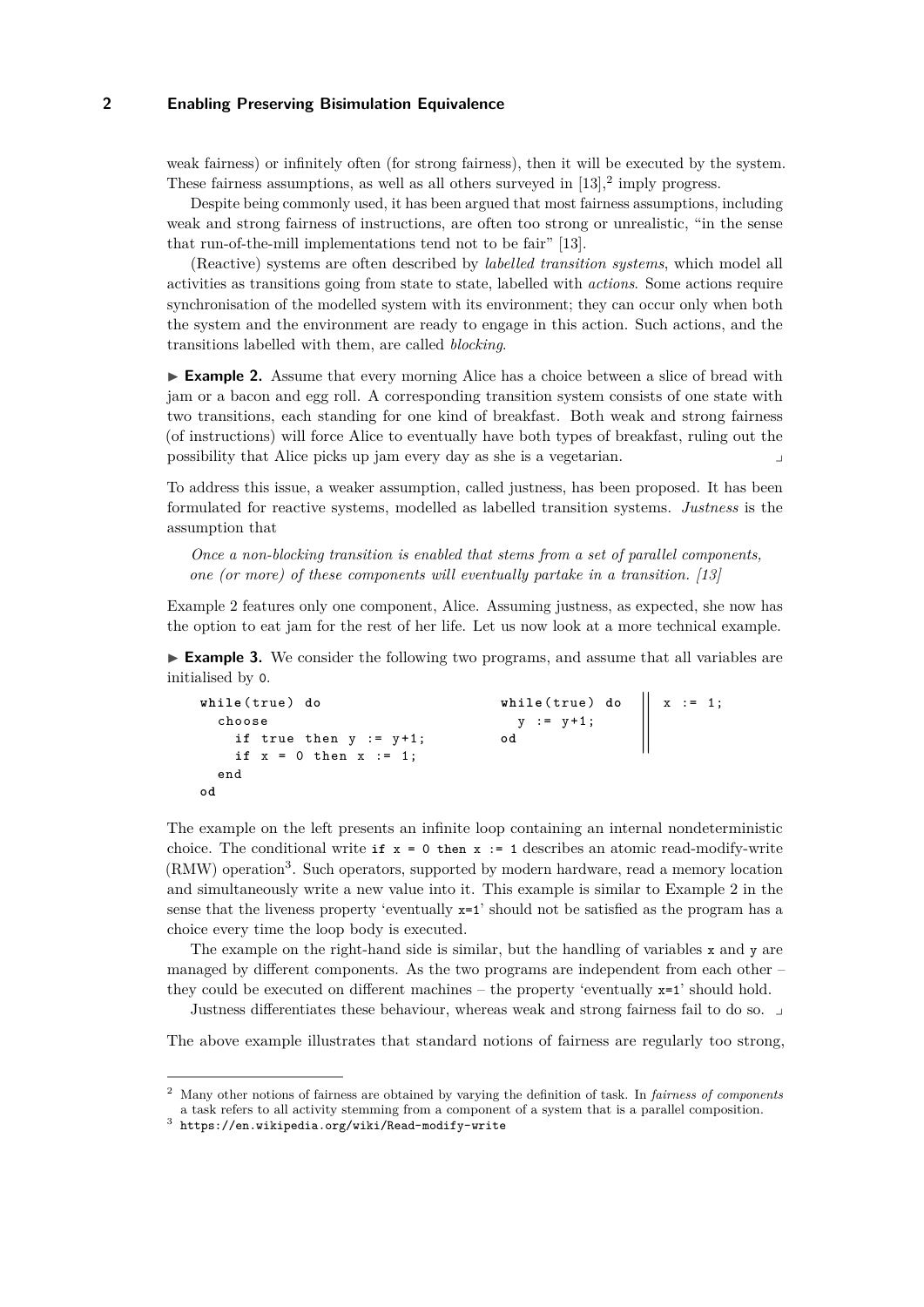weak fairness) or infinitely often (for strong fairness), then it will be executed by the system. These fairness assumptions, as well as all others surveyed in [13],[2] imply progress.

Despite being commonly used, it has been argued that most fairness assumptions, including weak and strong fairness of instructions, are often too strong or unrealistic, "in the sense that run-of-the-mill implementations tend not to be fair" [13].

(Reactive) systems are often described by *labelled transition systems*, which model all activities as transitions going from state to state, labelled with *actions*. Some actions require synchronisation of the modelled system with its environment; they can occur only when both the system and the environment are ready to engage in this action. Such actions, and the transitions labelled with them, are called *blocking*.

▶ **Example 2.** Assume that every morning Alice has a choice between a slice of bread with jam or a bacon and egg roll. A corresponding transition system consists of one state with two transitions, each standing for one kind of breakfast. Both weak and strong fairness (of instructions) will force Alice to eventually have both types of breakfast, ruling out the possibility that Alice picks up jam every day as she is a vegetarian. ⌟

To address this issue, a weaker assumption, called justness, has been proposed. It has been formulated for reactive systems, modelled as labelled transition systems. *Justness* is the assumption that

> *Once a non-blocking transition is enabled that stems from a set of parallel components, one (or more) of these components will eventually partake in a transition. [13]*

Example 2 features only one component, Alice. Assuming justness, as expected, she now has the option to eat jam for the rest of her life. Let us now look at a more technical example.

▶ **Example 3.** We consider the following two programs, and assume that all variables are initialised by `0`.

```
while(true) do
  choose
    if true then y := y+1;
    if x = 0 then x := 1;
  end
od
```

```
while(true) do     ||  x := 1;
  y := y+1;        ||
od                 ||
```

The example on the left presents an infinite loop containing an internal nondeterministic choice. The conditional write `if x = 0 then x := 1` describes an atomic read-modify-write (RMW) operation[3]. Such operators, supported by modern hardware, read a memory location and simultaneously write a new value into it. This example is similar to Example 2 in the sense that the liveness property 'eventually `x=1`' should not be satisfied as the program has a choice every time the loop body is executed.

The example on the right-hand side is similar, but the handling of variables `x` and `y` are managed by different components. As the two programs are independent from each other – they could be executed on different machines – the property 'eventually `x=1`' should hold.

Justness differentiates these behaviour, whereas weak and strong fairness fail to do so. ⌟

The above example illustrates that standard notions of fairness are regularly too strong,

---

[2] Many other notions of fairness are obtained by varying the definition of task. In *fairness of components* a task refers to all activity stemming from a component of a system that is a parallel composition.

[3] `https://en.wikipedia.org/wiki/Read-modify-write`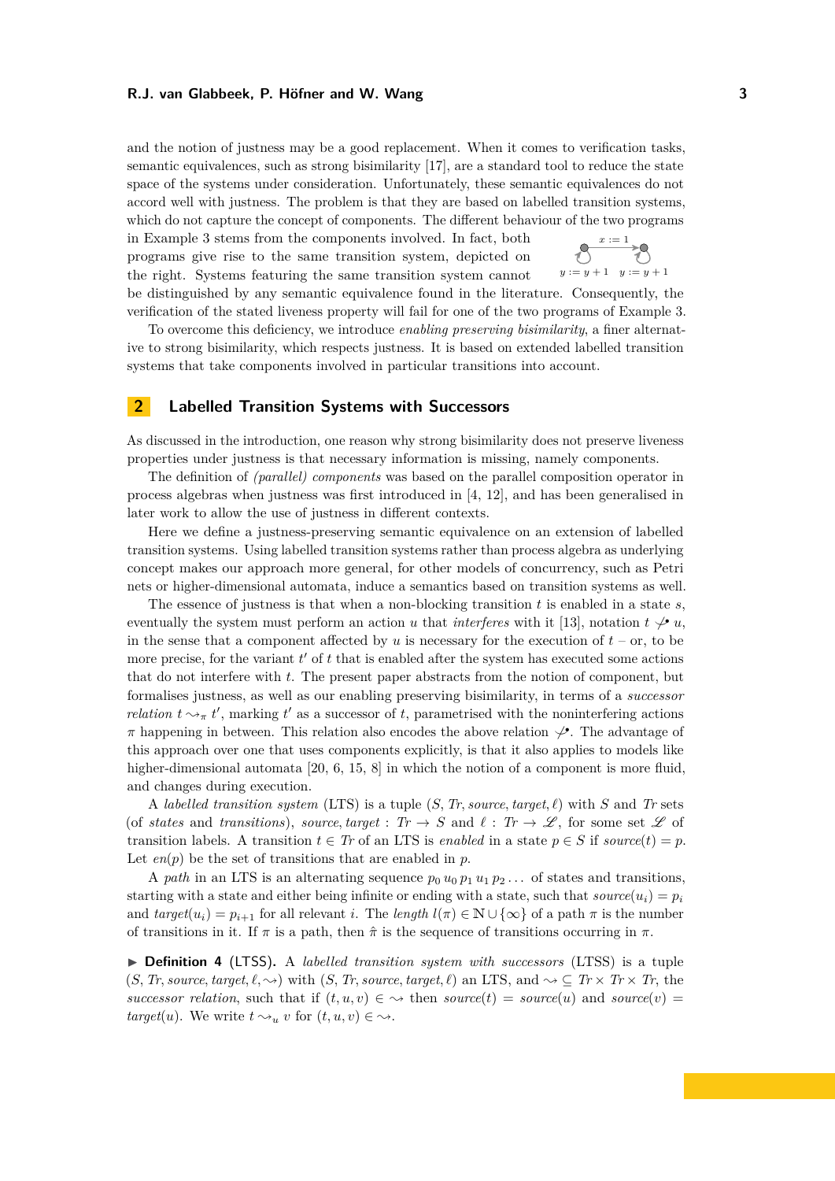and the notion of justness may be a good replacement. When it comes to verification tasks, semantic equivalences, such as strong bisimilarity [17], are a standard tool to reduce the state space of the systems under consideration. Unfortunately, these semantic equivalences do not accord well with justness. The problem is that they are based on labelled transition systems, which do not capture the concept of components. The different behaviour of the two programs in Example 3 stems from the components involved. In fact, both programs give rise to the same transition system, depicted on the right. Systems featuring the same transition system cannot be distinguished by any semantic equivalence found in the literature. Consequently, the verification of the stated liveness property will fail for one of the two programs of Example 3.

$x := 1$

$y := y + 1 \quad y := y + 1$

To overcome this deficiency, we introduce *enabling preserving bisimilarity*, a finer alternative to strong bisimilarity, which respects justness. It is based on extended labelled transition systems that take components involved in particular transitions into account.

## 2 Labelled Transition Systems with Successors

As discussed in the introduction, one reason why strong bisimilarity does not preserve liveness properties under justness is that necessary information is missing, namely components.

The definition of *(parallel) components* was based on the parallel composition operator in process algebras when justness was first introduced in [4, 12], and has been generalised in later work to allow the use of justness in different contexts.

Here we define a justness-preserving semantic equivalence on an extension of labelled transition systems. Using labelled transition systems rather than process algebra as underlying concept makes our approach more general, for other models of concurrency, such as Petri nets or higher-dimensional automata, induce a semantics based on transition systems as well.

The essence of justness is that when a non-blocking transition $t$ is enabled in a state $s$, eventually the system must perform an action $u$ that *interferes* with it [13], notation $t \not\smile^{\bullet} u$, in the sense that a component affected by $u$ is necessary for the execution of $t$ – or, to be more precise, for the variant $t'$ of $t$ that is enabled after the system has executed some actions that do not interfere with $t$. The present paper abstracts from the notion of component, but formalises justness, as well as our enabling preserving bisimilarity, in terms of a *successor relation* $t \leadsto_\pi t'$, marking $t'$ as a successor of $t$, parametrised with the noninterfering actions $\pi$ happening in between. This relation also encodes the above relation $\not\smile^{\bullet}$. The advantage of this approach over one that uses components explicitly, is that it also applies to models like higher-dimensional automata [20, 6, 15, 8] in which the notion of a component is more fluid, and changes during execution.

A *labelled transition system* (LTS) is a tuple $(S, Tr, source, target, \ell)$ with $S$ and $Tr$ sets (of *states* and *transitions*), $source, target : Tr \to S$ and $\ell : Tr \to \mathscr{L}$, for some set $\mathscr{L}$ of transition labels. A transition $t \in Tr$ of an LTS is *enabled* in a state $p \in S$ if $source(t) = p$. Let $en(p)$ be the set of transitions that are enabled in $p$.

A *path* in an LTS is an alternating sequence $p_0\, u_0\, p_1\, u_1\, p_2 \ldots$ of states and transitions, starting with a state and either being infinite or ending with a state, such that $source(u_i) = p_i$ and $target(u_i) = p_{i+1}$ for all relevant $i$. The *length* $l(\pi) \in \mathbb{N} \cup \{\infty\}$ of a path $\pi$ is the number of transitions in it. If $\pi$ is a path, then $\hat{\pi}$ is the sequence of transitions occurring in $\pi$.

▶ **Definition 4** (LTSS). A *labelled transition system with successors* (LTSS) is a tuple $(S, Tr, source, target, \ell, \leadsto)$ with $(S, Tr, source, target, \ell)$ an LTS, and $\leadsto \subseteq Tr \times Tr \times Tr$, the *successor relation*, such that if $(t, u, v) \in \leadsto$ then $source(t) = source(u)$ and $source(v) = target(u)$. We write $t \leadsto_u v$ for $(t, u, v) \in \leadsto$.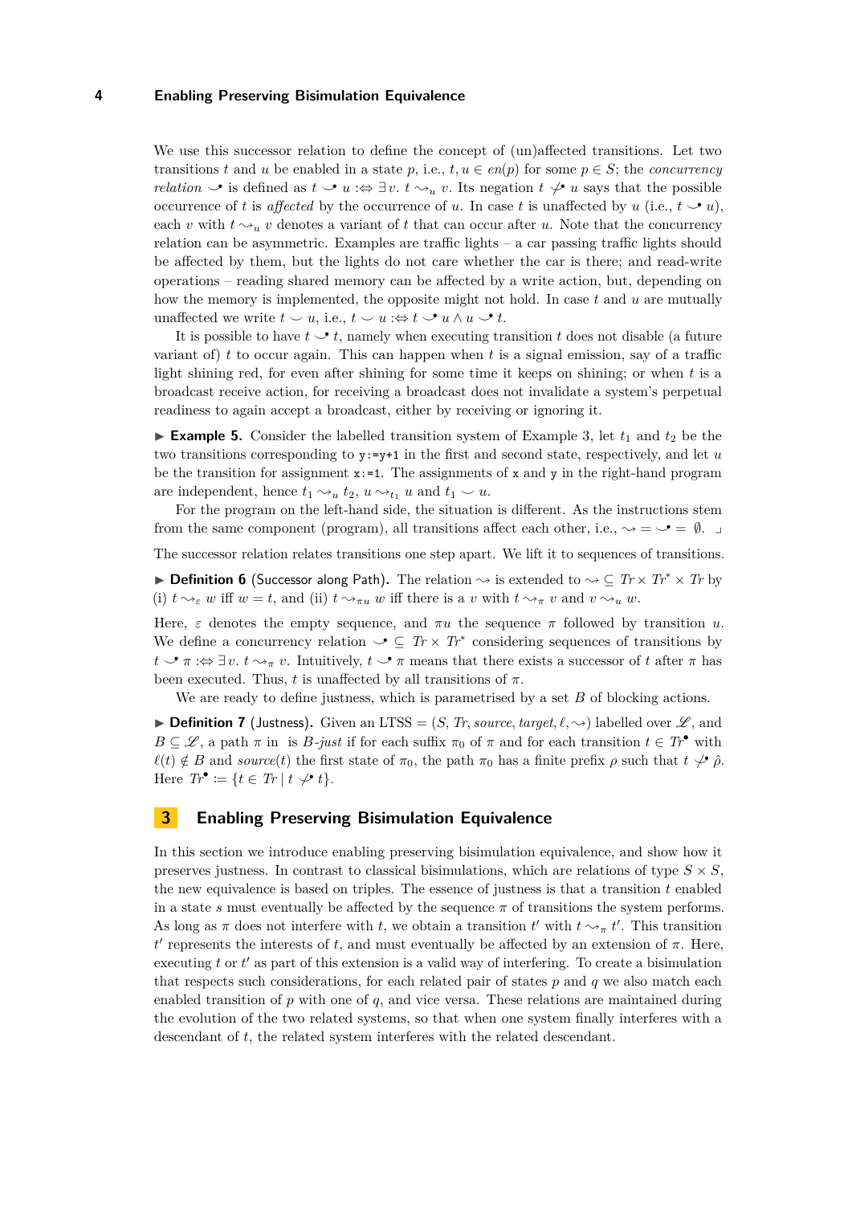We use this successor relation to define the concept of (un)affected transitions. Let two transitions $t$ and $u$ be enabled in a state $p$, i.e., $t, u \in en(p)$ for some $p \in S$; the *concurrency relation* $\smile^{\bullet}$ is defined as $t \smile^{\bullet} u :\Leftrightarrow \exists v.\ t \leadsto_u v$. Its negation $t \not\smile^{\bullet} u$ says that the possible occurrence of $t$ is *affected* by the occurrence of $u$. In case $t$ is unaffected by $u$ (i.e., $t \smile^{\bullet} u$), each $v$ with $t \leadsto_u v$ denotes a variant of $t$ that can occur after $u$. Note that the concurrency relation can be asymmetric. Examples are traffic lights – a car passing traffic lights should be affected by them, but the lights do not care whether the car is there; and read-write operations – reading shared memory can be affected by a write action, but, depending on how the memory is implemented, the opposite might not hold. In case $t$ and $u$ are mutually unaffected we write $t \smile u$, i.e., $t \smile u :\Leftrightarrow t \smile^{\bullet} u \wedge u \smile^{\bullet} t$.

It is possible to have $t \smile^{\bullet} t$, namely when executing transition $t$ does not disable (a future variant of) $t$ to occur again. This can happen when $t$ is a signal emission, say of a traffic light shining red, for even after shining for some time it keeps on shining; or when $t$ is a broadcast receive action, for receiving a broadcast does not invalidate a system's perpetual readiness to again accept a broadcast, either by receiving or ignoring it.

▶ **Example 5.** Consider the labelled transition system of Example 3, let $t_1$ and $t_2$ be the two transitions corresponding to `y:=y+1` in the first and second state, respectively, and let $u$ be the transition for assignment `x:=1`. The assignments of `x` and `y` in the right-hand program are independent, hence $t_1 \leadsto_u t_2$, $u \leadsto_{t_1} u$ and $t_1 \smile u$.

For the program on the left-hand side, the situation is different. As the instructions stem from the same component (program), all transitions affect each other, i.e., $\leadsto = \smile^{\bullet} = \emptyset$. ⌟

The successor relation relates transitions one step apart. We lift it to sequences of transitions.

▶ **Definition 6** (Successor along Path)**.** The relation $\leadsto$ is extended to $\leadsto \subseteq Tr \times Tr^* \times Tr$ by (i) $t \leadsto_\varepsilon w$ iff $w = t$, and (ii) $t \leadsto_{\pi u} w$ iff there is a $v$ with $t \leadsto_\pi v$ and $v \leadsto_u w$.

Here, $\varepsilon$ denotes the empty sequence, and $\pi u$ the sequence $\pi$ followed by transition $u$. We define a concurrency relation $\smile^{\bullet} \subseteq Tr \times Tr^*$ considering sequences of transitions by $t \smile^{\bullet} \pi :\Leftrightarrow \exists v.\ t \leadsto_\pi v$. Intuitively, $t \smile^{\bullet} \pi$ means that there exists a successor of $t$ after $\pi$ has been executed. Thus, $t$ is unaffected by all transitions of $\pi$.

We are ready to define justness, which is parametrised by a set $B$ of blocking actions.

▶ **Definition 7** (Justness)**.** Given an LTSS $= (S, Tr, source, target, \ell, \leadsto)$ labelled over $\mathscr{L}$, and $B \subseteq \mathscr{L}$, a path $\pi$ in is $B$*-just* if for each suffix $\pi_0$ of $\pi$ and for each transition $t \in Tr^{\bullet}$ with $\ell(t) \notin B$ and $source(t)$ the first state of $\pi_0$, the path $\pi_0$ has a finite prefix $\rho$ such that $t \not\smile^{\bullet} \hat{\rho}$. Here $Tr^{\bullet} := \{t \in Tr \mid t \not\smile^{\bullet} t\}$.

## 3 Enabling Preserving Bisimulation Equivalence

In this section we introduce enabling preserving bisimulation equivalence, and show how it preserves justness. In contrast to classical bisimulations, which are relations of type $S \times S$, the new equivalence is based on triples. The essence of justness is that a transition $t$ enabled in a state $s$ must eventually be affected by the sequence $\pi$ of transitions the system performs. As long as $\pi$ does not interfere with $t$, we obtain a transition $t'$ with $t \leadsto_\pi t'$. This transition $t'$ represents the interests of $t$, and must eventually be affected by an extension of $\pi$. Here, executing $t$ or $t'$ as part of this extension is a valid way of interfering. To create a bisimulation that respects such considerations, for each related pair of states $p$ and $q$ we also match each enabled transition of $p$ with one of $q$, and vice versa. These relations are maintained during the evolution of the two related systems, so that when one system finally interferes with a descendant of $t$, the related system interferes with the related descendant.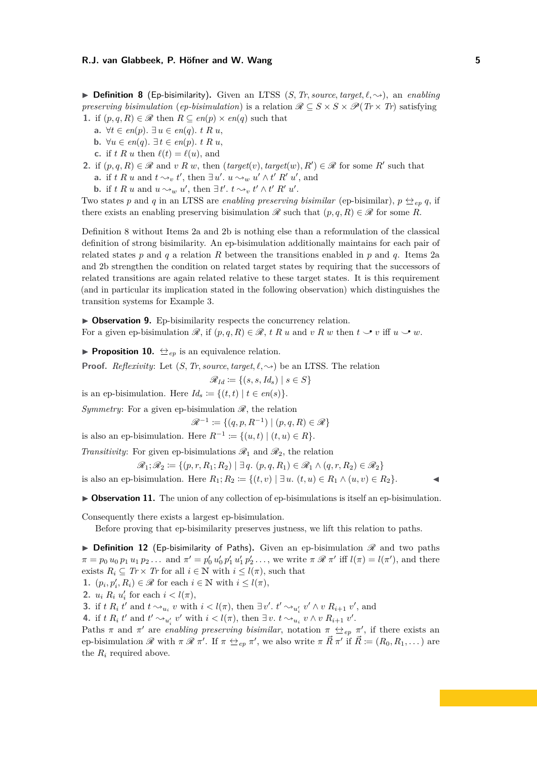▶ **Definition 8** (Ep-bisimilarity)**.** Given an LTSS $(S, \mathit{Tr}, \mathit{source}, \mathit{target}, \ell, \leadsto)$, an *enabling preserving bisimulation* (*ep-bisimulation*) is a relation $\mathscr{R} \subseteq S \times S \times \mathscr{P}(\mathit{Tr} \times \mathit{Tr})$ satisfying

1. if $(p, q, R) \in \mathscr{R}$ then $R \subseteq en(p) \times en(q)$ such that
   - **a.** $\forall t \in en(p).\ \exists\, u \in en(q).\ t\ R\ u$,
   - **b.** $\forall u \in en(q).\ \exists\, t \in en(p).\ t\ R\ u$,
   - **c.** if $t\ R\ u$ then $\ell(t) = \ell(u)$, and
2. if $(p, q, R) \in \mathscr{R}$ and $v\ R\ w$, then $(\mathit{target}(v), \mathit{target}(w), R') \in \mathscr{R}$ for some $R'$ such that
   - **a.** if $t\ R\ u$ and $t \leadsto_v t'$, then $\exists\, u'.\ u \leadsto_w u' \wedge t'\ R'\ u'$, and
   - **b.** if $t\ R\ u$ and $u \leadsto_w u'$, then $\exists\, t'.\ t \leadsto_v t' \wedge t'\ R'\ u'$.

Two states $p$ and $q$ in an LTSS are *enabling preserving bisimilar* (ep-bisimilar), $p \leftrightarroweq_{ep} q$, if there exists an enabling preserving bisimulation $\mathscr{R}$ such that $(p, q, R) \in \mathscr{R}$ for some $R$.

Definition 8 without Items 2a and 2b is nothing else than a reformulation of the classical definition of strong bisimilarity. An ep-bisimulation additionally maintains for each pair of related states $p$ and $q$ a relation $R$ between the transitions enabled in $p$ and $q$. Items 2a and 2b strengthen the condition on related target states by requiring that the successors of related transitions are again related relative to these target states. It is this requirement (and in particular its implication stated in the following observation) which distinguishes the transition systems for Example 3.

▶ **Observation 9.** Ep-bisimilarity respects the concurrency relation.
For a given ep-bisimulation $\mathscr{R}$, if $(p, q, R) \in \mathscr{R}$, $t\ R\ u$ and $v\ R\ w$ then $t \smile\!\!\!\bullet\ v$ iff $u \smile\!\!\!\bullet\ w$.

▶ **Proposition 10.** $\leftrightarroweq_{ep}$ is an equivalence relation.

**Proof.** *Reflexivity*: Let $(S, \mathit{Tr}, \mathit{source}, \mathit{target}, \ell, \leadsto)$ be an LTSS. The relation

$$\mathscr{R}_{Id} \coloneqq \{(s, s, Id_s) \mid s \in S\}$$

is an ep-bisimulation. Here $Id_s \coloneqq \{(t, t) \mid t \in en(s)\}$.

*Symmetry*: For a given ep-bisimulation $\mathscr{R}$, the relation

$$\mathscr{R}^{-1} \coloneqq \{(q, p, R^{-1}) \mid (p, q, R) \in \mathscr{R}\}$$

is also an ep-bisimulation. Here $R^{-1} \coloneqq \{(u, t) \mid (t, u) \in R\}$.

*Transitivity*: For given ep-bisimulations $\mathscr{R}_1$ and $\mathscr{R}_2$, the relation

$$\mathscr{R}_1; \mathscr{R}_2 \coloneqq \{(p, r, R_1; R_2) \mid \exists\, q.\ (p, q, R_1) \in \mathscr{R}_1 \wedge (q, r, R_2) \in \mathscr{R}_2\}$$

is also an ep-bisimulation. Here $R_1; R_2 \coloneqq \{(t, v) \mid \exists\, u.\ (t, u) \in R_1 \wedge (u, v) \in R_2\}$. ◀

▶ **Observation 11.** The union of any collection of ep-bisimulations is itself an ep-bisimulation.

Consequently there exists a largest ep-bisimulation.

Before proving that ep-bisimilarity preserves justness, we lift this relation to paths.

▶ **Definition 12** (Ep-bisimilarity of Paths)**.** Given an ep-bisimulation $\mathscr{R}$ and two paths $\pi = p_0\, u_0\, p_1\, u_1\, p_2 \ldots$ and $\pi' = p'_0\, u'_0\, p'_1\, u'_1\, p'_2 \ldots$, we write $\pi\ \mathscr{R}\ \pi'$ iff $l(\pi) = l(\pi')$, and there exists $R_i \subseteq \mathit{Tr} \times \mathit{Tr}$ for all $i \in \mathbb{N}$ with $i \le l(\pi)$, such that

1. $(p_i, p'_i, R_i) \in \mathscr{R}$ for each $i \in \mathbb{N}$ with $i \le l(\pi)$,
2. $u_i\ R_i\ u'_i$ for each $i < l(\pi)$,
3. if $t\ R_i\ t'$ and $t \leadsto_{u_i} v$ with $i < l(\pi)$, then $\exists\, v'.\ t' \leadsto_{u'_i} v' \wedge v\ R_{i+1}\ v'$, and
4. if $t\ R_i\ t'$ and $t' \leadsto_{u'_i} v'$ with $i < l(\pi)$, then $\exists\, v.\ t \leadsto_{u_i} v \wedge v\ R_{i+1}\ v'$.

Paths $\pi$ and $\pi'$ are *enabling preserving bisimilar*, notation $\pi \leftrightarroweq_{ep} \pi'$, if there exists an ep-bisimulation $\mathscr{R}$ with $\pi\ \mathscr{R}\ \pi'$. If $\pi \leftrightarroweq_{ep} \pi'$, we also write $\pi\ \vec{R}\ \pi'$ if $\vec{R} \coloneqq (R_0, R_1, \ldots)$ are the $R_i$ required above.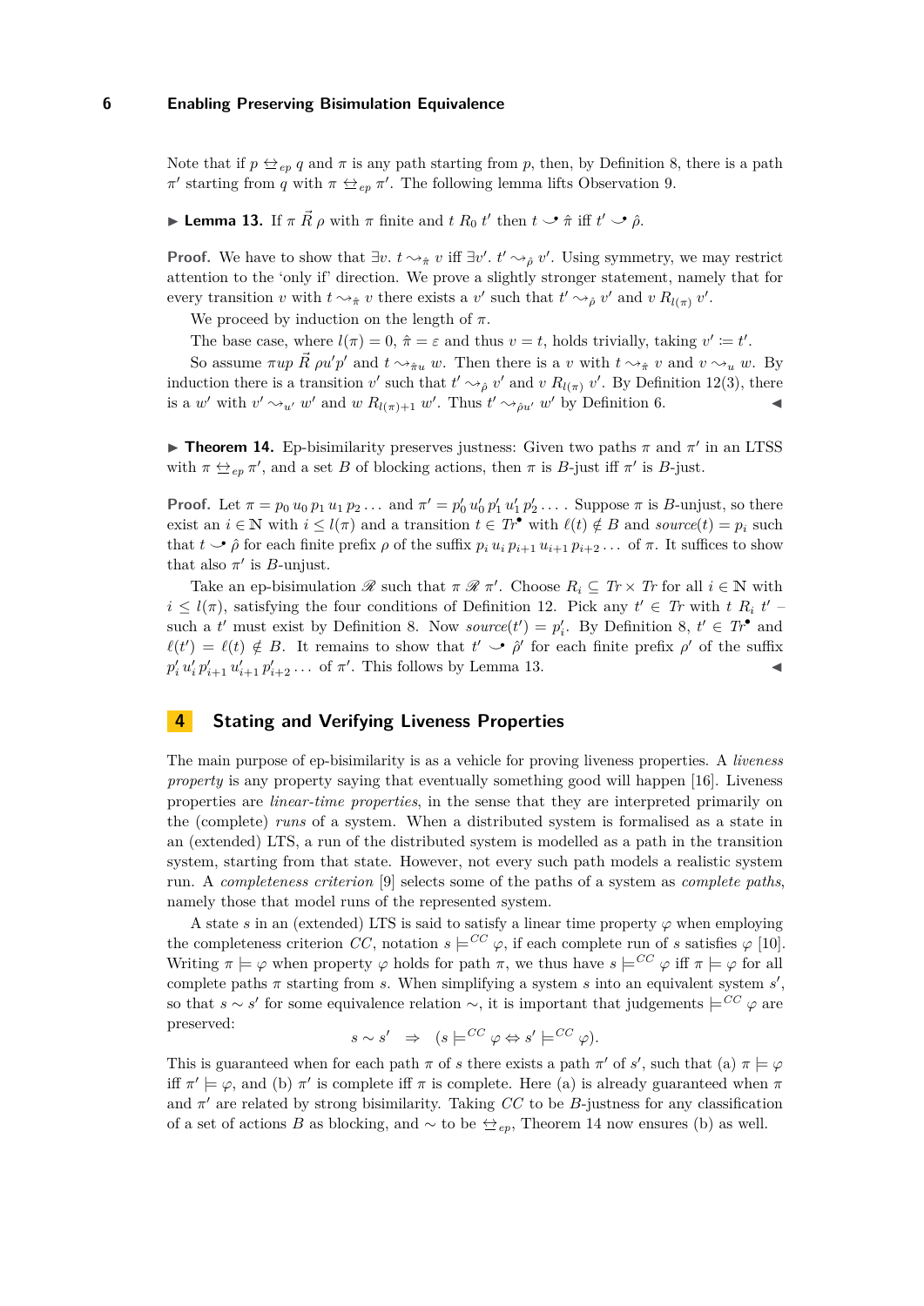Note that if $p \leftrightarroweq_{ep} q$ and $\pi$ is any path starting from $p$, then, by Definition 8, there is a path $\pi'$ starting from $q$ with $\pi \leftrightarroweq_{ep} \pi'$. The following lemma lifts Observation 9.

▶ **Lemma 13.** If $\pi \vec{R} \rho$ with $\pi$ finite and $t \; R_0 \; t'$ then $t \smile\!\!\bullet \; \hat{\pi}$ iff $t' \smile\!\!\bullet \; \hat{\rho}$.

**Proof.** We have to show that $\exists v.\ t \rightsquigarrow_{\hat{\pi}} v$ iff $\exists v'.\ t' \rightsquigarrow_{\hat{\rho}} v'$. Using symmetry, we may restrict attention to the 'only if' direction. We prove a slightly stronger statement, namely that for every transition $v$ with $t \rightsquigarrow_{\hat{\pi}} v$ there exists a $v'$ such that $t' \rightsquigarrow_{\hat{\rho}} v'$ and $v \; R_{l(\pi)} \; v'$.

We proceed by induction on the length of $\pi$.

The base case, where $l(\pi) = 0$, $\hat{\pi} = \varepsilon$ and thus $v = t$, holds trivially, taking $v' := t'$.

So assume $\pi u p \; \vec{R} \; \rho u' p'$ and $t \rightsquigarrow_{\hat{\pi} u} w$. Then there is a $v$ with $t \rightsquigarrow_{\hat{\pi}} v$ and $v \rightsquigarrow_u w$. By induction there is a transition $v'$ such that $t' \rightsquigarrow_{\hat{\rho}} v'$ and $v \; R_{l(\pi)} \; v'$. By Definition 12(3), there is a $w'$ with $v' \rightsquigarrow_{u'} w'$ and $w \; R_{l(\pi)+1} \; w'$. Thus $t' \rightsquigarrow_{\hat{\rho} u'} w'$ by Definition 6. ◀

▶ **Theorem 14.** Ep-bisimilarity preserves justness: Given two paths $\pi$ and $\pi'$ in an LTSS with $\pi \leftrightarroweq_{ep} \pi'$, and a set $B$ of blocking actions, then $\pi$ is $B$-just iff $\pi'$ is $B$-just.

**Proof.** Let $\pi = p_0 \, u_0 \, p_1 \, u_1 \, p_2 \ldots$ and $\pi' = p'_0 \, u'_0 \, p'_1 \, u'_1 \, p'_2 \ldots$. Suppose $\pi$ is $B$-unjust, so there exist an $i \in \mathbb{N}$ with $i \leq l(\pi)$ and a transition $t \in Tr^\bullet$ with $\ell(t) \notin B$ and $source(t) = p_i$ such that $t \smile\!\!\bullet \; \hat{\rho}$ for each finite prefix $\rho$ of the suffix $p_i \, u_i \, p_{i+1} \, u_{i+1} \, p_{i+2} \ldots$ of $\pi$. It suffices to show that also $\pi'$ is $B$-unjust.

Take an ep-bisimulation $\mathscr{R}$ such that $\pi \; \mathscr{R} \; \pi'$. Choose $R_i \subseteq Tr \times Tr$ for all $i \in \mathbb{N}$ with $i \leq l(\pi)$, satisfying the four conditions of Definition 12. Pick any $t' \in Tr$ with $t \; R_i \; t'$ – such a $t'$ must exist by Definition 8. Now $source(t') = p'_i$. By Definition 8, $t' \in Tr^\bullet$ and $\ell(t') = \ell(t) \notin B$. It remains to show that $t' \smile\!\!\bullet \; \hat{\rho}'$ for each finite prefix $\rho'$ of the suffix $p'_i \, u'_i \, p'_{i+1} \, u'_{i+1} \, p'_{i+2} \ldots$ of $\pi'$. This follows by Lemma 13. ◀

## 4 Stating and Verifying Liveness Properties

The main purpose of ep-bisimilarity is as a vehicle for proving liveness properties. A *liveness property* is any property saying that eventually something good will happen [16]. Liveness properties are *linear-time properties*, in the sense that they are interpreted primarily on the (complete) *runs* of a system. When a distributed system is formalised as a state in an (extended) LTS, a run of the distributed system is modelled as a path in the transition system, starting from that state. However, not every such path models a realistic system run. A *completeness criterion* [9] selects some of the paths of a system as *complete paths*, namely those that model runs of the represented system.

A state $s$ in an (extended) LTS is said to satisfy a linear time property $\varphi$ when employing the completeness criterion $CC$, notation $s \models^{CC} \varphi$, if each complete run of $s$ satisfies $\varphi$ [10]. Writing $\pi \models \varphi$ when property $\varphi$ holds for path $\pi$, we thus have $s \models^{CC} \varphi$ iff $\pi \models \varphi$ for all complete paths $\pi$ starting from $s$. When simplifying a system $s$ into an equivalent system $s'$, so that $s \sim s'$ for some equivalence relation $\sim$, it is important that judgements $\models^{CC} \varphi$ are preserved:

$$s \sim s' \quad \Rightarrow \quad (s \models^{CC} \varphi \Leftrightarrow s' \models^{CC} \varphi).$$

This is guaranteed when for each path $\pi$ of $s$ there exists a path $\pi'$ of $s'$, such that (a) $\pi \models \varphi$ iff $\pi' \models \varphi$, and (b) $\pi'$ is complete iff $\pi$ is complete. Here (a) is already guaranteed when $\pi$ and $\pi'$ are related by strong bisimilarity. Taking $CC$ to be $B$-justness for any classification of a set of actions $B$ as blocking, and $\sim$ to be $\leftrightarroweq_{ep}$, Theorem 14 now ensures (b) as well.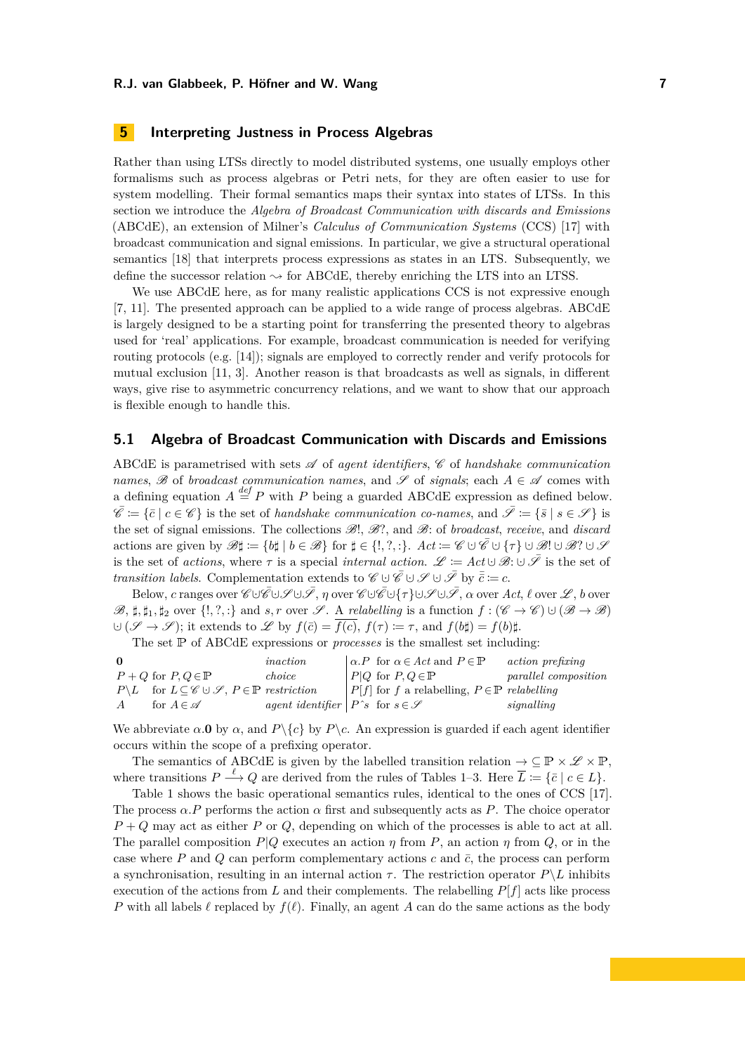## 5 Interpreting Justness in Process Algebras

Rather than using LTSs directly to model distributed systems, one usually employs other formalisms such as process algebras or Petri nets, for they are often easier to use for system modelling. Their formal semantics maps their syntax into states of LTSs. In this section we introduce the *Algebra of Broadcast Communication with discards and Emissions* (ABCdE), an extension of Milner's *Calculus of Communication Systems* (CCS) [17] with broadcast communication and signal emissions. In particular, we give a structural operational semantics [18] that interprets process expressions as states in an LTS. Subsequently, we define the successor relation $\leadsto$ for ABCdE, thereby enriching the LTS into an LTSS.

We use ABCdE here, as for many realistic applications CCS is not expressive enough [7, 11]. The presented approach can be applied to a wide range of process algebras. ABCdE is largely designed to be a starting point for transferring the presented theory to algebras used for 'real' applications. For example, broadcast communication is needed for verifying routing protocols (e.g. [14]); signals are employed to correctly render and verify protocols for mutual exclusion [11, 3]. Another reason is that broadcasts as well as signals, in different ways, give rise to asymmetric concurrency relations, and we want to show that our approach is flexible enough to handle this.

### 5.1 Algebra of Broadcast Communication with Discards and Emissions

ABCdE is parametrised with sets $\mathscr{A}$ of *agent identifiers*, $\mathscr{C}$ of *handshake communication names*, $\mathscr{B}$ of *broadcast communication names*, and $\mathscr{S}$ of *signals*; each $A \in \mathscr{A}$ comes with a defining equation $A \stackrel{def}{=} P$ with $P$ being a guarded ABCdE expression as defined below. $\bar{\mathscr{C}} := \{\bar{c} \mid c \in \mathscr{C}\}$ is the set of *handshake communication co-names*, and $\bar{\mathscr{S}} := \{\bar{s} \mid s \in \mathscr{S}\}$ is the set of signal emissions. The collections $\mathscr{B}!$, $\mathscr{B}?$, and $\mathscr{B}{:}$ of *broadcast*, *receive*, and *discard* actions are given by $\mathscr{B}\sharp := \{b\sharp \mid b \in \mathscr{B}\}$ for $\sharp \in \{!, ?, :\}$. $Act := \mathscr{C} \cup \bar{\mathscr{C}} \cup \{\tau\} \cup \mathscr{B}! \cup \mathscr{B}? \cup \mathscr{S}$ is the set of *actions*, where $\tau$ is a special *internal action*. $\mathscr{L} := Act \cup \mathscr{B}{:} \cup \bar{\mathscr{S}}$ is the set of *transition labels*. Complementation extends to $\mathscr{C} \cup \bar{\mathscr{C}} \cup \mathscr{S} \cup \bar{\mathscr{S}}$ by $\bar{\bar{c}} := c$.

Below, $c$ ranges over $\mathscr{C}\cup\bar{\mathscr{C}}\cup\mathscr{S}\cup\bar{\mathscr{S}}$, $\eta$ over $\mathscr{C}\cup\bar{\mathscr{C}}\cup\{\tau\}\cup\mathscr{S}\cup\bar{\mathscr{S}}$, $\alpha$ over $Act$, $\ell$ over $\mathscr{L}$, $b$ over $\mathscr{B}$, $\sharp, \sharp_1, \sharp_2$ over $\{!, ?, :\}$ and $s, r$ over $\mathscr{S}$. A *relabelling* is a function $f : (\mathscr{C} \to \mathscr{C}) \cup (\mathscr{B} \to \mathscr{B}) \cup (\mathscr{S} \to \mathscr{S})$; it extends to $\mathscr{L}$ by $f(\bar{c}) = \overline{f(c)}$, $f(\tau) := \tau$, and $f(b\sharp) = f(b)\sharp$.

The set $\mathbb{P}$ of ABCdE expressions or *processes* is the smallest set including:

| | | | | | |
|---|---|---|---|---|---|
| $\mathbf{0}$ | | *inaction* | $\alpha.P$ | for $\alpha \in Act$ and $P \in \mathbb{P}$ | *action prefixing* |
| $P+Q$ | for $P, Q \in \mathbb{P}$ | *choice* | $P\|Q$ | for $P, Q \in \mathbb{P}$ | *parallel composition* |
| $P\backslash L$ | for $L \subseteq \mathscr{C} \cup \mathscr{S}$, $P \in \mathbb{P}$ | *restriction* | $P[f]$ | for $f$ a relabelling, $P \in \mathbb{P}$ | *relabelling* |
| $A$ | for $A \in \mathscr{A}$ | *agent identifier* | $P\hat{\ }s$ | for $s \in \mathscr{S}$ | *signalling* |

We abbreviate $\alpha.\mathbf{0}$ by $\alpha$, and $P\backslash\{c\}$ by $P\backslash c$. An expression is guarded if each agent identifier occurs within the scope of a prefixing operator.

The semantics of ABCdE is given by the labelled transition relation $\to \subseteq \mathbb{P} \times \mathscr{L} \times \mathbb{P}$, where transitions $P \stackrel{\ell}{\longrightarrow} Q$ are derived from the rules of Tables 1–3. Here $\overline{L} := \{\bar{c} \mid c \in L\}$.

Table 1 shows the basic operational semantics rules, identical to the ones of CCS [17]. The process $\alpha.P$ performs the action $\alpha$ first and subsequently acts as $P$. The choice operator $P + Q$ may act as either $P$ or $Q$, depending on which of the processes is able to act at all. The parallel composition $P|Q$ executes an action $\eta$ from $P$, an action $\eta$ from $Q$, or in the case where $P$ and $Q$ can perform complementary actions $c$ and $\bar{c}$, the process can perform a synchronisation, resulting in an internal action $\tau$. The restriction operator $P\backslash L$ inhibits execution of the actions from $L$ and their complements. The relabelling $P[f]$ acts like process $P$ with all labels $\ell$ replaced by $f(\ell)$. Finally, an agent $A$ can do the same actions as the body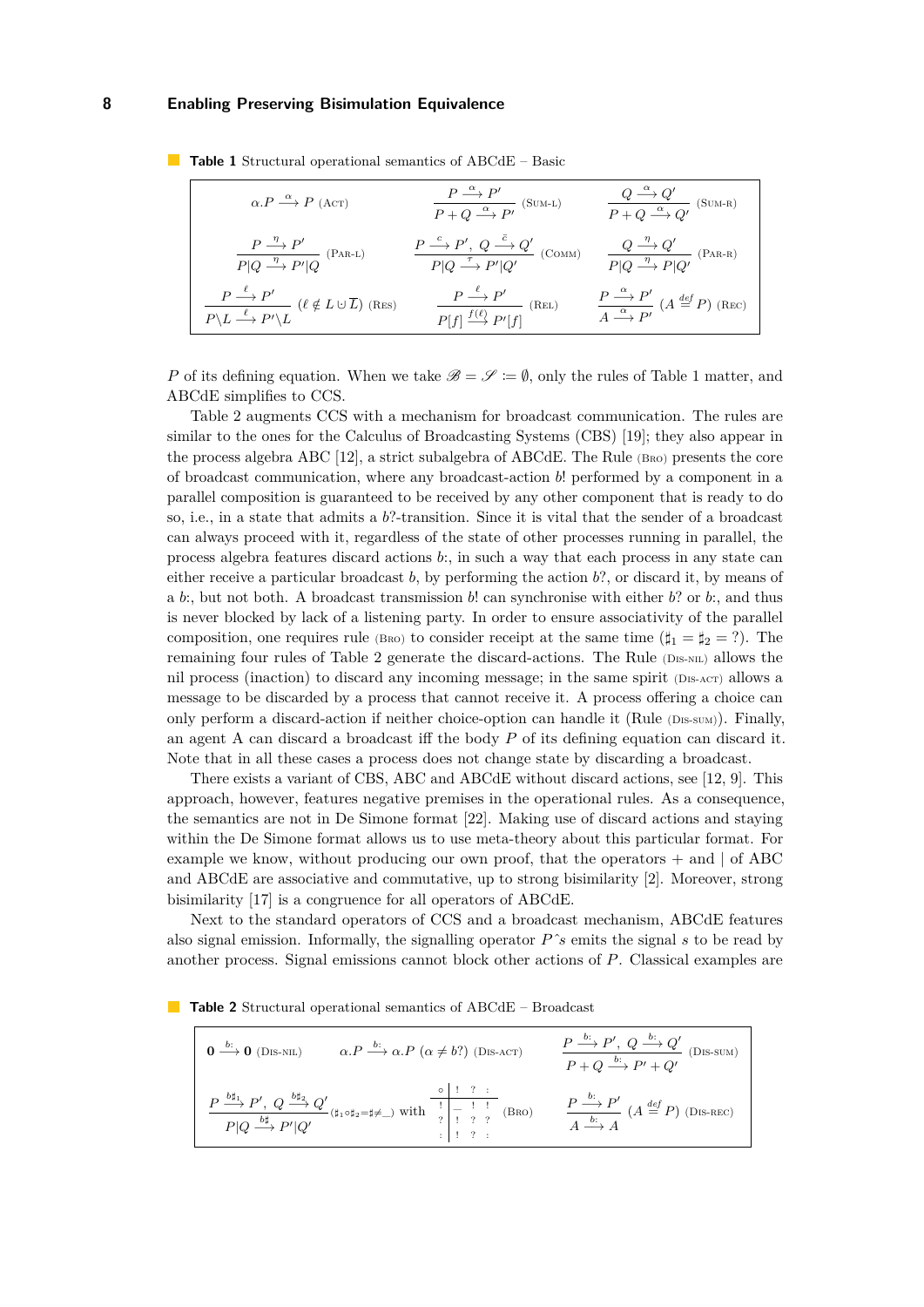**Table 1** Structural operational semantics of ABCdE – Basic

$$\alpha.P \xrightarrow{\alpha} P \ \text{(Act)} \qquad \frac{P \xrightarrow{\alpha} P'}{P+Q \xrightarrow{\alpha} P'} \ \text{(Sum-L)} \qquad \frac{Q \xrightarrow{\alpha} Q'}{P+Q \xrightarrow{\alpha} Q'} \ \text{(Sum-R)}$$

$$\frac{P \xrightarrow{\eta} P'}{P|Q \xrightarrow{\eta} P'|Q} \ \text{(Par-L)} \qquad \frac{P \xrightarrow{c} P',\ Q \xrightarrow{\bar{c}} Q'}{P|Q \xrightarrow{\tau} P'|Q'} \ \text{(Comm)} \qquad \frac{Q \xrightarrow{\eta} Q'}{P|Q \xrightarrow{\eta} P|Q'} \ \text{(Par-R)}$$

$$\frac{P \xrightarrow{\ell} P'}{P\backslash L \xrightarrow{\ell} P'\backslash L} \ (\ell \notin L \cup \overline{L}) \ \text{(Res)} \qquad \frac{P \xrightarrow{\ell} P'}{P[f] \xrightarrow{f(\ell)} P'[f]} \ \text{(Rel)} \qquad \frac{P \xrightarrow{\alpha} P'}{A \xrightarrow{\alpha} P'} \ (A \stackrel{def}{=} P) \ \text{(Rec)}$$

$P$ of its defining equation. When we take $\mathscr{B} = \mathscr{S} := \emptyset$, only the rules of Table 1 matter, and ABCdE simplifies to CCS.

Table 2 augments CCS with a mechanism for broadcast communication. The rules are similar to the ones for the Calculus of Broadcasting Systems (CBS) [19]; they also appear in the process algebra ABC [12], a strict subalgebra of ABCdE. The Rule (Bro) presents the core of broadcast communication, where any broadcast-action $b!$ performed by a component in a parallel composition is guaranteed to be received by any other component that is ready to do so, i.e., in a state that admits a $b?$-transition. Since it is vital that the sender of a broadcast can always proceed with it, regardless of the state of other processes running in parallel, the process algebra features discard actions $b{:}$, in such a way that each process in any state can either receive a particular broadcast $b$, by performing the action $b?$, or discard it, by means of a $b{:}$, but not both. A broadcast transmission $b!$ can synchronise with either $b?$ or $b{:}$, and thus is never blocked by lack of a listening party. In order to ensure associativity of the parallel composition, one requires rule (Bro) to consider receipt at the same time ($\sharp_1 = \sharp_2 = ?$). The remaining four rules of Table 2 generate the discard-actions. The Rule (Dis-nil) allows the nil process (inaction) to discard any incoming message; in the same spirit (Dis-act) allows a message to be discarded by a process that cannot receive it. A process offering a choice can only perform a discard-action if neither choice-option can handle it (Rule (Dis-sum)). Finally, an agent A can discard a broadcast iff the body $P$ of its defining equation can discard it. Note that in all these cases a process does not change state by discarding a broadcast.

There exists a variant of CBS, ABC and ABCdE without discard actions, see [12, 9]. This approach, however, features negative premises in the operational rules. As a consequence, the semantics are not in De Simone format [22]. Making use of discard actions and staying within the De Simone format allows us to use meta-theory about this particular format. For example we know, without producing our own proof, that the operators $+$ and $|$ of ABC and ABCdE are associative and commutative, up to strong bisimilarity [2]. Moreover, strong bisimilarity [17] is a congruence for all operators of ABCdE.

Next to the standard operators of CCS and a broadcast mechanism, ABCdE features also signal emission. Informally, the signalling operator $P\,\hat{}\,s$ emits the signal $s$ to be read by another process. Signal emissions cannot block other actions of $P$. Classical examples are

**Table 2** Structural operational semantics of ABCdE – Broadcast

$$\mathbf{0} \xrightarrow{b:} \mathbf{0} \ \text{(Dis-nil)} \qquad \alpha.P \xrightarrow{b:} \alpha.P \ (\alpha \neq b?) \ \text{(Dis-act)} \qquad \frac{P \xrightarrow{b:} P',\ Q \xrightarrow{b:} Q'}{P+Q \xrightarrow{b:} P'+Q'} \ \text{(Dis-sum)}$$

$$\frac{P \xrightarrow{b\sharp_1} P',\ Q \xrightarrow{b\sharp_2} Q'}{P|Q \xrightarrow{b\sharp} P'|Q'} \ (\sharp_1 \circ \sharp_2 = \sharp \neq \_) \ \text{with} \ \begin{array}{c|ccc} \circ & ! & ? & : \\ \hline ! & \_ & ! & ! \\ ? & ! & ? & ? \\ : & ! & ? & : \end{array} \ \text{(Bro)} \qquad \frac{P \xrightarrow{b:} P'}{A \xrightarrow{b:} A} \ (A \stackrel{def}{=} P) \ \text{(Dis-rec)}$$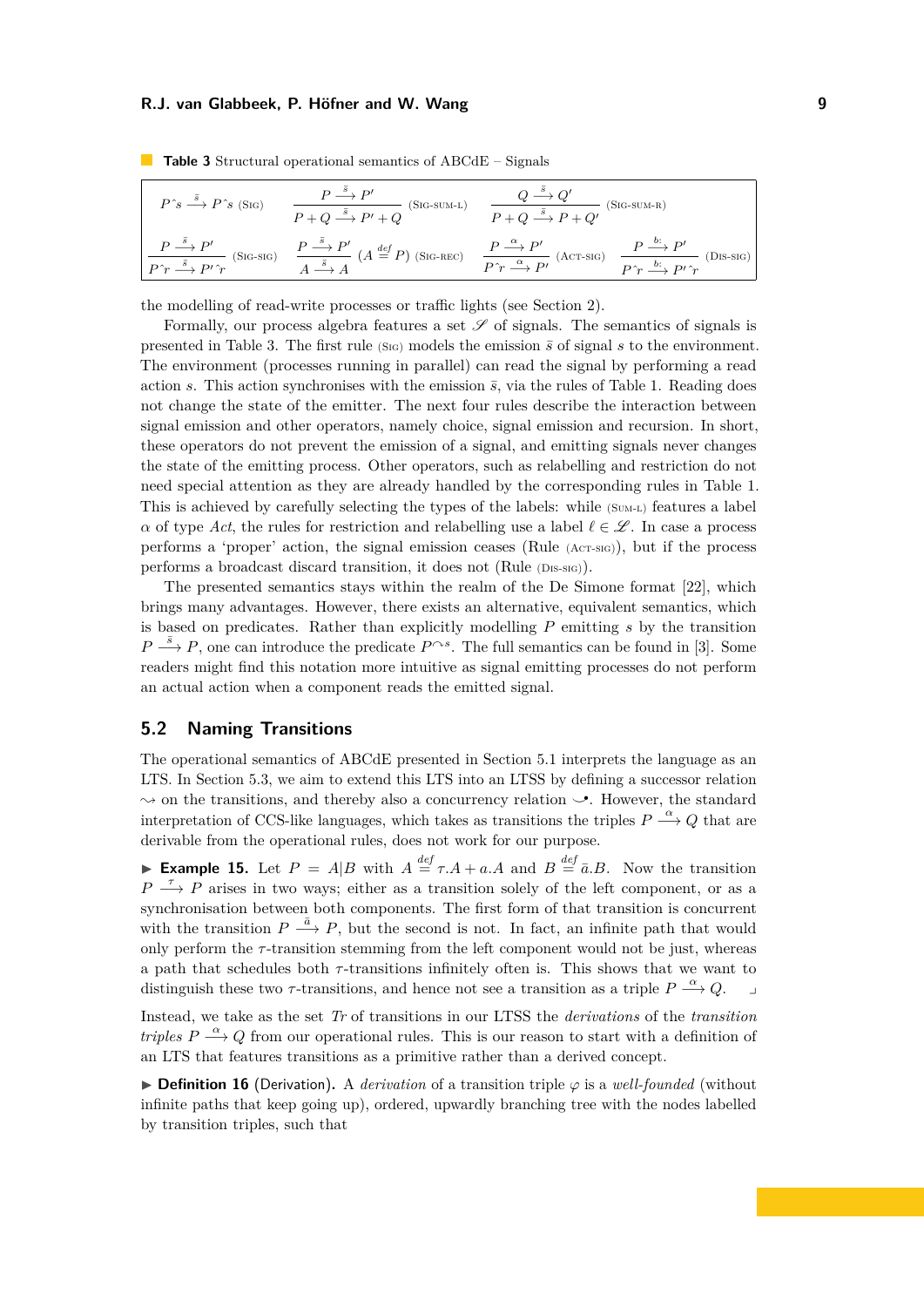**Table 3** Structural operational semantics of ABCdE – Signals

$$P\hat{\ }s \xrightarrow{\bar{s}} P\hat{\ }s \ \text{(Sig)} \qquad \frac{P \xrightarrow{\bar{s}} P'}{P+Q \xrightarrow{\bar{s}} P'+Q}\ \text{(Sig-sum-l)} \qquad \frac{Q \xrightarrow{\bar{s}} Q'}{P+Q \xrightarrow{\bar{s}} P+Q'}\ \text{(Sig-sum-r)}$$

$$\frac{P \xrightarrow{\bar{s}} P'}{P\hat{\ }r \xrightarrow{\bar{s}} P'\hat{\ }r}\ \text{(Sig-sig)} \qquad \frac{P \xrightarrow{\bar{s}} P'}{A \xrightarrow{\bar{s}} A}\ (A \stackrel{def}{=} P)\ \text{(Sig-rec)} \qquad \frac{P \xrightarrow{\alpha} P'}{P\hat{\ }r \xrightarrow{\alpha} P'}\ \text{(Act-sig)} \qquad \frac{P \xrightarrow{b:} P'}{P\hat{\ }r \xrightarrow{b:} P'\hat{\ }r}\ \text{(Dis-sig)}$$

the modelling of read-write processes or traffic lights (see Section 2).

Formally, our process algebra features a set $\mathscr{S}$ of signals. The semantics of signals is presented in Table 3. The first rule (Sig) models the emission $\bar{s}$ of signal $s$ to the environment. The environment (processes running in parallel) can read the signal by performing a read action $s$. This action synchronises with the emission $\bar{s}$, via the rules of Table 1. Reading does not change the state of the emitter. The next four rules describe the interaction between signal emission and other operators, namely choice, signal emission and recursion. In short, these operators do not prevent the emission of a signal, and emitting signals never changes the state of the emitting process. Other operators, such as relabelling and restriction do not need special attention as they are already handled by the corresponding rules in Table 1. This is achieved by carefully selecting the types of the labels: while (Sum-l) features a label $\alpha$ of type *Act*, the rules for restriction and relabelling use a label $\ell \in \mathscr{L}$. In case a process performs a 'proper' action, the signal emission ceases (Rule (Act-sig)), but if the process performs a broadcast discard transition, it does not (Rule (Dis-sig)).

The presented semantics stays within the realm of the De Simone format [22], which brings many advantages. However, there exists an alternative, equivalent semantics, which is based on predicates. Rather than explicitly modelling $P$ emitting $s$ by the transition $P \xrightarrow{\bar{s}} P$, one can introduce the predicate $P^{\curvearrowright s}$. The full semantics can be found in [3]. Some readers might find this notation more intuitive as signal emitting processes do not perform an actual action when a component reads the emitted signal.

## 5.2 Naming Transitions

The operational semantics of ABCdE presented in Section 5.1 interprets the language as an LTS. In Section 5.3, we aim to extend this LTS into an LTSS by defining a successor relation $\leadsto$ on the transitions, and thereby also a concurrency relation $\smile\!\!\bullet$. However, the standard interpretation of CCS-like languages, which takes as transitions the triples $P \xrightarrow{\alpha} Q$ that are derivable from the operational rules, does not work for our purpose.

▶ **Example 15.** Let $P = A|B$ with $A \stackrel{def}{=} \tau.A + a.A$ and $B \stackrel{def}{=} \bar{a}.B$. Now the transition $P \xrightarrow{\tau} P$ arises in two ways; either as a transition solely of the left component, or as a synchronisation between both components. The first form of that transition is concurrent with the transition $P \xrightarrow{\bar{a}} P$, but the second is not. In fact, an infinite path that would only perform the $\tau$-transition stemming from the left component would not be just, whereas a path that schedules both $\tau$-transitions infinitely often is. This shows that we want to distinguish these two $\tau$-transitions, and hence not see a transition as a triple $P \xrightarrow{\alpha} Q$. ⌟

Instead, we take as the set *Tr* of transitions in our LTSS the *derivations* of the *transition triples* $P \xrightarrow{\alpha} Q$ from our operational rules. This is our reason to start with a definition of an LTS that features transitions as a primitive rather than a derived concept.

▶ **Definition 16** (Derivation)**.** A *derivation* of a transition triple $\varphi$ is a *well-founded* (without infinite paths that keep going up), ordered, upwardly branching tree with the nodes labelled by transition triples, such that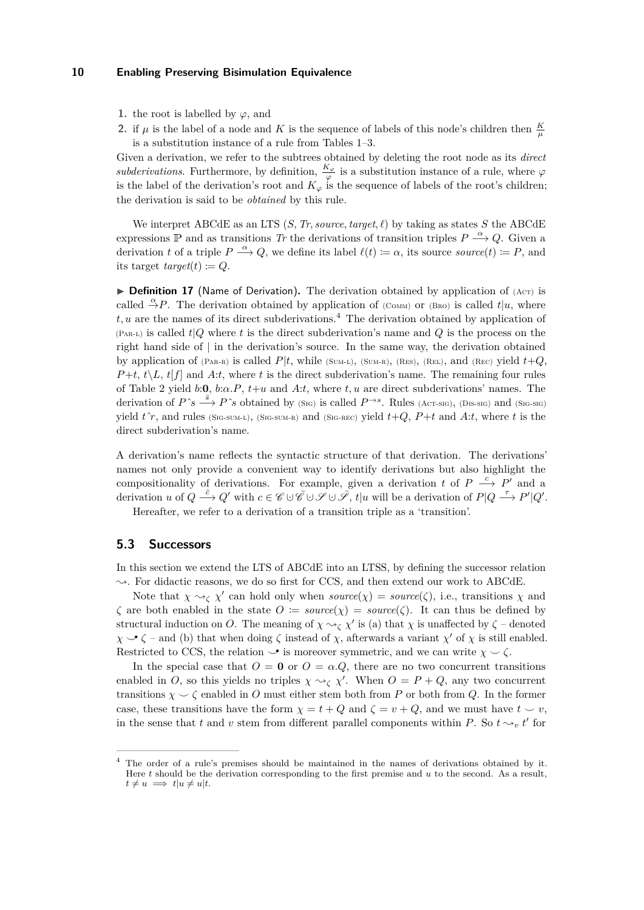1. the root is labelled by $\varphi$, and
2. if $\mu$ is the label of a node and $K$ is the sequence of labels of this node's children then $\frac{K}{\mu}$ is a substitution instance of a rule from Tables 1–3.

Given a derivation, we refer to the subtrees obtained by deleting the root node as its *direct subderivations*. Furthermore, by definition, $\frac{K_\varphi}{\varphi}$ is a substitution instance of a rule, where $\varphi$ is the label of the derivation's root and $K_\varphi$ is the sequence of labels of the root's children; the derivation is said to be *obtained* by this rule.

We interpret ABCdE as an LTS $(S, Tr, source, target, \ell)$ by taking as states $S$ the ABCdE expressions $\mathbb{P}$ and as transitions $Tr$ the derivations of transition triples $P \xrightarrow{\alpha} Q$. Given a derivation $t$ of a triple $P \xrightarrow{\alpha} Q$, we define its label $\ell(t) \coloneqq \alpha$, its source $source(t) \coloneqq P$, and its target $target(t) \coloneqq Q$.

▶ **Definition 17** (Name of Derivation)**.** The derivation obtained by application of (Act) is called $\xrightarrow{\alpha} P$. The derivation obtained by application of (Comm) or (Bro) is called $t|u$, where $t, u$ are the names of its direct subderivations.[4] The derivation obtained by application of (Par-l) is called $t|Q$ where $t$ is the direct subderivation's name and $Q$ is the process on the right hand side of $|$ in the derivation's source. In the same way, the derivation obtained by application of (Par-r) is called $P|t$, while (Sum-l), (Sum-r), (Res), (Rel), and (Rec) yield $t{+}Q$, $P{+}t$, $t\backslash L$, $t[f]$ and $A{:}t$, where $t$ is the direct subderivation's name. The remaining four rules of Table 2 yield $b{:}\mathbf{0}$, $b{:}\alpha.P$, $t{+}u$ and $A{:}t$, where $t, u$ are direct subderivations' names. The derivation of $P\hat{\ }s \xrightarrow{\bar{s}} P\hat{\ }s$ obtained by (Sig) is called $P^{\rightarrow s}$. Rules (Act-sig), (Dis-sig) and (Sig-sig) yield $t\hat{\ }r$, and rules (Sig-sum-l), (Sig-sum-r) and (Sig-rec) yield $t{+}Q$, $P{+}t$ and $A{:}t$, where $t$ is the direct subderivation's name.

A derivation's name reflects the syntactic structure of that derivation. The derivations' names not only provide a convenient way to identify derivations but also highlight the compositionality of derivations. For example, given a derivation $t$ of $P \xrightarrow{c} P'$ and a derivation $u$ of $Q \xrightarrow{\bar{c}} Q'$ with $c \in \mathscr{C} \cup \bar{\mathscr{C}} \cup \mathscr{S} \cup \bar{\mathscr{S}}$, $t|u$ will be a derivation of $P|Q \xrightarrow{\tau} P'|Q'$.

Hereafter, we refer to a derivation of a transition triple as a 'transition'.

## 5.3 Successors

In this section we extend the LTS of ABCdE into an LTSS, by defining the successor relation $\leadsto$. For didactic reasons, we do so first for CCS, and then extend our work to ABCdE.

Note that $\chi \leadsto_\zeta \chi'$ can hold only when $source(\chi) = source(\zeta)$, i.e., transitions $\chi$ and $\zeta$ are both enabled in the state $O \coloneqq source(\chi) = source(\zeta)$. It can thus be defined by structural induction on $O$. The meaning of $\chi \leadsto_\zeta \chi'$ is (a) that $\chi$ is unaffected by $\zeta$ – denoted $\chi \smile\!\!\bullet\, \zeta$ – and (b) that when doing $\zeta$ instead of $\chi$, afterwards a variant $\chi'$ of $\chi$ is still enabled. Restricted to CCS, the relation $\smile\!\!\bullet$ is moreover symmetric, and we can write $\chi \smile \zeta$.

In the special case that $O = \mathbf{0}$ or $O = \alpha.Q$, there are no two concurrent transitions enabled in $O$, so this yields no triples $\chi \leadsto_\zeta \chi'$. When $O = P + Q$, any two concurrent transitions $\chi \smile \zeta$ enabled in $O$ must either stem both from $P$ or both from $Q$. In the former case, these transitions have the form $\chi = t + Q$ and $\zeta = v + Q$, and we must have $t \smile v$, in the sense that $t$ and $v$ stem from different parallel components within $P$. So $t \leadsto_v t'$ for

[4] The order of a rule's premises should be maintained in the names of derivations obtained by it. Here $t$ should be the derivation corresponding to the first premise and $u$ to the second. As a result, $t \neq u \implies t|u \neq u|t$.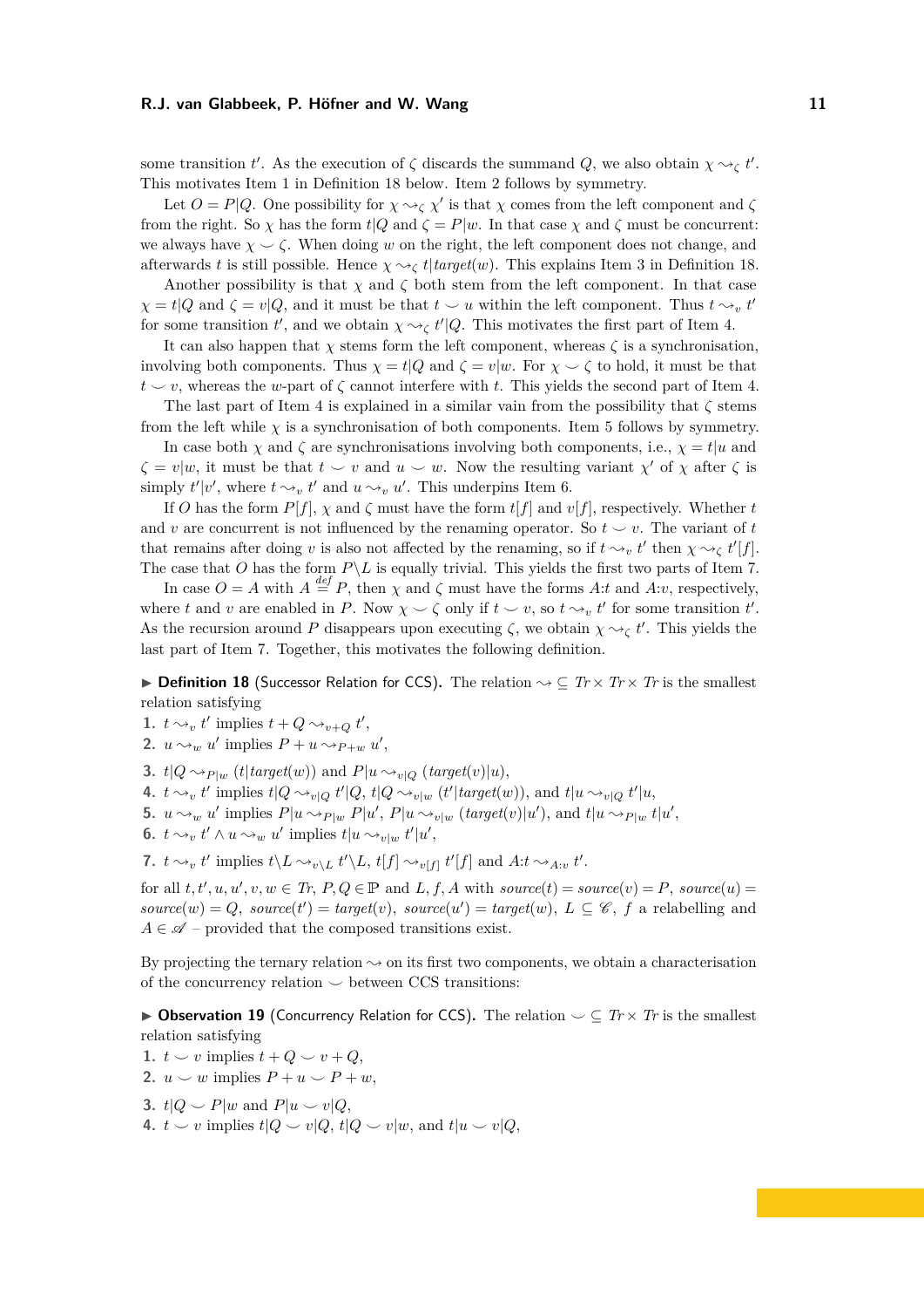some transition $t'$. As the execution of $\zeta$ discards the summand $Q$, we also obtain $\chi \leadsto_\zeta t'$. This motivates Item 1 in Definition 18 below. Item 2 follows by symmetry.

Let $O = P|Q$. One possibility for $\chi \leadsto_\zeta \chi'$ is that $\chi$ comes from the left component and $\zeta$ from the right. So $\chi$ has the form $t|Q$ and $\zeta = P|w$. In that case $\chi$ and $\zeta$ must be concurrent: we always have $\chi \smile \zeta$. When doing $w$ on the right, the left component does not change, and afterwards $t$ is still possible. Hence $\chi \leadsto_\zeta t|\mathit{target}(w)$. This explains Item 3 in Definition 18.

Another possibility is that $\chi$ and $\zeta$ both stem from the left component. In that case $\chi = t|Q$ and $\zeta = v|Q$, and it must be that $t \smile u$ within the left component. Thus $t \leadsto_v t'$ for some transition $t'$, and we obtain $\chi \leadsto_\zeta t'|Q$. This motivates the first part of Item 4.

It can also happen that $\chi$ stems form the left component, whereas $\zeta$ is a synchronisation, involving both components. Thus $\chi = t|Q$ and $\zeta = v|w$. For $\chi \smile \zeta$ to hold, it must be that $t \smile v$, whereas the $w$-part of $\zeta$ cannot interfere with $t$. This yields the second part of Item 4.

The last part of Item 4 is explained in a similar vain from the possibility that $\zeta$ stems from the left while $\chi$ is a synchronisation of both components. Item 5 follows by symmetry.

In case both $\chi$ and $\zeta$ are synchronisations involving both components, i.e., $\chi = t|u$ and $\zeta = v|w$, it must be that $t \smile v$ and $u \smile w$. Now the resulting variant $\chi'$ of $\chi$ after $\zeta$ is simply $t'|v'$, where $t \leadsto_v t'$ and $u \leadsto_v u'$. This underpins Item 6.

If $O$ has the form $P[f]$, $\chi$ and $\zeta$ must have the form $t[f]$ and $v[f]$, respectively. Whether $t$ and $v$ are concurrent is not influenced by the renaming operator. So $t \smile v$. The variant of $t$ that remains after doing $v$ is also not affected by the renaming, so if $t \leadsto_v t'$ then $\chi \leadsto_\zeta t'[f]$. The case that $O$ has the form $P\backslash L$ is equally trivial. This yields the first two parts of Item 7.

In case $O = A$ with $A \stackrel{def}{=} P$, then $\chi$ and $\zeta$ must have the forms $A{:}t$ and $A{:}v$, respectively, where $t$ and $v$ are enabled in $P$. Now $\chi \smile \zeta$ only if $t \smile v$, so $t \leadsto_v t'$ for some transition $t'$. As the recursion around $P$ disappears upon executing $\zeta$, we obtain $\chi \leadsto_\zeta t'$. This yields the last part of Item 7. Together, this motivates the following definition.

▶ **Definition 18** (Successor Relation for CCS). The relation $\leadsto \subseteq \mathit{Tr} \times \mathit{Tr} \times \mathit{Tr}$ is the smallest relation satisfying

1. $t \leadsto_v t'$ implies $t + Q \leadsto_{v+Q} t'$,
2. $u \leadsto_w u'$ implies $P + u \leadsto_{P+w} u'$,
3. $t|Q \leadsto_{P|w} (t|\mathit{target}(w))$ and $P|u \leadsto_{v|Q} (\mathit{target}(v)|u)$,
4. $t \leadsto_v t'$ implies $t|Q \leadsto_{v|Q} t'|Q$, $t|Q \leadsto_{v|w} (t'|\mathit{target}(w))$, and $t|u \leadsto_{v|Q} t'|u$,
5. $u \leadsto_w u'$ implies $P|u \leadsto_{P|w} P|u'$, $P|u \leadsto_{v|w} (\mathit{target}(v)|u')$, and $t|u \leadsto_{P|w} t|u'$,
6. $t \leadsto_v t' \wedge u \leadsto_w u'$ implies $t|u \leadsto_{v|w} t'|u'$,
7. $t \leadsto_v t'$ implies $t\backslash L \leadsto_{v\backslash L} t'\backslash L$, $t[f] \leadsto_{v[f]} t'[f]$ and $A{:}t \leadsto_{A:v} t'$.

for all $t, t', u, u', v, w \in \mathit{Tr}$, $P, Q \in \mathbb{P}$ and $L, f, A$ with $\mathit{source}(t) = \mathit{source}(v) = P$, $\mathit{source}(u) = \mathit{source}(w) = Q$, $\mathit{source}(t') = \mathit{target}(v)$, $\mathit{source}(u') = \mathit{target}(w)$, $L \subseteq \mathscr{C}$, $f$ a relabelling and $A \in \mathscr{A}$ – provided that the composed transitions exist.

By projecting the ternary relation $\leadsto$ on its first two components, we obtain a characterisation of the concurrency relation $\smile$ between CCS transitions:

▶ **Observation 19** (Concurrency Relation for CCS). The relation $\smile \subseteq \mathit{Tr} \times \mathit{Tr}$ is the smallest relation satisfying

1. $t \smile v$ implies $t + Q \smile v + Q$,
2. $u \smile w$ implies $P + u \smile P + w$,
3. $t|Q \smile P|w$ and $P|u \smile v|Q$,
4. $t \smile v$ implies $t|Q \smile v|Q$, $t|Q \smile v|w$, and $t|u \smile v|Q$,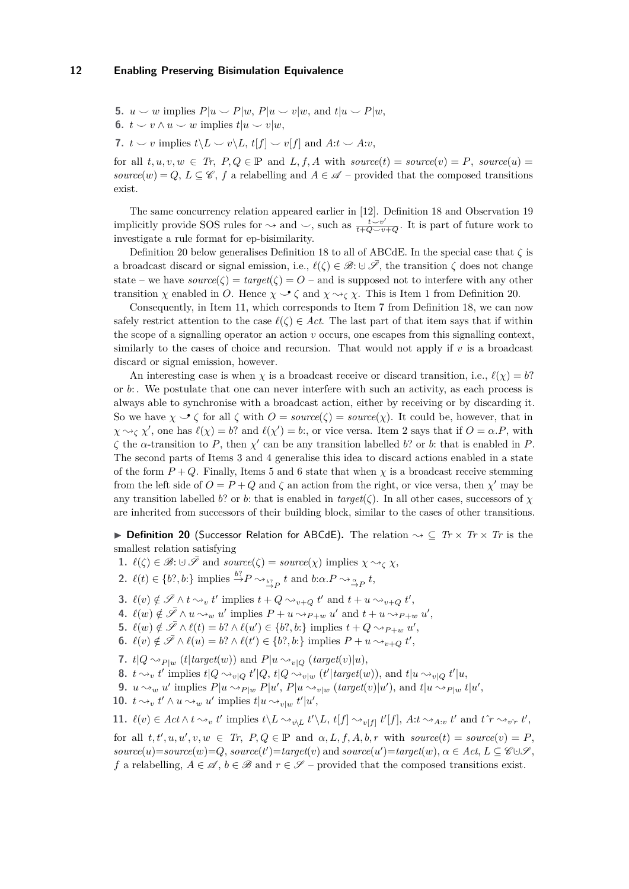5. $u \smile w$ implies $P|u \smile P|w$, $P|u \smile v|w$, and $t|u \smile P|w$,
6. $t \smile v \wedge u \smile w$ implies $t|u \smile v|w$,
7. $t \smile v$ implies $t\backslash L \smile v\backslash L$, $t[f] \smile v[f]$ and $A{:}t \smile A{:}v$,

for all $t, u, v, w \in \mathit{Tr}$, $P, Q \in \mathbb{P}$ and $L, f, A$ with $\mathit{source}(t) = \mathit{source}(v) = P$, $\mathit{source}(u) = \mathit{source}(w) = Q$, $L \subseteq \mathscr{C}$, $f$ a relabelling and $A \in \mathscr{A}$ – provided that the composed transitions exist.

The same concurrency relation appeared earlier in [12]. Definition 18 and Observation 19 implicitly provide SOS rules for $\leadsto$ and $\smile$, such as $\frac{t \smile v'}{t+Q \smile v+Q}$. It is part of future work to investigate a rule format for ep-bisimilarity.

Definition 20 below generalises Definition 18 to all of ABCdE. In the special case that $\zeta$ is a broadcast discard or signal emission, i.e., $\ell(\zeta) \in \mathscr{B}{:} \cup \bar{\mathscr{S}}$, the transition $\zeta$ does not change state – we have $\mathit{source}(\zeta) = \mathit{target}(\zeta) = O$ – and is supposed not to interfere with any other transition $\chi$ enabled in $O$. Hence $\chi \not\smile\!\!\!\bullet\, \zeta$ and $\chi \leadsto_\zeta \chi$. This is Item 1 from Definition 20.

Consequently, in Item 11, which corresponds to Item 7 from Definition 18, we can now safely restrict attention to the case $\ell(\zeta) \in \mathit{Act}$. The last part of that item says that if within the scope of a signalling operator an action $v$ occurs, one escapes from this signalling context, similarly to the cases of choice and recursion. That would not apply if $v$ is a broadcast discard or signal emission, however.

An interesting case is when $\chi$ is a broadcast receive or discard transition, i.e., $\ell(\chi) = b?$ or $b{:}$. We postulate that one can never interfere with such an activity, as each process is always able to synchronise with a broadcast action, either by receiving or by discarding it. So we have $\chi \not\smile\!\!\!\bullet\, \zeta$ for all $\zeta$ with $O = \mathit{source}(\zeta) = \mathit{source}(\chi)$. It could be, however, that in $\chi \leadsto_\zeta \chi'$, one has $\ell(\chi) = b?$ and $\ell(\chi') = b{:}$, or vice versa. Item 2 says that if $O = \alpha.P$, with $\zeta$ the $\alpha$-transition to $P$, then $\chi'$ can be any transition labelled $b?$ or $b{:}$ that is enabled in $P$. The second parts of Items 3 and 4 generalise this idea to discard actions enabled in a state of the form $P + Q$. Finally, Items 5 and 6 state that when $\chi$ is a broadcast receive stemming from the left side of $O = P + Q$ and $\zeta$ an action from the right, or vice versa, then $\chi'$ may be any transition labelled $b?$ or $b{:}$ that is enabled in $\mathit{target}(\zeta)$. In all other cases, successors of $\chi$ are inherited from successors of their building block, similar to the cases of other transitions.

▶ **Definition 20** (Successor Relation for ABCdE). The relation $\leadsto \subseteq \mathit{Tr} \times \mathit{Tr} \times \mathit{Tr}$ is the smallest relation satisfying

1. $\ell(\zeta) \in \mathscr{B}{:} \cup \bar{\mathscr{S}}$ and $\mathit{source}(\zeta) = \mathit{source}(\chi)$ implies $\chi \leadsto_\zeta \chi$,
2. $\ell(t) \in \{b?, b{:}\}$ implies $\xrightarrow{b?}P \leadsto_{\xrightarrow{b?}_P} t$ and $b{:}\alpha.P \leadsto_{\xrightarrow{\alpha}_P} t$,
3. $\ell(v) \notin \bar{\mathscr{S}} \wedge t \leadsto_v t'$ implies $t + Q \leadsto_{v+Q} t'$ and $t + u \leadsto_{v+Q} t'$,
4. $\ell(w) \notin \bar{\mathscr{S}} \wedge u \leadsto_w u'$ implies $P + u \leadsto_{P+w} u'$ and $t + u \leadsto_{P+w} u'$,
5. $\ell(w) \notin \bar{\mathscr{S}} \wedge \ell(t) = b? \wedge \ell(u') \in \{b?, b{:}\}$ implies $t + Q \leadsto_{P+w} u'$,
6. $\ell(v) \notin \bar{\mathscr{S}} \wedge \ell(u) = b? \wedge \ell(t') \in \{b?, b{:}\}$ implies $P + u \leadsto_{v+Q} t'$,
7. $t|Q \leadsto_{P|w} (t|\mathit{target}(w))$ and $P|u \leadsto_{v|Q} (\mathit{target}(v)|u)$,
8. $t \leadsto_v t'$ implies $t|Q \leadsto_{v|Q} t'|Q$, $t|Q \leadsto_{v|w} (t'|\mathit{target}(w))$, and $t|u \leadsto_{v|Q} t'|u$,
9. $u \leadsto_w u'$ implies $P|u \leadsto_{P|w} P|u'$, $P|u \leadsto_{v|w} (\mathit{target}(v)|u')$, and $t|u \leadsto_{P|w} t|u'$,
10. $t \leadsto_v t' \wedge u \leadsto_w u'$ implies $t|u \leadsto_{v|w} t'|u'$,
11. $\ell(v) \in \mathit{Act} \wedge t \leadsto_v t'$ implies $t\backslash L \leadsto_{v\backslash L} t'\backslash L$, $t[f] \leadsto_{v[f]} t'[f]$, $A{:}t \leadsto_{A:v} t'$ and $t\hat{\ }r \leadsto_{v\hat{\ }r} t'$,

for all $t, t', u, u', v, w \in \mathit{Tr}$, $P, Q \in \mathbb{P}$ and $\alpha, L, f, A, b, r$ with $\mathit{source}(t) = \mathit{source}(v) = P$, $\mathit{source}(u) = \mathit{source}(w) = Q$, $\mathit{source}(t') = \mathit{target}(v)$ and $\mathit{source}(u') = \mathit{target}(w)$, $\alpha \in \mathit{Act}$, $L \subseteq \mathscr{C} \cup \mathscr{S}$, $f$ a relabelling, $A \in \mathscr{A}$, $b \in \mathscr{B}$ and $r \in \mathscr{S}$ – provided that the composed transitions exist.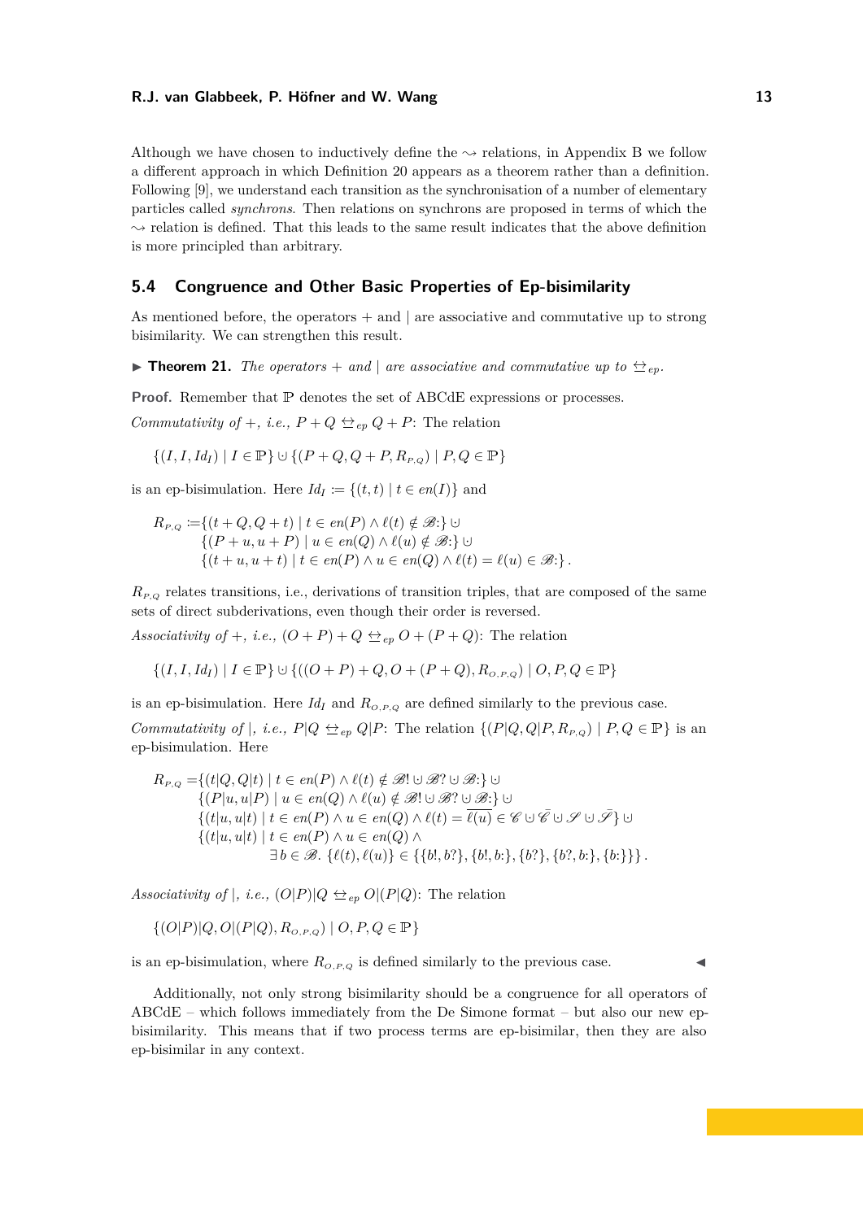Although we have chosen to inductively define the $\rightsquigarrow$ relations, in Appendix B we follow a different approach in which Definition 20 appears as a theorem rather than a definition. Following [9], we understand each transition as the synchronisation of a number of elementary particles called *synchrons*. Then relations on synchrons are proposed in terms of which the $\rightsquigarrow$ relation is defined. That this leads to the same result indicates that the above definition is more principled than arbitrary.

## 5.4 Congruence and Other Basic Properties of Ep-bisimilarity

As mentioned before, the operators $+$ and $|$ are associative and commutative up to strong bisimilarity. We can strengthen this result.

▶ **Theorem 21.** *The operators $+$ and $|$ are associative and commutative up to $\leftrightarroweq_{ep}$.*

**Proof.** Remember that $\mathbb{P}$ denotes the set of ABCdE expressions or processes.

*Commutativity of $+$, i.e., $P+Q \leftrightarroweq_{ep} Q+P$:* The relation

$$\{(I, I, Id_I) \mid I \in \mathbb{P}\} \cup \{(P+Q, Q+P, R_{P,Q}) \mid P, Q \in \mathbb{P}\}$$

is an ep-bisimulation. Here $Id_I := \{(t,t) \mid t \in en(I)\}$ and

$$\begin{aligned} R_{P,Q} := &\{(t+Q, Q+t) \mid t \in en(P) \wedge \ell(t) \notin \mathscr{B}{:}\} \cup \\ &\{(P+u, u+P) \mid u \in en(Q) \wedge \ell(u) \notin \mathscr{B}{:}\} \cup \\ &\{(t+u, u+t) \mid t \in en(P) \wedge u \in en(Q) \wedge \ell(t) = \ell(u) \in \mathscr{B}{:}\}\,. \end{aligned}$$

$R_{P,Q}$ relates transitions, i.e., derivations of transition triples, that are composed of the same sets of direct subderivations, even though their order is reversed.

*Associativity of $+$, i.e., $(O+P)+Q \leftrightarroweq_{ep} O+(P+Q)$:* The relation

$$\{(I, I, Id_I) \mid I \in \mathbb{P}\} \cup \{((O+P)+Q, O+(P+Q), R_{O,P,Q}) \mid O, P, Q \in \mathbb{P}\}$$

is an ep-bisimulation. Here $Id_I$ and $R_{O,P,Q}$ are defined similarly to the previous case.

*Commutativity of $|$, i.e., $P|Q \leftrightarroweq_{ep} Q|P$:* The relation $\{(P|Q, Q|P, R_{P,Q}) \mid P, Q \in \mathbb{P}\}$ is an ep-bisimulation. Here

$$\begin{aligned} R_{P,Q} = &\{(t|Q, Q|t) \mid t \in en(P) \wedge \ell(t) \notin \mathscr{B}! \cup \mathscr{B}? \cup \mathscr{B}{:}\} \cup \\ &\{(P|u, u|P) \mid u \in en(Q) \wedge \ell(u) \notin \mathscr{B}! \cup \mathscr{B}? \cup \mathscr{B}{:}\} \cup \\ &\{(t|u, u|t) \mid t \in en(P) \wedge u \in en(Q) \wedge \ell(t) = \overline{\ell(u)} \in \mathscr{C} \cup \bar{\mathscr{C}} \cup \mathscr{S} \cup \bar{\mathscr{S}}\} \cup \\ &\{(t|u, u|t) \mid t \in en(P) \wedge u \in en(Q) \wedge \\ &\qquad\qquad \exists\, b \in \mathscr{B}.\ \{\ell(t), \ell(u)\} \in \{\{b!, b?\}, \{b!, b{:}\}, \{b?\}, \{b?, b{:}\}, \{b{:}\}\}\}\,. \end{aligned}$$

*Associativity of $|$, i.e., $(O|P)|Q \leftrightarroweq_{ep} O|(P|Q)$:* The relation

$$\{((O|P)|Q, O|(P|Q), R_{O,P,Q}) \mid O, P, Q \in \mathbb{P}\}$$

is an ep-bisimulation, where $R_{O,P,Q}$ is defined similarly to the previous case. ◀

Additionally, not only strong bisimilarity should be a congruence for all operators of ABCdE – which follows immediately from the De Simone format – but also our new ep-bisimilarity. This means that if two process terms are ep-bisimilar, then they are also ep-bisimilar in any context.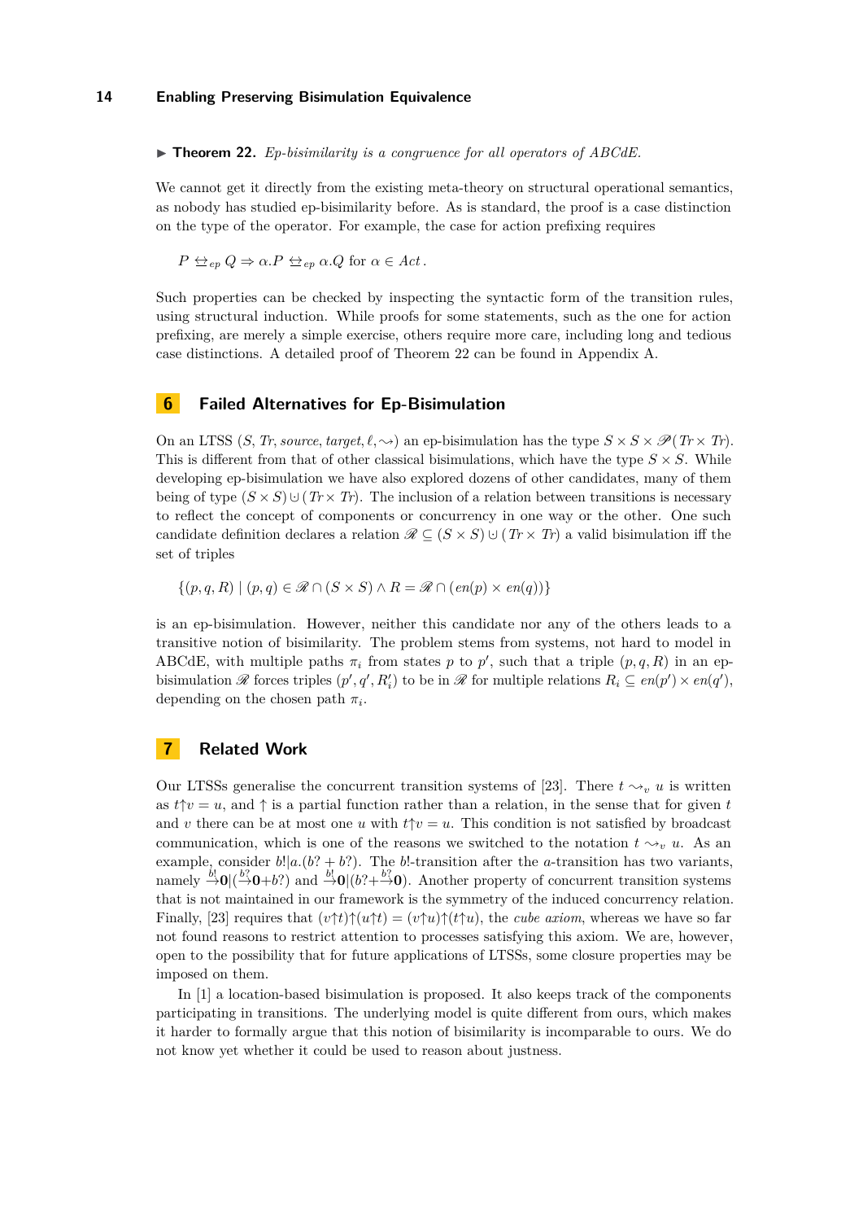▶ **Theorem 22.** *Ep-bisimilarity is a congruence for all operators of ABCdE.*

We cannot get it directly from the existing meta-theory on structural operational semantics, as nobody has studied ep-bisimilarity before. As is standard, the proof is a case distinction on the type of the operator. For example, the case for action prefixing requires

$$P \leftrightarroweq_{ep} Q \Rightarrow \alpha.P \leftrightarroweq_{ep} \alpha.Q \text{ for } \alpha \in Act\,.$$

Such properties can be checked by inspecting the syntactic form of the transition rules, using structural induction. While proofs for some statements, such as the one for action prefixing, are merely a simple exercise, others require more care, including long and tedious case distinctions. A detailed proof of Theorem 22 can be found in Appendix A.

## 6 Failed Alternatives for Ep-Bisimulation

On an LTSS $(S, Tr, source, target, \ell, \leadsto)$ an ep-bisimulation has the type $S \times S \times \mathscr{P}(Tr \times Tr)$. This is different from that of other classical bisimulations, which have the type $S \times S$. While developing ep-bisimulation we have also explored dozens of other candidates, many of them being of type $(S \times S) \uplus (Tr \times Tr)$. The inclusion of a relation between transitions is necessary to reflect the concept of components or concurrency in one way or the other. One such candidate definition declares a relation $\mathscr{R} \subseteq (S \times S) \uplus (Tr \times Tr)$ a valid bisimulation iff the set of triples

$$\{(p, q, R) \mid (p, q) \in \mathscr{R} \cap (S \times S) \wedge R = \mathscr{R} \cap (en(p) \times en(q))\}$$

is an ep-bisimulation. However, neither this candidate nor any of the others leads to a transitive notion of bisimilarity. The problem stems from systems, not hard to model in ABCdE, with multiple paths $\pi_i$ from states $p$ to $p'$, such that a triple $(p, q, R)$ in an ep-bisimulation $\mathscr{R}$ forces triples $(p', q', R'_i)$ to be in $\mathscr{R}$ for multiple relations $R_i \subseteq en(p') \times en(q')$, depending on the chosen path $\pi_i$.

## 7 Related Work

Our LTSSs generalise the concurrent transition systems of [23]. There $t \leadsto_v u$ is written as $t{\uparrow}v = u$, and $\uparrow$ is a partial function rather than a relation, in the sense that for given $t$ and $v$ there can be at most one $u$ with $t{\uparrow}v = u$. This condition is not satisfied by broadcast communication, which is one of the reasons we switched to the notation $t \leadsto_v u$. As an example, consider $b!|a.(b? + b?)$. The $b!$-transition after the $a$-transition has two variants, namely $\stackrel{b!}{\to}\mathbf{0}|(\stackrel{b?}{\to}\mathbf{0}+b?)$ and $\stackrel{b!}{\to}\mathbf{0}|(b?+\stackrel{b?}{\to}\mathbf{0})$. Another property of concurrent transition systems that is not maintained in our framework is the symmetry of the induced concurrency relation. Finally, [23] requires that $(v{\uparrow}t){\uparrow}(u{\uparrow}t) = (v{\uparrow}u){\uparrow}(t{\uparrow}u)$, the *cube axiom*, whereas we have so far not found reasons to restrict attention to processes satisfying this axiom. We are, however, open to the possibility that for future applications of LTSSs, some closure properties may be imposed on them.

In [1] a location-based bisimulation is proposed. It also keeps track of the components participating in transitions. The underlying model is quite different from ours, which makes it harder to formally argue that this notion of bisimilarity is incomparable to ours. We do not know yet whether it could be used to reason about justness.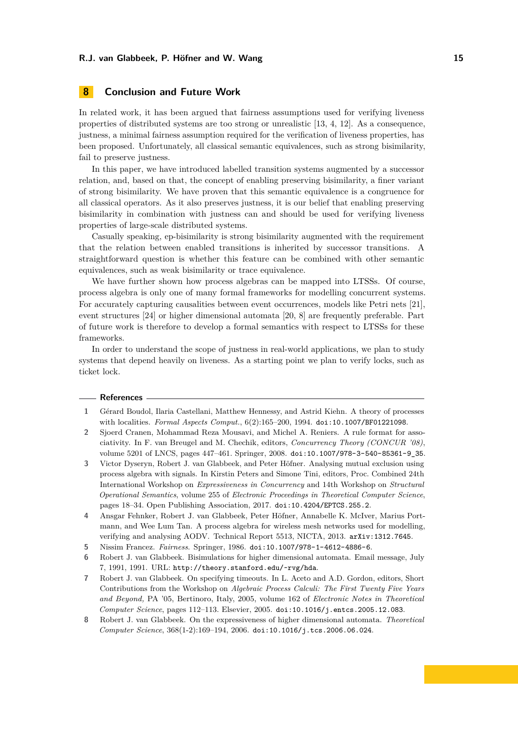## 8 Conclusion and Future Work

In related work, it has been argued that fairness assumptions used for verifying liveness properties of distributed systems are too strong or unrealistic [13, 4, 12]. As a consequence, justness, a minimal fairness assumption required for the verification of liveness properties, has been proposed. Unfortunately, all classical semantic equivalences, such as strong bisimilarity, fail to preserve justness.

In this paper, we have introduced labelled transition systems augmented by a successor relation, and, based on that, the concept of enabling preserving bisimilarity, a finer variant of strong bisimilarity. We have proven that this semantic equivalence is a congruence for all classical operators. As it also preserves justness, it is our belief that enabling preserving bisimilarity in combination with justness can and should be used for verifying liveness properties of large-scale distributed systems.

Casually speaking, ep-bisimilarity is strong bisimilarity augmented with the requirement that the relation between enabled transitions is inherited by successor transitions. A straightforward question is whether this feature can be combined with other semantic equivalences, such as weak bisimilarity or trace equivalence.

We have further shown how process algebras can be mapped into LTSSs. Of course, process algebra is only one of many formal frameworks for modelling concurrent systems. For accurately capturing causalities between event occurrences, models like Petri nets [21], event structures [24] or higher dimensional automata [20, 8] are frequently preferable. Part of future work is therefore to develop a formal semantics with respect to LTSSs for these frameworks.

In order to understand the scope of justness in real-world applications, we plan to study systems that depend heavily on liveness. As a starting point we plan to verify locks, such as ticket lock.

### References

1. Gérard Boudol, Ilaria Castellani, Matthew Hennessy, and Astrid Kiehn. A theory of processes with localities. *Formal Aspects Comput.*, 6(2):165–200, 1994. doi:10.1007/BF01221098.
2. Sjoerd Cranen, Mohammad Reza Mousavi, and Michel A. Reniers. A rule format for associativity. In F. van Breugel and M. Chechik, editors, *Concurrency Theory (CONCUR '08)*, volume 5201 of LNCS, pages 447–461. Springer, 2008. doi:10.1007/978-3-540-85361-9_35.
3. Victor Dyseryn, Robert J. van Glabbeek, and Peter Höfner. Analysing mutual exclusion using process algebra with signals. In Kirstin Peters and Simone Tini, editors, Proc. Combined 24th International Workshop on *Expressiveness in Concurrency* and 14th Workshop on *Structural Operational Semantics*, volume 255 of *Electronic Proceedings in Theoretical Computer Science*, pages 18–34. Open Publishing Association, 2017. doi:10.4204/EPTCS.255.2.
4. Ansgar Fehnker, Robert J. van Glabbeek, Peter Höfner, Annabelle K. McIver, Marius Portmann, and Wee Lum Tan. A process algebra for wireless mesh networks used for modelling, verifying and analysing AODV. Technical Report 5513, NICTA, 2013. arXiv:1312.7645.
5. Nissim Francez. *Fairness*. Springer, 1986. doi:10.1007/978-1-4612-4886-6.
6. Robert J. van Glabbeek. Bisimulations for higher dimensional automata. Email message, July 7, 1991, 1991. URL: http://theory.stanford.edu/~rvg/hda.
7. Robert J. van Glabbeek. On specifying timeouts. In L. Aceto and A.D. Gordon, editors, Short Contributions from the Workshop on *Algebraic Process Calculi: The First Twenty Five Years and Beyond*, PA '05, Bertinoro, Italy, 2005, volume 162 of *Electronic Notes in Theoretical Computer Science*, pages 112–113. Elsevier, 2005. doi:10.1016/j.entcs.2005.12.083.
8. Robert J. van Glabbeek. On the expressiveness of higher dimensional automata. *Theoretical Computer Science*, 368(1-2):169–194, 2006. doi:10.1016/j.tcs.2006.06.024.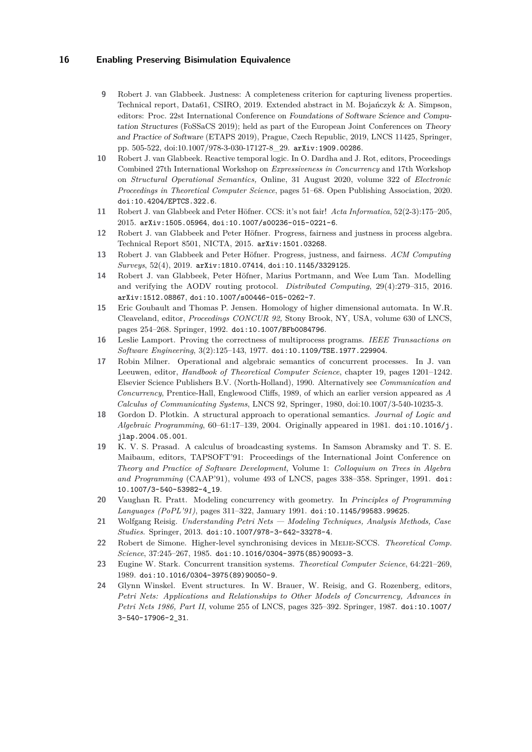9 Robert J. van Glabbeek. Justness: A completeness criterion for capturing liveness properties. Technical report, Data61, CSIRO, 2019. Extended abstract in M. Bojańczyk & A. Simpson, editors: Proc. 22st International Conference on *Foundations of Software Science and Computation Structures* (FoSSaCS 2019); held as part of the European Joint Conferences on *Theory and Practice of Software* (ETAPS 2019), Prague, Czech Republic, 2019, LNCS 11425, Springer, pp. 505-522, doi:10.1007/978-3-030-17127-8_29. arXiv:1909.00286.

10 Robert J. van Glabbeek. Reactive temporal logic. In O. Dardha and J. Rot, editors, Proceedings Combined 27th International Workshop on *Expressiveness in Concurrency* and 17th Workshop on *Structural Operational Semantics,* Online, 31 August 2020, volume 322 of *Electronic Proceedings in Theoretical Computer Science*, pages 51–68. Open Publishing Association, 2020. doi:10.4204/EPTCS.322.6.

11 Robert J. van Glabbeek and Peter Höfner. CCS: it's not fair! *Acta Informatica*, 52(2-3):175–205, 2015. arXiv:1505.05964, doi:10.1007/s00236-015-0221-6.

12 Robert J. van Glabbeek and Peter Höfner. Progress, fairness and justness in process algebra. Technical Report 8501, NICTA, 2015. arXiv:1501.03268.

13 Robert J. van Glabbeek and Peter Höfner. Progress, justness, and fairness. *ACM Computing Surveys*, 52(4), 2019. arXiv:1810.07414, doi:10.1145/3329125.

14 Robert J. van Glabbeek, Peter Höfner, Marius Portmann, and Wee Lum Tan. Modelling and verifying the AODV routing protocol. *Distributed Computing*, 29(4):279–315, 2016. arXiv:1512.08867, doi:10.1007/s00446-015-0262-7.

15 Eric Goubault and Thomas P. Jensen. Homology of higher dimensional automata. In W.R. Cleaveland, editor, *Proceedings CONCUR 92,* Stony Brook, NY, USA, volume 630 of LNCS, pages 254–268. Springer, 1992. doi:10.1007/BFb0084796.

16 Leslie Lamport. Proving the correctness of multiprocess programs. *IEEE Transactions on Software Engineering*, 3(2):125–143, 1977. doi:10.1109/TSE.1977.229904.

17 Robin Milner. Operational and algebraic semantics of concurrent processes. In J. van Leeuwen, editor, *Handbook of Theoretical Computer Science*, chapter 19, pages 1201–1242. Elsevier Science Publishers B.V. (North-Holland), 1990. Alternatively see *Communication and Concurrency*, Prentice-Hall, Englewood Cliffs, 1989, of which an earlier version appeared as *A Calculus of Communicating Systems*, LNCS 92, Springer, 1980, doi:10.1007/3-540-10235-3.

18 Gordon D. Plotkin. A structural approach to operational semantics. *Journal of Logic and Algebraic Programming*, 60–61:17–139, 2004. Originally appeared in 1981. doi:10.1016/j.jlap.2004.05.001.

19 K. V. S. Prasad. A calculus of broadcasting systems. In Samson Abramsky and T. S. E. Maibaum, editors, TAPSOFT'91: Proceedings of the International Joint Conference on *Theory and Practice of Software Development,* Volume 1: *Colloquium on Trees in Algebra and Programming* (CAAP'91), volume 493 of LNCS, pages 338–358. Springer, 1991. doi:10.1007/3-540-53982-4_19.

20 Vaughan R. Pratt. Modeling concurrency with geometry. In *Principles of Programming Languages (PoPL'91)*, pages 311–322, January 1991. doi:10.1145/99583.99625.

21 Wolfgang Reisig. *Understanding Petri Nets — Modeling Techniques, Analysis Methods, Case Studies*. Springer, 2013. doi:10.1007/978-3-642-33278-4.

22 Robert de Simone. Higher-level synchronising devices in Meije-SCCS. *Theoretical Comp. Science*, 37:245–267, 1985. doi:10.1016/0304-3975(85)90093-3.

23 Eugine W. Stark. Concurrent transition systems. *Theoretical Computer Science*, 64:221–269, 1989. doi:10.1016/0304-3975(89)90050-9.

24 Glynn Winskel. Event structures. In W. Brauer, W. Reisig, and G. Rozenberg, editors, *Petri Nets: Applications and Relationships to Other Models of Concurrency, Advances in Petri Nets 1986, Part II*, volume 255 of LNCS, pages 325–392. Springer, 1987. doi:10.1007/3-540-17906-2_31.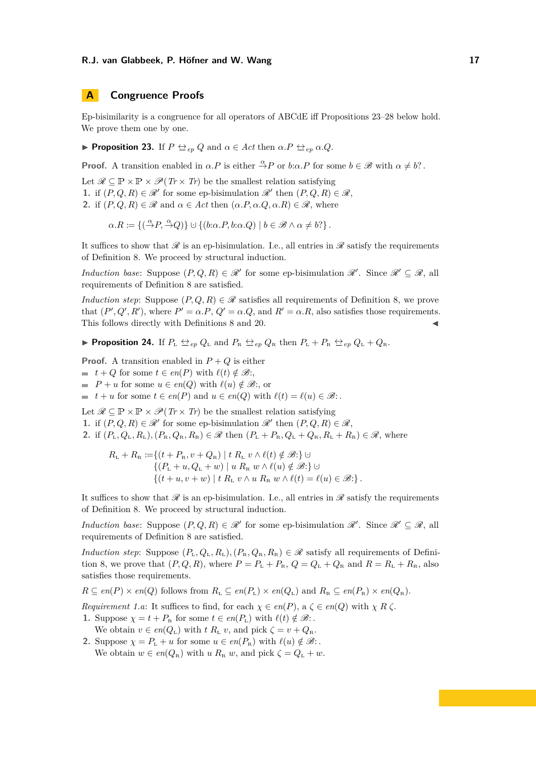## A Congruence Proofs

Ep-bisimilarity is a congruence for all operators of ABCdE iff Propositions 23–28 below hold. We prove them one by one.

▶ **Proposition 23.** If $P \leftrightarroweq_{ep} Q$ and $\alpha \in Act$ then $\alpha.P \leftrightarroweq_{ep} \alpha.Q$.

**Proof.** A transition enabled in $\alpha.P$ is either $\xrightarrow{\alpha}P$ or $b{:}\alpha.P$ for some $b \in \mathscr{B}$ with $\alpha \neq b?$.

Let $\mathscr{R} \subseteq \mathbb{P} \times \mathbb{P} \times \mathscr{P}(\mathit{Tr} \times \mathit{Tr})$ be the smallest relation satisfying

1. if $(P, Q, R) \in \mathscr{R}'$ for some ep-bisimulation $\mathscr{R}'$ then $(P, Q, R) \in \mathscr{R}$,
2. if $(P, Q, R) \in \mathscr{R}$ and $\alpha \in Act$ then $(\alpha.P, \alpha.Q, \alpha.R) \in \mathscr{R}$, where

$$\alpha.R := \{(\xrightarrow{\alpha}P, \xrightarrow{\alpha}Q)\} \uplus \{(b{:}\alpha.P, b{:}\alpha.Q) \mid b \in \mathscr{B} \wedge \alpha \neq b?\}.$$

It suffices to show that $\mathscr{R}$ is an ep-bisimulation. I.e., all entries in $\mathscr{R}$ satisfy the requirements of Definition 8. We proceed by structural induction.

*Induction base*: Suppose $(P, Q, R) \in \mathscr{R}'$ for some ep-bisimulation $\mathscr{R}'$. Since $\mathscr{R}' \subseteq \mathscr{R}$, all requirements of Definition 8 are satisfied.

*Induction step*: Suppose $(P, Q, R) \in \mathscr{R}$ satisfies all requirements of Definition 8, we prove that $(P', Q', R')$, where $P' = \alpha.P$, $Q' = \alpha.Q$, and $R' = \alpha.R$, also satisfies those requirements. This follows directly with Definitions 8 and 20. ◀

▶ **Proposition 24.** If $P_{\text{L}} \leftrightarroweq_{ep} Q_{\text{L}}$ and $P_{\text{R}} \leftrightarroweq_{ep} Q_{\text{R}}$ then $P_{\text{L}} + P_{\text{R}} \leftrightarroweq_{ep} Q_{\text{L}} + Q_{\text{R}}$.

**Proof.** A transition enabled in $P + Q$ is either

- $t + Q$ for some $t \in en(P)$ with $\ell(t) \notin \mathscr{B}{:}$,
- $P + u$ for some $u \in en(Q)$ with $\ell(u) \notin \mathscr{B}{:}$, or
- $t + u$ for some $t \in en(P)$ and $u \in en(Q)$ with $\ell(t) = \ell(u) \in \mathscr{B}{:}$.

Let $\mathscr{R} \subseteq \mathbb{P} \times \mathbb{P} \times \mathscr{P}(\mathit{Tr} \times \mathit{Tr})$ be the smallest relation satisfying

1. if $(P, Q, R) \in \mathscr{R}'$ for some ep-bisimulation $\mathscr{R}'$ then $(P, Q, R) \in \mathscr{R}$,
2. if $(P_{\text{L}}, Q_{\text{L}}, R_{\text{L}}), (P_{\text{R}}, Q_{\text{R}}, R_{\text{R}}) \in \mathscr{R}$ then $(P_{\text{L}} + P_{\text{R}}, Q_{\text{L}} + Q_{\text{R}}, R_{\text{L}} + R_{\text{R}}) \in \mathscr{R}$, where

$$\begin{aligned} R_{\text{L}} + R_{\text{R}} := &\{(t + P_{\text{R}}, v + Q_{\text{R}}) \mid t\ R_{\text{L}}\ v \wedge \ell(t) \notin \mathscr{B}{:}\} \uplus \\ &\{(P_{\text{L}} + u, Q_{\text{L}} + w) \mid u\ R_{\text{R}}\ w \wedge \ell(u) \notin \mathscr{B}{:}\} \uplus \\ &\{(t + u, v + w) \mid t\ R_{\text{L}}\ v \wedge u\ R_{\text{R}}\ w \wedge \ell(t) = \ell(u) \in \mathscr{B}{:}\}. \end{aligned}$$

It suffices to show that $\mathscr{R}$ is an ep-bisimulation. I.e., all entries in $\mathscr{R}$ satisfy the requirements of Definition 8. We proceed by structural induction.

*Induction base*: Suppose $(P, Q, R) \in \mathscr{R}'$ for some ep-bisimulation $\mathscr{R}'$. Since $\mathscr{R}' \subseteq \mathscr{R}$, all requirements of Definition 8 are satisfied.

*Induction step*: Suppose $(P_{\text{L}}, Q_{\text{L}}, R_{\text{L}}), (P_{\text{R}}, Q_{\text{R}}, R_{\text{R}}) \in \mathscr{R}$ satisfy all requirements of Definition 8, we prove that $(P, Q, R)$, where $P = P_{\text{L}} + P_{\text{R}}$, $Q = Q_{\text{L}} + Q_{\text{R}}$ and $R = R_{\text{L}} + R_{\text{R}}$, also satisfies those requirements.

$R \subseteq en(P) \times en(Q)$ follows from $R_{\text{L}} \subseteq en(P_{\text{L}}) \times en(Q_{\text{L}})$ and $R_{\text{R}} \subseteq en(P_{\text{R}}) \times en(Q_{\text{R}})$.

*Requirement 1.a*: It suffices to find, for each $\chi \in en(P)$, a $\zeta \in en(Q)$ with $\chi\ R\ \zeta$.

1. Suppose $\chi = t + P_{\text{R}}$ for some $t \in en(P_{\text{L}})$ with $\ell(t) \notin \mathscr{B}{:}$.
   We obtain $v \in en(Q_{\text{L}})$ with $t\ R_{\text{L}}\ v$, and pick $\zeta = v + Q_{\text{R}}$.
2. Suppose $\chi = P_{\text{L}} + u$ for some $u \in en(P_{\text{R}})$ with $\ell(u) \notin \mathscr{B}{:}$.
   We obtain $w \in en(Q_{\text{R}})$ with $u\ R_{\text{R}}\ w$, and pick $\zeta = Q_{\text{L}} + w$.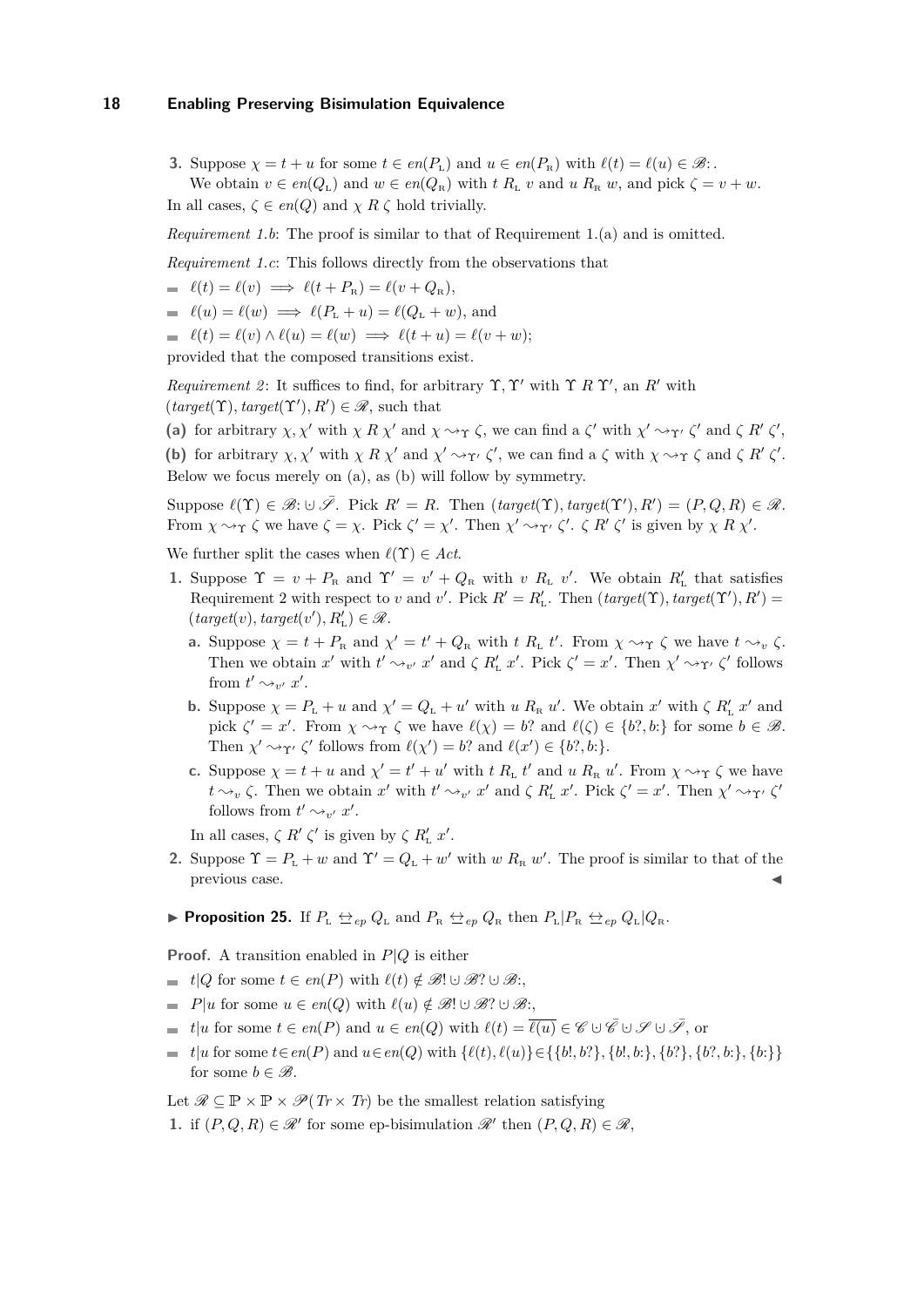**3.** Suppose $\chi = t + u$ for some $t \in en(P_{\text{L}})$ and $u \in en(P_{\text{R}})$ with $\ell(t) = \ell(u) \in \mathscr{B}{:}$.
We obtain $v \in en(Q_{\text{L}})$ and $w \in en(Q_{\text{R}})$ with $t\ R_{\text{L}}\ v$ and $u\ R_{\text{R}}\ w$, and pick $\zeta = v + w$.

In all cases, $\zeta \in en(Q)$ and $\chi\ R\ \zeta$ hold trivially.

*Requirement 1.b*: The proof is similar to that of Requirement 1.(a) and is omitted.

*Requirement 1.c*: This follows directly from the observations that

- $\ell(t) = \ell(v) \implies \ell(t + P_{\text{R}}) = \ell(v + Q_{\text{R}})$,
- $\ell(u) = \ell(w) \implies \ell(P_{\text{L}} + u) = \ell(Q_{\text{L}} + w)$, and
- $\ell(t) = \ell(v) \wedge \ell(u) = \ell(w) \implies \ell(t + u) = \ell(v + w)$;

provided that the composed transitions exist.

*Requirement 2*: It suffices to find, for arbitrary $\Upsilon, \Upsilon'$ with $\Upsilon\ R\ \Upsilon'$, an $R'$ with $(target(\Upsilon), target(\Upsilon'), R') \in \mathscr{R}$, such that

**(a)** for arbitrary $\chi, \chi'$ with $\chi\ R\ \chi'$ and $\chi \rightsquigarrow_\Upsilon \zeta$, we can find a $\zeta'$ with $\chi' \rightsquigarrow_{\Upsilon'} \zeta'$ and $\zeta\ R'\ \zeta'$,
**(b)** for arbitrary $\chi, \chi'$ with $\chi\ R\ \chi'$ and $\chi' \rightsquigarrow_{\Upsilon'} \zeta'$, we can find a $\zeta$ with $\chi \rightsquigarrow_\Upsilon \zeta$ and $\zeta\ R'\ \zeta'$.

Below we focus merely on (a), as (b) will follow by symmetry.

Suppose $\ell(\Upsilon) \in \mathscr{B}{:} \cup \bar{\mathscr{S}}$. Pick $R' = R$. Then $(target(\Upsilon), target(\Upsilon'), R') = (P, Q, R) \in \mathscr{R}$. From $\chi \rightsquigarrow_\Upsilon \zeta$ we have $\zeta = \chi$. Pick $\zeta' = \chi'$. Then $\chi' \rightsquigarrow_{\Upsilon'} \zeta'$. $\zeta\ R'\ \zeta'$ is given by $\chi\ R\ \chi'$.

We further split the cases when $\ell(\Upsilon) \in Act$.

1. Suppose $\Upsilon = v + P_{\text{R}}$ and $\Upsilon' = v' + Q_{\text{R}}$ with $v\ R_{\text{L}}\ v'$. We obtain $R'_{\text{L}}$ that satisfies Requirement 2 with respect to $v$ and $v'$. Pick $R' = R'_{\text{L}}$. Then $(target(\Upsilon), target(\Upsilon'), R') = (target(v), target(v'), R'_{\text{L}}) \in \mathscr{R}$.
   - **a.** Suppose $\chi = t + P_{\text{R}}$ and $\chi' = t' + Q_{\text{R}}$ with $t\ R_{\text{L}}\ t'$. From $\chi \rightsquigarrow_\Upsilon \zeta$ we have $t \rightsquigarrow_v \zeta$. Then we obtain $x'$ with $t' \rightsquigarrow_{v'} x'$ and $\zeta\ R'_{\text{L}}\ x'$. Pick $\zeta' = x'$. Then $\chi' \rightsquigarrow_{\Upsilon'} \zeta'$ follows from $t' \rightsquigarrow_{v'} x'$.
   - **b.** Suppose $\chi = P_{\text{L}} + u$ and $\chi' = Q_{\text{L}} + u'$ with $u\ R_{\text{R}}\ u'$. We obtain $x'$ with $\zeta\ R'_{\text{L}}\ x'$ and pick $\zeta' = x'$. From $\chi \rightsquigarrow_\Upsilon \zeta$ we have $\ell(\chi) = b?$ and $\ell(\zeta) \in \{b?, b{:}\}$ for some $b \in \mathscr{B}$. Then $\chi' \rightsquigarrow_{\Upsilon'} \zeta'$ follows from $\ell(\chi') = b?$ and $\ell(x') \in \{b?, b{:}\}$.
   - **c.** Suppose $\chi = t + u$ and $\chi' = t' + u'$ with $t\ R_{\text{L}}\ t'$ and $u\ R_{\text{R}}\ u'$. From $\chi \rightsquigarrow_\Upsilon \zeta$ we have $t \rightsquigarrow_v \zeta$. Then we obtain $x'$ with $t' \rightsquigarrow_{v'} x'$ and $\zeta\ R'_{\text{L}}\ x'$. Pick $\zeta' = x'$. Then $\chi' \rightsquigarrow_{\Upsilon'} \zeta'$ follows from $t' \rightsquigarrow_{v'} x'$.

   In all cases, $\zeta\ R'\ \zeta'$ is given by $\zeta\ R'_{\text{L}}\ x'$.
2. Suppose $\Upsilon = P_{\text{L}} + w$ and $\Upsilon' = Q_{\text{L}} + w'$ with $w\ R_{\text{R}}\ w'$. The proof is similar to that of the previous case. ◀

▶ **Proposition 25.** If $P_{\text{L}} \leftrightarroweq_{ep} Q_{\text{L}}$ and $P_{\text{R}} \leftrightarroweq_{ep} Q_{\text{R}}$ then $P_{\text{L}}|P_{\text{R}} \leftrightarroweq_{ep} Q_{\text{L}}|Q_{\text{R}}$.

**Proof.** A transition enabled in $P|Q$ is either

- $t|Q$ for some $t \in en(P)$ with $\ell(t) \notin \mathscr{B}! \cup \mathscr{B}? \cup \mathscr{B}{:}$,
- $P|u$ for some $u \in en(Q)$ with $\ell(u) \notin \mathscr{B}! \cup \mathscr{B}? \cup \mathscr{B}{:}$,
- $t|u$ for some $t \in en(P)$ and $u \in en(Q)$ with $\ell(t) = \overline{\ell(u)} \in \mathscr{C} \cup \bar{\mathscr{C}} \cup \mathscr{S} \cup \bar{\mathscr{S}}$, or
- $t|u$ for some $t \in en(P)$ and $u \in en(Q)$ with $\{\ell(t), \ell(u)\} \in \{\{b!, b?\}, \{b!, b{:}\}, \{b?\}, \{b?, b{:}\}, \{b{:}\}\}$ for some $b \in \mathscr{B}$.

Let $\mathscr{R} \subseteq \mathbb{P} \times \mathbb{P} \times \mathscr{P}(Tr \times Tr)$ be the smallest relation satisfying

1. if $(P, Q, R) \in \mathscr{R}'$ for some ep-bisimulation $\mathscr{R}'$ then $(P, Q, R) \in \mathscr{R}$,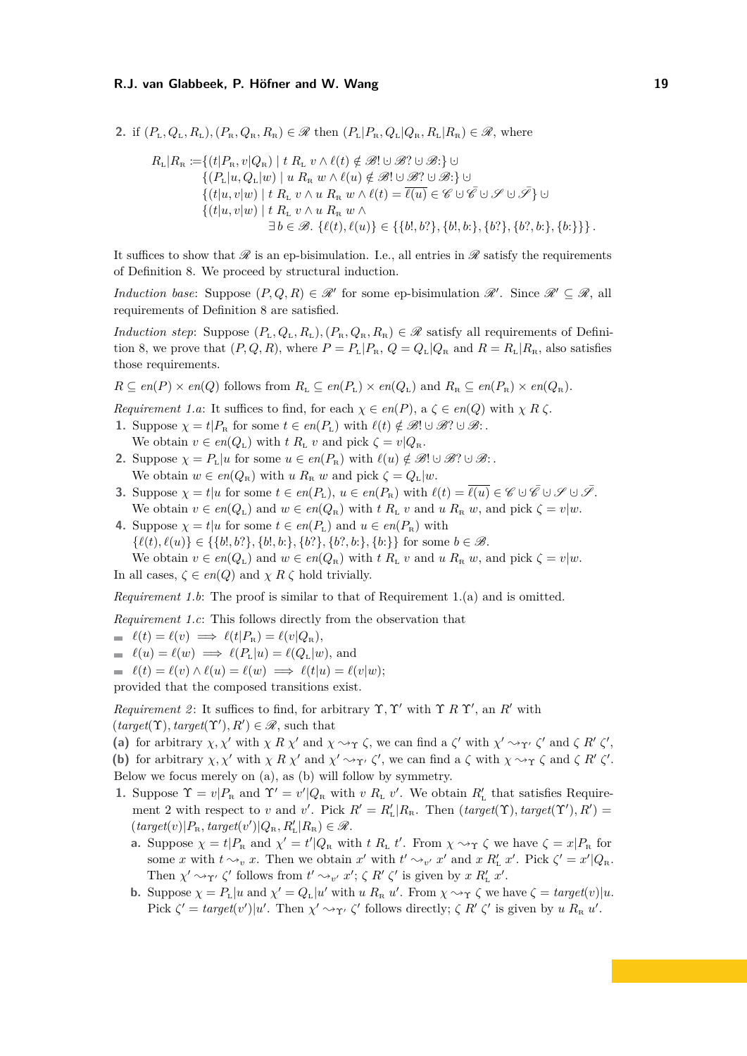2. if $(P_{\rm L}, Q_{\rm L}, R_{\rm L}), (P_{\rm R}, Q_{\rm R}, R_{\rm R}) \in \mathscr{R}$ then $(P_{\rm L}|P_{\rm R}, Q_{\rm L}|Q_{\rm R}, R_{\rm L}|R_{\rm R}) \in \mathscr{R}$, where

$$\begin{aligned}
R_{\rm L}|R_{\rm R} := &\{(t|P_{\rm R}, v|Q_{\rm R}) \mid t\ R_{\rm L}\ v \wedge \ell(t) \notin \mathscr{B}! \cup \mathscr{B}? \cup \mathscr{B}{:}\} \cup \\
&\{(P_{\rm L}|u, Q_{\rm L}|w) \mid u\ R_{\rm R}\ w \wedge \ell(u) \notin \mathscr{B}! \cup \mathscr{B}? \cup \mathscr{B}{:}\} \cup \\
&\{(t|u, v|w) \mid t\ R_{\rm L}\ v \wedge u\ R_{\rm R}\ w \wedge \ell(t) = \overline{\ell(u)} \in \mathscr{C} \cup \bar{\mathscr{C}} \cup \mathscr{S} \cup \bar{\mathscr{S}}\} \cup \\
&\{(t|u, v|w) \mid t\ R_{\rm L}\ v \wedge u\ R_{\rm R}\ w \wedge \\
&\qquad \exists\, b \in \mathscr{B}.\ \{\ell(t), \ell(u)\} \in \{\{b!, b?\}, \{b!, b{:}\}, \{b?\}, \{b?, b{:}\}, \{b{:}\}\}\}\,.
\end{aligned}$$

It suffices to show that $\mathscr{R}$ is an ep-bisimulation. I.e., all entries in $\mathscr{R}$ satisfy the requirements of Definition 8. We proceed by structural induction.

*Induction base*: Suppose $(P, Q, R) \in \mathscr{R}'$ for some ep-bisimulation $\mathscr{R}'$. Since $\mathscr{R}' \subseteq \mathscr{R}$, all requirements of Definition 8 are satisfied.

*Induction step*: Suppose $(P_{\rm L}, Q_{\rm L}, R_{\rm L}), (P_{\rm R}, Q_{\rm R}, R_{\rm R}) \in \mathscr{R}$ satisfy all requirements of Definition 8, we prove that $(P, Q, R)$, where $P = P_{\rm L}|P_{\rm R}$, $Q = Q_{\rm L}|Q_{\rm R}$ and $R = R_{\rm L}|R_{\rm R}$, also satisfies those requirements.

$R \subseteq en(P) \times en(Q)$ follows from $R_{\rm L} \subseteq en(P_{\rm L}) \times en(Q_{\rm L})$ and $R_{\rm R} \subseteq en(P_{\rm R}) \times en(Q_{\rm R})$.

*Requirement 1.a*: It suffices to find, for each $\chi \in en(P)$, a $\zeta \in en(Q)$ with $\chi\ R\ \zeta$.

1. Suppose $\chi = t|P_{\rm R}$ for some $t \in en(P_{\rm L})$ with $\ell(t) \notin \mathscr{B}! \cup \mathscr{B}? \cup \mathscr{B}{:}$.
   We obtain $v \in en(Q_{\rm L})$ with $t\ R_{\rm L}\ v$ and pick $\zeta = v|Q_{\rm R}$.
2. Suppose $\chi = P_{\rm L}|u$ for some $u \in en(P_{\rm R})$ with $\ell(u) \notin \mathscr{B}! \cup \mathscr{B}? \cup \mathscr{B}{:}$.
   We obtain $w \in en(Q_{\rm R})$ with $u\ R_{\rm R}\ w$ and pick $\zeta = Q_{\rm L}|w$.
3. Suppose $\chi = t|u$ for some $t \in en(P_{\rm L})$, $u \in en(P_{\rm R})$ with $\ell(t) = \overline{\ell(u)} \in \mathscr{C} \cup \bar{\mathscr{C}} \cup \mathscr{S} \cup \bar{\mathscr{S}}$.
   We obtain $v \in en(Q_{\rm L})$ and $w \in en(Q_{\rm R})$ with $t\ R_{\rm L}\ v$ and $u\ R_{\rm R}\ w$, and pick $\zeta = v|w$.
4. Suppose $\chi = t|u$ for some $t \in en(P_{\rm L})$ and $u \in en(P_{\rm R})$ with
   $\{\ell(t), \ell(u)\} \in \{\{b!, b?\}, \{b!, b{:}\}, \{b?\}, \{b?, b{:}\}, \{b{:}\}\}$ for some $b \in \mathscr{B}$.
   We obtain $v \in en(Q_{\rm L})$ and $w \in en(Q_{\rm R})$ with $t\ R_{\rm L}\ v$ and $u\ R_{\rm R}\ w$, and pick $\zeta = v|w$.

In all cases, $\zeta \in en(Q)$ and $\chi\ R\ \zeta$ hold trivially.

*Requirement 1.b*: The proof is similar to that of Requirement 1.(a) and is omitted.

*Requirement 1.c*: This follows directly from the observation that

- $\ell(t) = \ell(v) \implies \ell(t|P_{\rm R}) = \ell(v|Q_{\rm R})$,
- $\ell(u) = \ell(w) \implies \ell(P_{\rm L}|u) = \ell(Q_{\rm L}|w)$, and
- $\ell(t) = \ell(v) \wedge \ell(u) = \ell(w) \implies \ell(t|u) = \ell(v|w)$;

provided that the composed transitions exist.

*Requirement 2*: It suffices to find, for arbitrary $\Upsilon, \Upsilon'$ with $\Upsilon\ R\ \Upsilon'$, an $R'$ with $(target(\Upsilon), target(\Upsilon'), R') \in \mathscr{R}$, such that

**(a)** for arbitrary $\chi, \chi'$ with $\chi\ R\ \chi'$ and $\chi \leadsto_\Upsilon \zeta$, we can find a $\zeta'$ with $\chi' \leadsto_{\Upsilon'} \zeta'$ and $\zeta\ R'\ \zeta'$,
**(b)** for arbitrary $\chi, \chi'$ with $\chi\ R\ \chi'$ and $\chi' \leadsto_{\Upsilon'} \zeta'$, we can find a $\zeta$ with $\chi \leadsto_\Upsilon \zeta$ and $\zeta\ R'\ \zeta'$.

Below we focus merely on (a), as (b) will follow by symmetry.

1. Suppose $\Upsilon = v|P_{\rm R}$ and $\Upsilon' = v'|Q_{\rm R}$ with $v\ R_{\rm L}\ v'$. We obtain $R'_{\rm L}$ that satisfies Requirement 2 with respect to $v$ and $v'$. Pick $R' = R'_{\rm L}|R_{\rm R}$. Then $(target(\Upsilon), target(\Upsilon'), R') = (target(v)|P_{\rm R}, target(v')|Q_{\rm R}, R'_{\rm L}|R_{\rm R}) \in \mathscr{R}$.
   a. Suppose $\chi = t|P_{\rm R}$ and $\chi' = t'|Q_{\rm R}$ with $t\ R_{\rm L}\ t'$. From $\chi \leadsto_\Upsilon \zeta$ we have $\zeta = x|P_{\rm R}$ for some $x$ with $t \leadsto_v x$. Then we obtain $x'$ with $t' \leadsto_{v'} x'$ and $x\ R'_{\rm L}\ x'$. Pick $\zeta' = x'|Q_{\rm R}$. Then $\chi' \leadsto_{\Upsilon'} \zeta'$ follows from $t' \leadsto_{v'} x'$; $\zeta\ R'\ \zeta'$ is given by $x\ R'_{\rm L}\ x'$.
   b. Suppose $\chi = P_{\rm L}|u$ and $\chi' = Q_{\rm L}|u'$ with $u\ R_{\rm R}\ u'$. From $\chi \leadsto_\Upsilon \zeta$ we have $\zeta = target(v)|u$. Pick $\zeta' = target(v')|u'$. Then $\chi' \leadsto_{\Upsilon'} \zeta'$ follows directly; $\zeta\ R'\ \zeta'$ is given by $u\ R_{\rm R}\ u'$.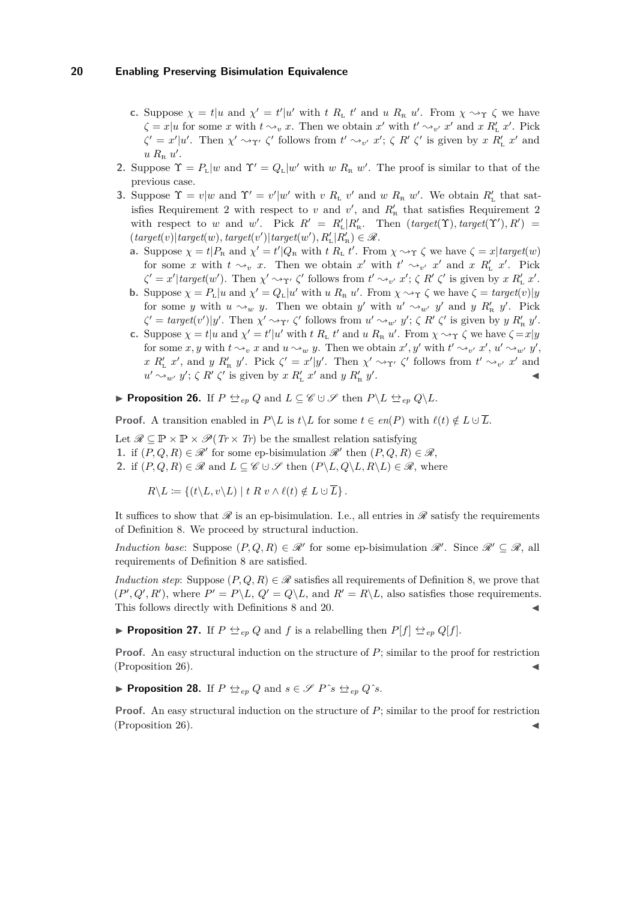**c.** Suppose $\chi = t|u$ and $\chi' = t'|u'$ with $t\ R_{\text{L}}\ t'$ and $u\ R_{\text{R}}\ u'$. From $\chi \leadsto_\Upsilon \zeta$ we have $\zeta = x|u$ for some $x$ with $t \leadsto_v x$. Then we obtain $x'$ with $t' \leadsto_{v'} x'$ and $x\ R'_{\text{L}}\ x'$. Pick $\zeta' = x'|u'$. Then $\chi' \leadsto_{\Upsilon'} \zeta'$ follows from $t' \leadsto_{v'} x'$; $\zeta\ R'\ \zeta'$ is given by $x\ R'_{\text{L}}\ x'$ and $u\ R_{\text{R}}\ u'$.

**2.** Suppose $\Upsilon = P_{\text{L}}|w$ and $\Upsilon' = Q_{\text{L}}|w'$ with $w\ R_{\text{R}}\ w'$. The proof is similar to that of the previous case.

**3.** Suppose $\Upsilon = v|w$ and $\Upsilon' = v'|w'$ with $v\ R_{\text{L}}\ v'$ and $w\ R_{\text{R}}\ w'$. We obtain $R'_{\text{L}}$ that satisfies Requirement 2 with respect to $v$ and $v'$, and $R'_{\text{R}}$ that satisfies Requirement 2 with respect to $w$ and $w'$. Pick $R' = R'_{\text{L}}|R'_{\text{R}}$. Then $(target(\Upsilon), target(\Upsilon'), R') = (target(v)|target(w), target(v')|target(w'), R'_{\text{L}}|R'_{\text{R}}) \in \mathscr{R}$.

**a.** Suppose $\chi = t|P_{\text{R}}$ and $\chi' = t'|Q_{\text{R}}$ with $t\ R_{\text{L}}\ t'$. From $\chi \leadsto_\Upsilon \zeta$ we have $\zeta = x|target(w)$ for some $x$ with $t \leadsto_v x$. Then we obtain $x'$ with $t' \leadsto_{v'} x'$ and $x\ R'_{\text{L}}\ x'$. Pick $\zeta' = x'|target(w')$. Then $\chi' \leadsto_{\Upsilon'} \zeta'$ follows from $t' \leadsto_{v'} x'$; $\zeta\ R'\ \zeta'$ is given by $x\ R'_{\text{L}}\ x'$.

**b.** Suppose $\chi = P_{\text{L}}|u$ and $\chi' = Q_{\text{L}}|u'$ with $u\ R_{\text{R}}\ u'$. From $\chi \leadsto_\Upsilon \zeta$ we have $\zeta = target(v)|y$ for some $y$ with $u \leadsto_w y$. Then we obtain $y'$ with $u' \leadsto_{w'} y'$ and $y\ R'_{\text{R}}\ y'$. Pick $\zeta' = target(v')|y'$. Then $\chi' \leadsto_{\Upsilon'} \zeta'$ follows from $u' \leadsto_{w'} y'$; $\zeta\ R'\ \zeta'$ is given by $y\ R'_{\text{R}}\ y'$.

**c.** Suppose $\chi = t|u$ and $\chi' = t'|u'$ with $t\ R_{\text{L}}\ t'$ and $u\ R_{\text{R}}\ u'$. From $\chi \leadsto_\Upsilon \zeta$ we have $\zeta = x|y$ for some $x, y$ with $t \leadsto_v x$ and $u \leadsto_w y$. Then we obtain $x', y'$ with $t' \leadsto_{v'} x'$, $u' \leadsto_{w'} y'$, $x\ R'_{\text{L}}\ x'$, and $y\ R'_{\text{R}}\ y'$. Pick $\zeta' = x'|y'$. Then $\chi' \leadsto_{\Upsilon'} \zeta'$ follows from $t' \leadsto_{v'} x'$ and $u' \leadsto_{w'} y'$; $\zeta\ R'\ \zeta'$ is given by $x\ R'_{\text{L}}\ x'$ and $y\ R'_{\text{R}}\ y'$. ◀

▶ **Proposition 26.** If $P \leftrightarroweq_{ep} Q$ and $L \subseteq \mathscr{C} \cup \mathscr{S}$ then $P\backslash L \leftrightarroweq_{ep} Q\backslash L$.

**Proof.** A transition enabled in $P\backslash L$ is $t\backslash L$ for some $t \in en(P)$ with $\ell(t) \notin L \cup \overline{L}$.

Let $\mathscr{R} \subseteq \mathbb{P} \times \mathbb{P} \times \mathscr{P}(Tr \times Tr)$ be the smallest relation satisfying

1. if $(P, Q, R) \in \mathscr{R}'$ for some ep-bisimulation $\mathscr{R}'$ then $(P, Q, R) \in \mathscr{R}$,
2. if $(P, Q, R) \in \mathscr{R}$ and $L \subseteq \mathscr{C} \cup \mathscr{S}$ then $(P\backslash L, Q\backslash L, R\backslash L) \in \mathscr{R}$, where

$$R\backslash L := \{(t\backslash L, v\backslash L) \mid t\ R\ v \wedge \ell(t) \notin L \cup \overline{L}\}.$$

It suffices to show that $\mathscr{R}$ is an ep-bisimulation. I.e., all entries in $\mathscr{R}$ satisfy the requirements of Definition 8. We proceed by structural induction.

*Induction base*: Suppose $(P, Q, R) \in \mathscr{R}'$ for some ep-bisimulation $\mathscr{R}'$. Since $\mathscr{R}' \subseteq \mathscr{R}$, all requirements of Definition 8 are satisfied.

*Induction step*: Suppose $(P, Q, R) \in \mathscr{R}$ satisfies all requirements of Definition 8, we prove that $(P', Q', R')$, where $P' = P\backslash L$, $Q' = Q\backslash L$, and $R' = R\backslash L$, also satisfies those requirements. This follows directly with Definitions 8 and 20. ◀

▶ **Proposition 27.** If $P \leftrightarroweq_{ep} Q$ and $f$ is a relabelling then $P[f] \leftrightarroweq_{ep} Q[f]$.

**Proof.** An easy structural induction on the structure of $P$; similar to the proof for restriction (Proposition 26). ◀

▶ **Proposition 28.** If $P \leftrightarroweq_{ep} Q$ and $s \in \mathscr{S}$ $P\hat{}s \leftrightarroweq_{ep} Q\hat{}s$.

**Proof.** An easy structural induction on the structure of $P$; similar to the proof for restriction (Proposition 26). ◀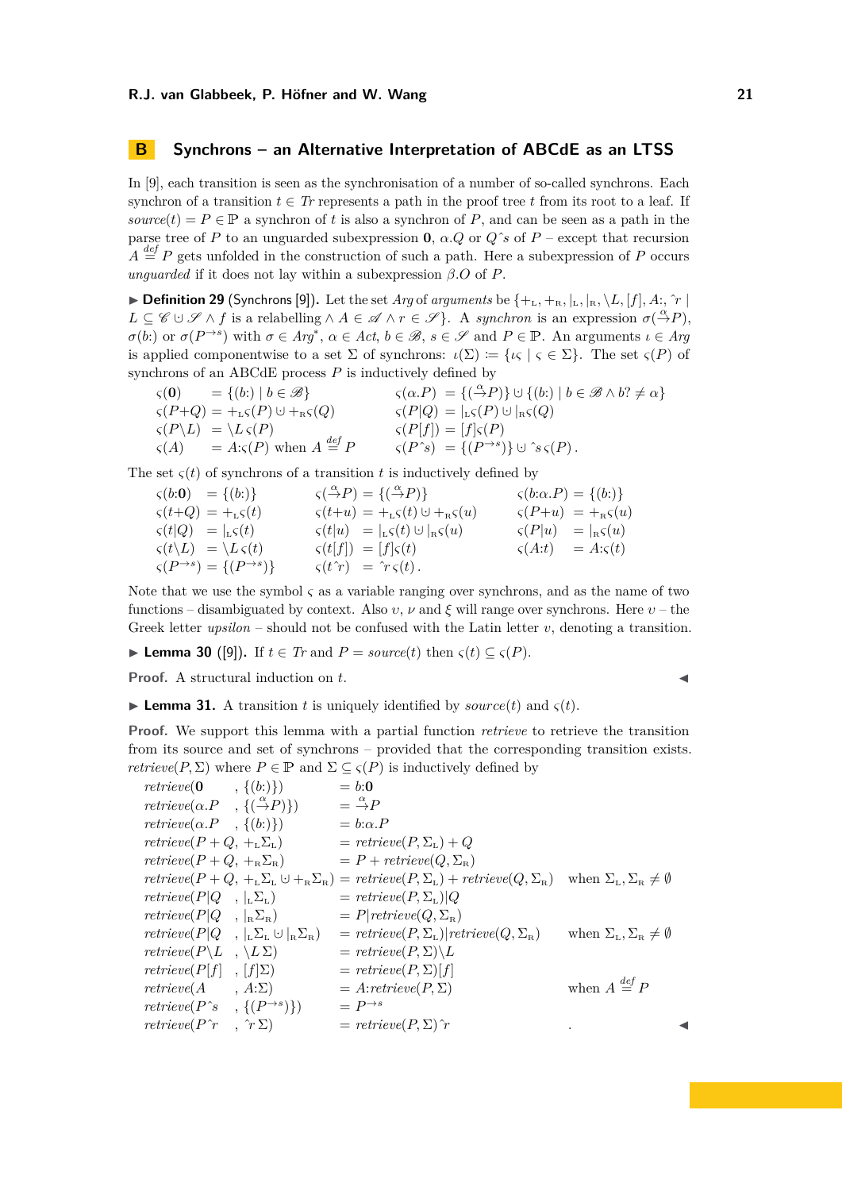## B Synchrons – an Alternative Interpretation of ABCdE as an LTSS

In [9], each transition is seen as the synchronisation of a number of so-called synchrons. Each synchron of a transition $t \in Tr$ represents a path in the proof tree $t$ from its root to a leaf. If $source(t) = P \in \mathbb{P}$ a synchron of $t$ is also a synchron of $P$, and can be seen as a path in the parse tree of $P$ to an unguarded subexpression $\mathbf{0}$, $\alpha.Q$ or $Q\hat{\ }s$ of $P$ – except that recursion $A \stackrel{def}{=} P$ gets unfolded in the construction of such a path. Here a subexpression of $P$ occurs *unguarded* if it does not lay within a subexpression $\beta.O$ of $P$.

▶ **Definition 29** (Synchrons [9]). Let the set *Arg* of *arguments* be $\{+_{\rm L}, +_{\rm R}, |_{\rm L}, |_{\rm R}, \backslash L, [f], A{:}, \hat{\ }r \mid L \subseteq \mathscr{C} \cup \mathscr{S} \wedge f \text{ is a relabelling} \wedge A \in \mathscr{A} \wedge r \in \mathscr{S}\}$. A *synchron* is an expression $\sigma(\stackrel{\alpha}{\to}P)$, $\sigma(b{:})$ or $\sigma(P^{\to s})$ with $\sigma \in Arg^*$, $\alpha \in Act$, $b \in \mathscr{B}$, $s \in \mathscr{S}$ and $P \in \mathbb{P}$. An arguments $\iota \in Arg$ is applied componentwise to a set $\Sigma$ of synchrons: $\iota(\Sigma) := \{\iota\varsigma \mid \varsigma \in \Sigma\}$. The set $\varsigma(P)$ of synchrons of an ABCdE process $P$ is inductively defined by

$$\begin{array}{llll}
\varsigma(\mathbf{0}) &= \{(b{:}) \mid b \in \mathscr{B}\} & \varsigma(\alpha.P) &= \{(\stackrel{\alpha}{\to}P)\} \uplus \{(b{:}) \mid b \in \mathscr{B} \wedge b? \neq \alpha\} \\
\varsigma(P{+}Q) &= +_{\rm L}\varsigma(P) \uplus +_{\rm R}\varsigma(Q) & \varsigma(P|Q) &= |_{\rm L}\varsigma(P) \uplus |_{\rm R}\varsigma(Q) \\
\varsigma(P\backslash L) &= \backslash L\,\varsigma(P) & \varsigma(P[f]) &= [f]\varsigma(P) \\
\varsigma(A) &= A{:}\varsigma(P) \text{ when } A \stackrel{def}{=} P & \varsigma(P\hat{\ }s) &= \{(P^{\to s})\} \uplus \hat{\ }s\,\varsigma(P)\,.
\end{array}$$

The set $\varsigma(t)$ of synchrons of a transition $t$ is inductively defined by

$$\begin{array}{llllll}
\varsigma(b{:}\mathbf{0}) &= \{(b{:})\} & \varsigma(\stackrel{\alpha}{\to}P) &= \{(\stackrel{\alpha}{\to}P)\} & \varsigma(b{:}\alpha.P) &= \{(b{:})\} \\
\varsigma(t{+}Q) &= +_{\rm L}\varsigma(t) & \varsigma(t{+}u) &= +_{\rm L}\varsigma(t) \uplus +_{\rm R}\varsigma(u) & \varsigma(P{+}u) &= +_{\rm R}\varsigma(u) \\
\varsigma(t|Q) &= |_{\rm L}\varsigma(t) & \varsigma(t|u) &= |_{\rm L}\varsigma(t) \uplus |_{\rm R}\varsigma(u) & \varsigma(P|u) &= |_{\rm R}\varsigma(u) \\
\varsigma(t\backslash L) &= \backslash L\,\varsigma(t) & \varsigma(t[f]) &= [f]\varsigma(t) & \varsigma(A{:}t) &= A{:}\varsigma(t) \\
\varsigma(P^{\to s}) &= \{(P^{\to s})\} & \varsigma(t\hat{\ }r) &= \hat{\ }r\,\varsigma(t)\,.
\end{array}$$

Note that we use the symbol $\varsigma$ as a variable ranging over synchrons, and as the name of two functions – disambiguated by context. Also $\upsilon$, $\nu$ and $\xi$ will range over synchrons. Here $\upsilon$ – the Greek letter *upsilon* – should not be confused with the Latin letter $v$, denoting a transition.

▶ **Lemma 30** ([9]). If $t \in Tr$ and $P = source(t)$ then $\varsigma(t) \subseteq \varsigma(P)$.

**Proof.** A structural induction on $t$. ◀

▶ **Lemma 31.** A transition $t$ is uniquely identified by $source(t)$ and $\varsigma(t)$.

**Proof.** We support this lemma with a partial function *retrieve* to retrieve the transition from its source and set of synchrons – provided that the corresponding transition exists. $retrieve(P, \Sigma)$ where $P \in \mathbb{P}$ and $\Sigma \subseteq \varsigma(P)$ is inductively defined by

$$\begin{array}{lll}
retrieve(\mathbf{0}, \{(b{:})\}) &= b{:}\mathbf{0} & \\
retrieve(\alpha.P, \{(\stackrel{\alpha}{\to}P)\}) &= \stackrel{\alpha}{\to}P & \\
retrieve(\alpha.P, \{(b{:})\}) &= b{:}\alpha.P & \\
retrieve(P+Q, +_{\rm L}\Sigma_{\rm L}) &= retrieve(P, \Sigma_{\rm L}) + Q & \\
retrieve(P+Q, +_{\rm R}\Sigma_{\rm R}) &= P + retrieve(Q, \Sigma_{\rm R}) & \\
retrieve(P+Q, +_{\rm L}\Sigma_{\rm L} \uplus +_{\rm R}\Sigma_{\rm R}) &= retrieve(P, \Sigma_{\rm L}) + retrieve(Q, \Sigma_{\rm R}) & \text{when } \Sigma_{\rm L}, \Sigma_{\rm R} \neq \emptyset \\
retrieve(P|Q, |_{\rm L}\Sigma_{\rm L}) &= retrieve(P, \Sigma_{\rm L})|Q & \\
retrieve(P|Q, |_{\rm R}\Sigma_{\rm R}) &= P|retrieve(Q, \Sigma_{\rm R}) & \\
retrieve(P|Q, |_{\rm L}\Sigma_{\rm L} \uplus |_{\rm R}\Sigma_{\rm R}) &= retrieve(P, \Sigma_{\rm L})|retrieve(Q, \Sigma_{\rm R}) & \text{when } \Sigma_{\rm L}, \Sigma_{\rm R} \neq \emptyset \\
retrieve(P\backslash L, \backslash L\,\Sigma) &= retrieve(P, \Sigma)\backslash L & \\
retrieve(P[f], [f]\Sigma) &= retrieve(P, \Sigma)[f] & \\
retrieve(A, A{:}\Sigma) &= A{:}retrieve(P, \Sigma) & \text{when } A \stackrel{def}{=} P \\
retrieve(P\hat{\ }s, \{(P^{\to s})\}) &= P^{\to s} & \\
retrieve(P\hat{\ }r, \hat{\ }r\,\Sigma) &= retrieve(P, \Sigma)\hat{\ }r & .
\end{array}$$

◀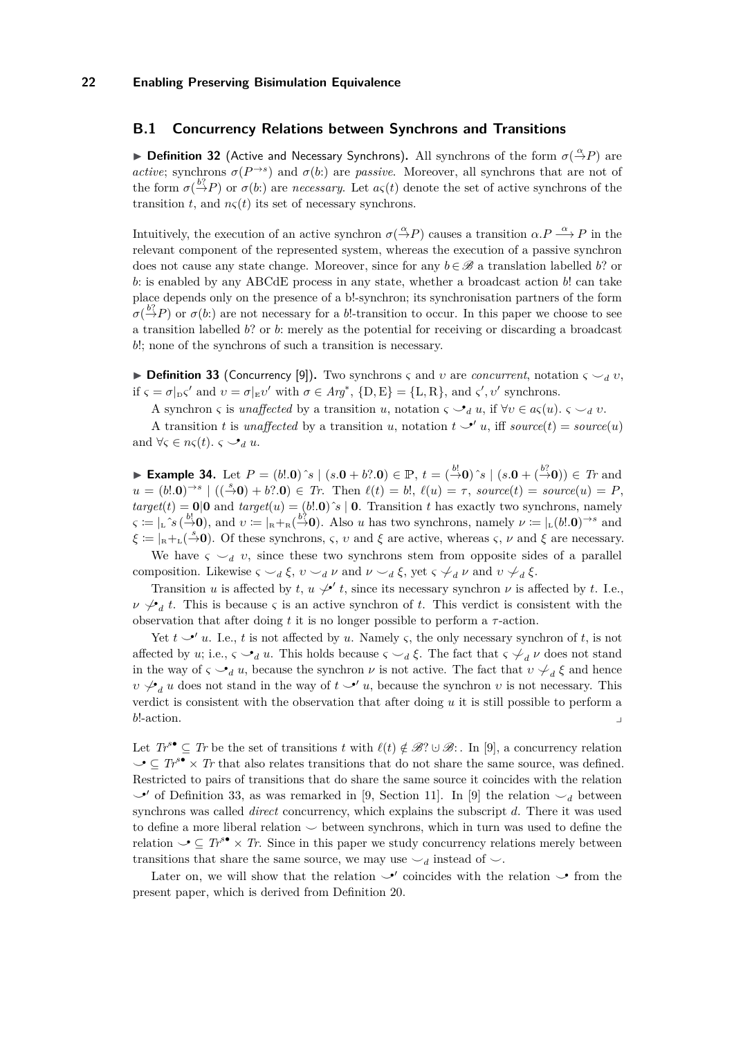## B.1 Concurrency Relations between Synchrons and Transitions

▶ **Definition 32** (Active and Necessary Synchrons). All synchrons of the form $\sigma(\stackrel{\alpha}{\to}P)$ are *active*; synchrons $\sigma(P^{\to s})$ and $\sigma(b{:})$ are *passive*. Moreover, all synchrons that are not of the form $\sigma(\stackrel{b?}{\to}P)$ or $\sigma(b{:})$ are *necessary*. Let $a\varsigma(t)$ denote the set of active synchrons of the transition $t$, and $n\varsigma(t)$ its set of necessary synchrons.

Intuitively, the execution of an active synchron $\sigma(\stackrel{\alpha}{\to}P)$ causes a transition $\alpha.P \xrightarrow{\alpha} P$ in the relevant component of the represented system, whereas the execution of a passive synchron does not cause any state change. Moreover, since for any $b \in \mathscr{B}$ a translation labelled $b?$ or $b{:}$ is enabled by any ABCdE process in any state, whether a broadcast action $b!$ can take place depends only on the presence of a b!-synchron; its synchronisation partners of the form $\sigma(\stackrel{b?}{\to}P)$ or $\sigma(b{:})$ are not necessary for a $b!$-transition to occur. In this paper we choose to see a transition labelled $b?$ or $b{:}$ merely as the potential for receiving or discarding a broadcast $b!$; none of the synchrons of such a transition is necessary.

▶ **Definition 33** (Concurrency [9]). Two synchrons $\varsigma$ and $\upsilon$ are *concurrent*, notation $\varsigma \smile_d \upsilon$, if $\varsigma = \sigma|_{\rm D}\varsigma'$ and $\upsilon = \sigma|_{\rm E}\upsilon'$ with $\sigma \in Arg^*$, $\{{\rm D},{\rm E}\} = \{{\rm L},{\rm R}\}$, and $\varsigma', \upsilon'$ synchrons.

A synchron $\varsigma$ is *unaffected* by a transition $u$, notation $\varsigma \smile\!\!^{\bullet}_d\, u$, if $\forall \upsilon \in a\varsigma(u).\ \varsigma \smile_d \upsilon$.

A transition $t$ is *unaffected* by a transition $u$, notation $t \smile\!\!^{\bullet\prime}\, u$, iff $source(t) = source(u)$ and $\forall \varsigma \in n\varsigma(t).\ \varsigma \smile\!\!^{\bullet}_d\, u$.

▶ **Example 34.** Let $P = (b!.\mathbf{0})\hat{\ }s \mid (s.\mathbf{0} + b?.\mathbf{0}) \in \mathbb{P}$, $t = (\stackrel{b!}{\to}\mathbf{0})\hat{\ }s \mid (s.\mathbf{0} + (\stackrel{b?}{\to}\mathbf{0})) \in Tr$ and $u = (b!.\mathbf{0})^{\to s} \mid ((\stackrel{s}{\to}\mathbf{0}) + b?.\mathbf{0}) \in Tr$. Then $\ell(t) = b!$, $\ell(u) = \tau$, $source(t) = source(u) = P$, $target(t) = \mathbf{0}|\mathbf{0}$ and $target(u) = (b!.\mathbf{0})\hat{\ }s \mid \mathbf{0}$. Transition $t$ has exactly two synchrons, namely $\varsigma := |_{\rm L}\hat{\ }s\,(\stackrel{b!}{\to}\mathbf{0})$, and $\upsilon := |_{\rm R}+_{\rm R}(\stackrel{b?}{\to}\mathbf{0})$. Also $u$ has two synchrons, namely $\nu := |_{\rm L}(b!.\mathbf{0})^{\to s}$ and $\xi := |_{\rm R}+_{\rm L}(\stackrel{s}{\to}\mathbf{0})$. Of these synchrons, $\varsigma$, $\upsilon$ and $\xi$ are active, whereas $\varsigma$, $\nu$ and $\xi$ are necessary.

We have $\varsigma \smile_d \upsilon$, since these two synchrons stem from opposite sides of a parallel composition. Likewise $\varsigma \smile_d \xi$, $\upsilon \smile_d \nu$ and $\nu \smile_d \xi$, yet $\varsigma \not\smile_d \nu$ and $\upsilon \not\smile_d \xi$.

Transition $u$ is affected by $t$, $u \not\smile\!\!^{\bullet\prime}\, t$, since its necessary synchron $\nu$ is affected by $t$. I.e., $\nu \not\smile\!\!^{\bullet}_d\, t$. This is because $\varsigma$ is an active synchron of $t$. This verdict is consistent with the observation that after doing $t$ it is no longer possible to perform a $\tau$-action.

Yet $t \smile\!\!^{\bullet\prime}\, u$. I.e., $t$ is not affected by $u$. Namely $\varsigma$, the only necessary synchron of $t$, is not affected by $u$; i.e., $\varsigma \smile\!\!^{\bullet}_d\, u$. This holds because $\varsigma \smile_d \xi$. The fact that $\varsigma \not\smile_d \nu$ does not stand in the way of $\varsigma \smile\!\!^{\bullet}_d\, u$, because the synchron $\nu$ is not active. The fact that $\upsilon \not\smile_d \xi$ and hence $\upsilon \not\smile\!\!^{\bullet}_d\, u$ does not stand in the way of $t \smile\!\!^{\bullet\prime}\, u$, because the synchron $\upsilon$ is not necessary. This verdict is consistent with the observation that after doing $u$ it is still possible to perform a $b!$-action. ⌟

Let $Tr^{s\bullet} \subseteq Tr$ be the set of transitions $t$ with $\ell(t) \notin \mathscr{B}? \cup \mathscr{B}{:}$. In [9], a concurrency relation $\smile\!\!^{\bullet} \subseteq Tr^{s\bullet} \times Tr$ that also relates transitions that do not share the same source, was defined. Restricted to pairs of transitions that do share the same source it coincides with the relation $\smile\!\!^{\bullet\prime}$ of Definition 33, as was remarked in [9, Section 11]. In [9] the relation $\smile_d$ between synchrons was called *direct* concurrency, which explains the subscript $d$. There it was used to define a more liberal relation $\smile$ between synchrons, which in turn was used to define the relation $\smile\!\!^{\bullet} \subseteq Tr^{s\bullet} \times Tr$. Since in this paper we study concurrency relations merely between transitions that share the same source, we may use $\smile_d$ instead of $\smile$.

Later on, we will show that the relation $\smile\!\!^{\bullet\prime}$ coincides with the relation $\smile\!\!^{\bullet}$ from the present paper, which is derived from Definition 20.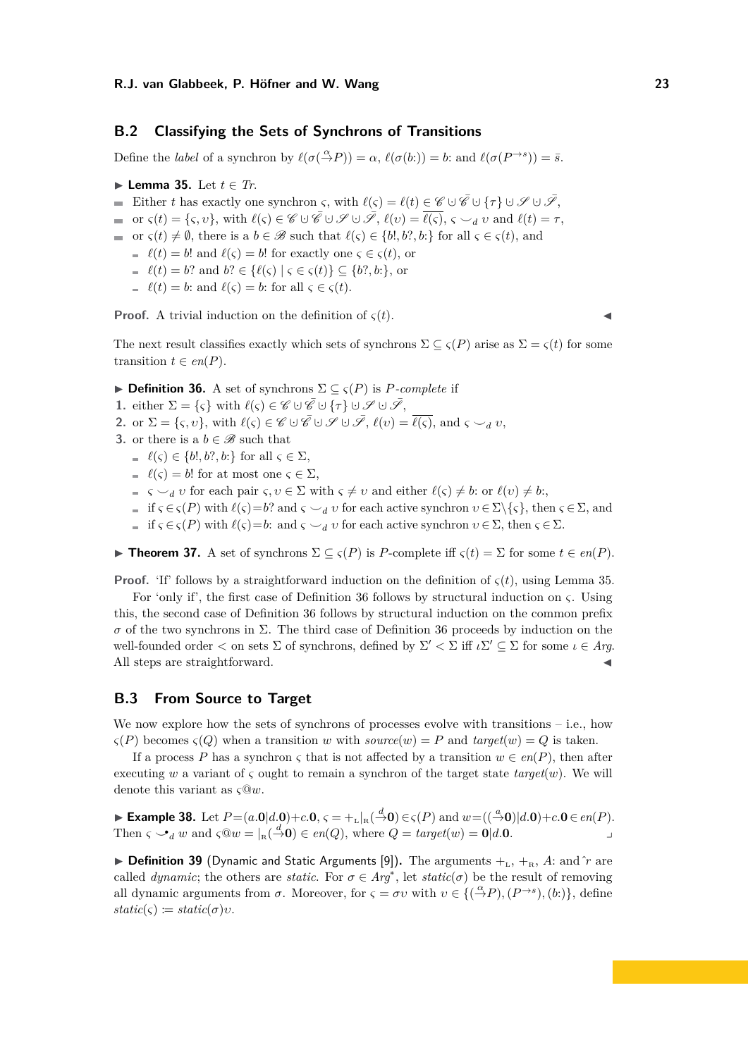## B.2 Classifying the Sets of Synchrons of Transitions

Define the *label* of a synchron by $\ell(\sigma(\stackrel{\alpha}{\to}P)) = \alpha$, $\ell(\sigma(b{:})) = b{:}$ and $\ell(\sigma(P^{\to s})) = \bar{s}$.

▶ **Lemma 35.** Let $t \in \mathit{Tr}$.

- Either $t$ has exactly one synchron $\varsigma$, with $\ell(\varsigma) = \ell(t) \in \mathscr{C} \uplus \bar{\mathscr{C}} \uplus \{\tau\} \uplus \mathscr{S} \uplus \bar{\mathscr{S}}$,
- or $\varsigma(t) = \{\varsigma, \upsilon\}$, with $\ell(\varsigma) \in \mathscr{C} \uplus \bar{\mathscr{C}} \uplus \mathscr{S} \uplus \bar{\mathscr{S}}$, $\ell(\upsilon) = \overline{\ell(\varsigma)}$, $\varsigma \smile_d \upsilon$ and $\ell(t) = \tau$,
- or $\varsigma(t) \neq \emptyset$, there is a $b \in \mathscr{B}$ such that $\ell(\varsigma) \in \{b!, b?, b{:}\}$ for all $\varsigma \in \varsigma(t)$, and
  - $\ell(t) = b!$ and $\ell(\varsigma) = b!$ for exactly one $\varsigma \in \varsigma(t)$, or
  - $\ell(t) = b?$ and $b? \in \{\ell(\varsigma) \mid \varsigma \in \varsigma(t)\} \subseteq \{b?, b{:}\}$, or
  - $\ell(t) = b{:}$ and $\ell(\varsigma) = b{:}$ for all $\varsigma \in \varsigma(t)$.

**Proof.** A trivial induction on the definition of $\varsigma(t)$. ◀

The next result classifies exactly which sets of synchrons $\Sigma \subseteq \varsigma(P)$ arise as $\Sigma = \varsigma(t)$ for some transition $t \in \mathit{en}(P)$.

▶ **Definition 36.** A set of synchrons $\Sigma \subseteq \varsigma(P)$ is *$P$-complete* if

1. either $\Sigma = \{\varsigma\}$ with $\ell(\varsigma) \in \mathscr{C} \uplus \bar{\mathscr{C}} \uplus \{\tau\} \uplus \mathscr{S} \uplus \bar{\mathscr{S}}$,
2. or $\Sigma = \{\varsigma, \upsilon\}$, with $\ell(\varsigma) \in \mathscr{C} \uplus \bar{\mathscr{C}} \uplus \mathscr{S} \uplus \bar{\mathscr{S}}$, $\ell(\upsilon) = \overline{\ell(\varsigma)}$, and $\varsigma \smile_d \upsilon$,
3. or there is a $b \in \mathscr{B}$ such that
   - $\ell(\varsigma) \in \{b!, b?, b{:}\}$ for all $\varsigma \in \Sigma$,
   - $\ell(\varsigma) = b!$ for at most one $\varsigma \in \Sigma$,
   - $\varsigma \smile_d \upsilon$ for each pair $\varsigma, \upsilon \in \Sigma$ with $\varsigma \neq \upsilon$ and either $\ell(\varsigma) \neq b{:}$ or $\ell(\upsilon) \neq b{:}$,
   - if $\varsigma \in \varsigma(P)$ with $\ell(\varsigma) = b?$ and $\varsigma \smile_d \upsilon$ for each active synchron $\upsilon \in \Sigma \backslash \{\varsigma\}$, then $\varsigma \in \Sigma$, and
   - if $\varsigma \in \varsigma(P)$ with $\ell(\varsigma) = b{:}$ and $\varsigma \smile_d \upsilon$ for each active synchron $\upsilon \in \Sigma$, then $\varsigma \in \Sigma$.

▶ **Theorem 37.** A set of synchrons $\Sigma \subseteq \varsigma(P)$ is $P$-complete iff $\varsigma(t) = \Sigma$ for some $t \in \mathit{en}(P)$.

**Proof.** 'If' follows by a straightforward induction on the definition of $\varsigma(t)$, using Lemma 35.

For 'only if', the first case of Definition 36 follows by structural induction on $\varsigma$. Using this, the second case of Definition 36 follows by structural induction on the common prefix $\sigma$ of the two synchrons in $\Sigma$. The third case of Definition 36 proceeds by induction on the well-founded order $<$ on sets $\Sigma$ of synchrons, defined by $\Sigma' < \Sigma$ iff $\iota\Sigma' \subseteq \Sigma$ for some $\iota \in \mathit{Arg}$. All steps are straightforward. ◀

## B.3 From Source to Target

We now explore how the sets of synchrons of processes evolve with transitions – i.e., how $\varsigma(P)$ becomes $\varsigma(Q)$ when a transition $w$ with $\mathit{source}(w) = P$ and $\mathit{target}(w) = Q$ is taken.

If a process $P$ has a synchron $\varsigma$ that is not affected by a transition $w \in \mathit{en}(P)$, then after executing $w$ a variant of $\varsigma$ ought to remain a synchron of the target state $\mathit{target}(w)$. We will denote this variant as $\varsigma@w$.

▶ **Example 38.** Let $P = (a.\mathbf{0}|d.\mathbf{0}) + c.\mathbf{0}$, $\varsigma = +_{\text{L}}|_{\text{R}}(\stackrel{d}{\to}\mathbf{0}) \in \varsigma(P)$ and $w = ((\stackrel{a}{\to}\mathbf{0})|d.\mathbf{0}) + c.\mathbf{0} \in \mathit{en}(P)$. Then $\varsigma \smile^{\bullet}_d w$ and $\varsigma@w = |_{\text{R}}(\stackrel{d}{\to}\mathbf{0}) \in \mathit{en}(Q)$, where $Q = \mathit{target}(w) = \mathbf{0}|d.\mathbf{0}$. ⌟

▶ **Definition 39** (Dynamic and Static Arguments [9]). The arguments $+_{\text{L}}$, $+_{\text{R}}$, $A{:}$ and $\hat{\ }r$ are called *dynamic*; the others are *static*. For $\sigma \in \mathit{Arg}^*$, let $\mathit{static}(\sigma)$ be the result of removing all dynamic arguments from $\sigma$. Moreover, for $\varsigma = \sigma\upsilon$ with $\upsilon \in \{(\stackrel{\alpha}{\to}P), (P^{\to s}), (b{:})\}$, define $\mathit{static}(\varsigma) := \mathit{static}(\sigma)\upsilon$.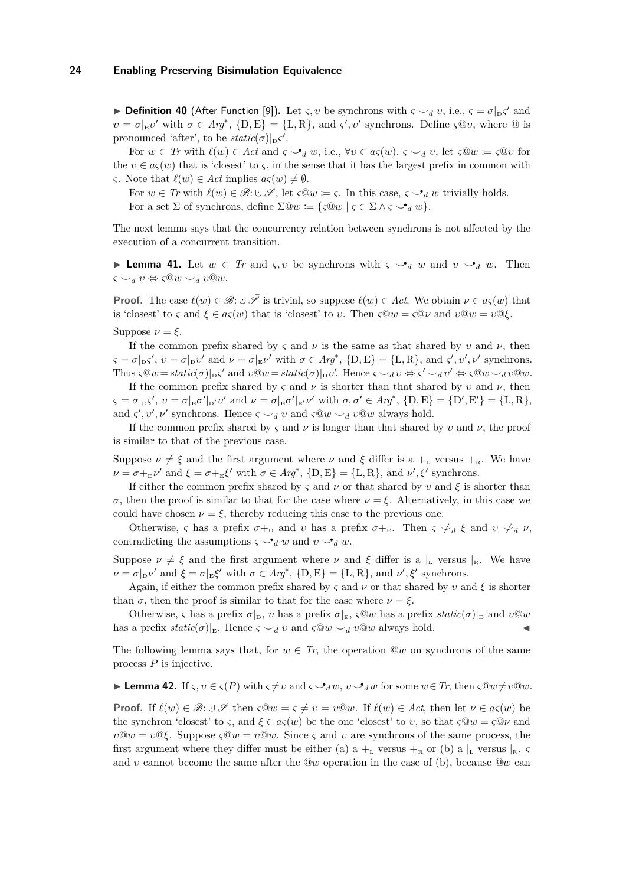▶ **Definition 40** (After Function [9])**.** Let $\varsigma, \upsilon$ be synchrons with $\varsigma \smile_d \upsilon$, i.e., $\varsigma = \sigma|_{\rm D}\varsigma'$ and $\upsilon = \sigma|_{\rm E}\upsilon'$ with $\sigma \in Arg^*$, $\{{\rm D},{\rm E}\} = \{{\rm L},{\rm R}\}$, and $\varsigma', \upsilon'$ synchrons. Define $\varsigma@\upsilon$, where @ is pronounced 'after', to be $static(\sigma)|_{\rm D}\varsigma'$.

For $w \in Tr$ with $\ell(w) \in Act$ and $\varsigma \smile^{\bullet}_d w$, i.e., $\forall \upsilon \in a\varsigma(w).\ \varsigma \smile_d \upsilon$, let $\varsigma@w := \varsigma@\upsilon$ for the $\upsilon \in a\varsigma(w)$ that is 'closest' to $\varsigma$, in the sense that it has the largest prefix in common with $\varsigma$. Note that $\ell(w) \in Act$ implies $a\varsigma(w) \neq \emptyset$.

For $w \in Tr$ with $\ell(w) \in \mathscr{B}{:} \cup \bar{\mathscr{S}}$, let $\varsigma@w := \varsigma$. In this case, $\varsigma \smile^{\bullet}_d w$ trivially holds.

For a set $\Sigma$ of synchrons, define $\Sigma@w := \{\varsigma@w \mid \varsigma \in \Sigma \wedge \varsigma \smile^{\bullet}_d w\}$.

The next lemma says that the concurrency relation between synchrons is not affected by the execution of a concurrent transition.

▶ **Lemma 41.** Let $w \in Tr$ and $\varsigma, \upsilon$ be synchrons with $\varsigma \smile^{\bullet}_d w$ and $\upsilon \smile^{\bullet}_d w$. Then $\varsigma \smile_d \upsilon \Leftrightarrow \varsigma@w \smile_d \upsilon@w$.

**Proof.** The case $\ell(w) \in \mathscr{B}{:} \cup \bar{\mathscr{S}}$ is trivial, so suppose $\ell(w) \in Act$. We obtain $\nu \in a\varsigma(w)$ that is 'closest' to $\varsigma$ and $\xi \in a\varsigma(w)$ that is 'closest' to $\upsilon$. Then $\varsigma@w = \varsigma@\nu$ and $\upsilon@w = \upsilon@\xi$.

Suppose $\nu = \xi$.

If the common prefix shared by $\varsigma$ and $\nu$ is the same as that shared by $\upsilon$ and $\nu$, then $\varsigma = \sigma|_{\rm D}\varsigma'$, $\upsilon = \sigma|_{\rm D}\upsilon'$ and $\nu = \sigma|_{\rm E}\nu'$ with $\sigma \in Arg^*$, $\{{\rm D},{\rm E}\} = \{{\rm L},{\rm R}\}$, and $\varsigma', \upsilon', \nu'$ synchrons. Thus $\varsigma@w = static(\sigma)|_{\rm D}\varsigma'$ and $\upsilon@w = static(\sigma)|_{\rm D}\upsilon'$. Hence $\varsigma \smile_d \upsilon \Leftrightarrow \varsigma' \smile_d \upsilon' \Leftrightarrow \varsigma@w \smile_d \upsilon@w$.

If the common prefix shared by $\varsigma$ and $\nu$ is shorter than that shared by $\upsilon$ and $\nu$, then $\varsigma = \sigma|_{\rm D}\varsigma'$, $\upsilon = \sigma|_{\rm E}\sigma'|_{\rm D'}\upsilon'$ and $\nu = \sigma|_{\rm E}\sigma'|_{\rm E'}\nu'$ with $\sigma, \sigma' \in Arg^*$, $\{{\rm D},{\rm E}\} = \{{\rm D'},{\rm E'}\} = \{{\rm L},{\rm R}\}$, and $\varsigma', \upsilon', \nu'$ synchrons. Hence $\varsigma \smile_d \upsilon$ and $\varsigma@w \smile_d \upsilon@w$ always hold.

If the common prefix shared by $\varsigma$ and $\nu$ is longer than that shared by $\upsilon$ and $\nu$, the proof is similar to that of the previous case.

Suppose $\nu \neq \xi$ and the first argument where $\nu$ and $\xi$ differ is a $+_{\rm L}$ versus $+_{\rm R}$. We have $\nu = \sigma +_{\rm D}\nu'$ and $\xi = \sigma +_{\rm E}\xi'$ with $\sigma \in Arg^*$, $\{{\rm D},{\rm E}\} = \{{\rm L},{\rm R}\}$, and $\nu', \xi'$ synchrons.

If either the common prefix shared by $\varsigma$ and $\nu$ or that shared by $\upsilon$ and $\xi$ is shorter than $\sigma$, then the proof is similar to that for the case where $\nu = \xi$. Alternatively, in this case we could have chosen $\nu = \xi$, thereby reducing this case to the previous one.

Otherwise, $\varsigma$ has a prefix $\sigma +_{\rm D}$ and $\upsilon$ has a prefix $\sigma +_{\rm E}$. Then $\varsigma \not\smile_d \xi$ and $\upsilon \not\smile_d \nu$, contradicting the assumptions $\varsigma \smile^{\bullet}_d w$ and $\upsilon \smile^{\bullet}_d w$.

Suppose $\nu \neq \xi$ and the first argument where $\nu$ and $\xi$ differ is a $|_{\rm L}$ versus $|_{\rm R}$. We have $\nu = \sigma|_{\rm D}\nu'$ and $\xi = \sigma|_{\rm E}\xi'$ with $\sigma \in Arg^*$, $\{{\rm D},{\rm E}\} = \{{\rm L},{\rm R}\}$, and $\nu', \xi'$ synchrons.

Again, if either the common prefix shared by $\varsigma$ and $\nu$ or that shared by $\upsilon$ and $\xi$ is shorter than $\sigma$, then the proof is similar to that for the case where $\nu = \xi$.

Otherwise, $\varsigma$ has a prefix $\sigma|_{\rm D}$, $\upsilon$ has a prefix $\sigma|_{\rm E}$, $\varsigma@w$ has a prefix $static(\sigma)|_{\rm D}$ and $\upsilon@w$ has a prefix $static(\sigma)|_{\rm E}$. Hence $\varsigma \smile_d \upsilon$ and $\varsigma@w \smile_d \upsilon@w$ always hold. ◀

The following lemma says that, for $w \in Tr$, the operation $@w$ on synchrons of the same process $P$ is injective.

▶ **Lemma 42.** If $\varsigma, \upsilon \in \varsigma(P)$ with $\varsigma \neq \upsilon$ and $\varsigma \smile^{\bullet}_d w$, $\upsilon \smile^{\bullet}_d w$ for some $w \in Tr$, then $\varsigma@w \neq \upsilon@w$.

**Proof.** If $\ell(w) \in \mathscr{B}{:} \cup \bar{\mathscr{S}}$ then $\varsigma@w = \varsigma \neq \upsilon = \upsilon@w$. If $\ell(w) \in Act$, then let $\nu \in a\varsigma(w)$ be the synchron 'closest' to $\varsigma$, and $\xi \in a\varsigma(w)$ be the one 'closest' to $\upsilon$, so that $\varsigma@w = \varsigma@\nu$ and $\upsilon@w = \upsilon@\xi$. Suppose $\varsigma@w = \upsilon@w$. Since $\varsigma$ and $\upsilon$ are synchrons of the same process, the first argument where they differ must be either (a) a $+_{\rm L}$ versus $+_{\rm R}$ or (b) a $|_{\rm L}$ versus $|_{\rm R}$. $\varsigma$ and $\upsilon$ cannot become the same after the $@w$ operation in the case of (b), because $@w$ can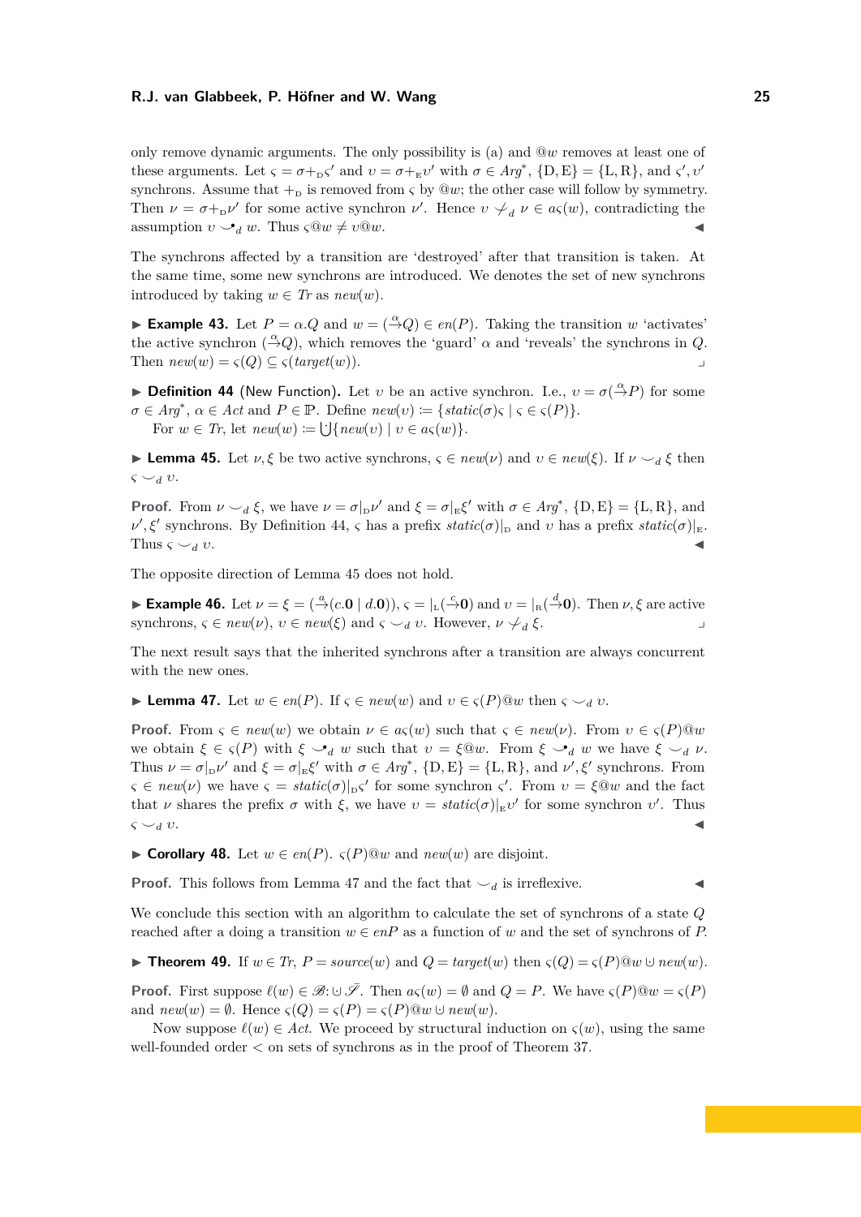only remove dynamic arguments. The only possibility is (a) and $@w$ removes at least one of these arguments. Let $\varsigma = \sigma +_{\mathrm{D}} \varsigma'$ and $\upsilon = \sigma +_{\mathrm{E}} \upsilon'$ with $\sigma \in Arg^*$, $\{\mathrm{D}, \mathrm{E}\} = \{\mathrm{L}, \mathrm{R}\}$, and $\varsigma', \upsilon'$ synchrons. Assume that $+_{\mathrm{D}}$ is removed from $\varsigma$ by $@w$; the other case will follow by symmetry. Then $\nu = \sigma +_{\mathrm{D}} \nu'$ for some active synchron $\nu'$. Hence $\upsilon \not\smile_d \nu \in a\varsigma(w)$, contradicting the assumption $\upsilon \smile\!\!\!\!\bullet_d\, w$. Thus $\varsigma@w \neq \upsilon@w$. ◀

The synchrons affected by a transition are 'destroyed' after that transition is taken. At the same time, some new synchrons are introduced. We denotes the set of new synchrons introduced by taking $w \in Tr$ as $new(w)$.

▶ **Example 43.** Let $P = \alpha.Q$ and $w = (\stackrel{\alpha}{\to} Q) \in en(P)$. Taking the transition $w$ 'activates' the active synchron $(\stackrel{\alpha}{\to} Q)$, which removes the 'guard' $\alpha$ and 'reveals' the synchrons in $Q$. Then $new(w) = \varsigma(Q) \subseteq \varsigma(target(w))$. ⌟

▶ **Definition 44** (New Function)**.** Let $\upsilon$ be an active synchron. I.e., $\upsilon = \sigma(\stackrel{\alpha}{\to} P)$ for some $\sigma \in Arg^*$, $\alpha \in Act$ and $P \in \mathbb{P}$. Define $new(\upsilon) := \{static(\sigma)\varsigma \mid \varsigma \in \varsigma(P)\}$.
For $w \in Tr$, let $new(w) := \bigcup\{new(\upsilon) \mid \upsilon \in a\varsigma(w)\}$.

▶ **Lemma 45.** Let $\nu, \xi$ be two active synchrons, $\varsigma \in new(\nu)$ and $\upsilon \in new(\xi)$. If $\nu \smile_d \xi$ then $\varsigma \smile_d \upsilon$.

**Proof.** From $\nu \smile_d \xi$, we have $\nu = \sigma|_{\mathrm{D}}\nu'$ and $\xi = \sigma|_{\mathrm{E}}\xi'$ with $\sigma \in Arg^*$, $\{\mathrm{D}, \mathrm{E}\} = \{\mathrm{L}, \mathrm{R}\}$, and $\nu', \xi'$ synchrons. By Definition 44, $\varsigma$ has a prefix $static(\sigma)|_{\mathrm{D}}$ and $\upsilon$ has a prefix $static(\sigma)|_{\mathrm{E}}$. Thus $\varsigma \smile_d \upsilon$. ◀

The opposite direction of Lemma 45 does not hold.

▶ **Example 46.** Let $\nu = \xi = (\stackrel{a}{\to}(c.\mathbf{0} \mid d.\mathbf{0}))$, $\varsigma = |_{\mathrm{L}}(\stackrel{c}{\to}\mathbf{0})$ and $\upsilon = |_{\mathrm{R}}(\stackrel{d}{\to}\mathbf{0})$. Then $\nu, \xi$ are active synchrons, $\varsigma \in new(\nu)$, $\upsilon \in new(\xi)$ and $\varsigma \smile_d \upsilon$. However, $\nu \not\smile_d \xi$. ⌟

The next result says that the inherited synchrons after a transition are always concurrent with the new ones.

▶ **Lemma 47.** Let $w \in en(P)$. If $\varsigma \in new(w)$ and $\upsilon \in \varsigma(P)@w$ then $\varsigma \smile_d \upsilon$.

**Proof.** From $\varsigma \in new(w)$ we obtain $\nu \in a\varsigma(w)$ such that $\varsigma \in new(\nu)$. From $\upsilon \in \varsigma(P)@w$ we obtain $\xi \in \varsigma(P)$ with $\xi \smile\!\!\!\!\bullet_d\, w$ such that $\upsilon = \xi@w$. From $\xi \smile\!\!\!\!\bullet_d\, w$ we have $\xi \smile_d \nu$. Thus $\nu = \sigma|_{\mathrm{D}}\nu'$ and $\xi = \sigma|_{\mathrm{E}}\xi'$ with $\sigma \in Arg^*$, $\{\mathrm{D}, \mathrm{E}\} = \{\mathrm{L}, \mathrm{R}\}$, and $\nu', \xi'$ synchrons. From $\varsigma \in new(\nu)$ we have $\varsigma = static(\sigma)|_{\mathrm{D}}\varsigma'$ for some synchron $\varsigma'$. From $\upsilon = \xi@w$ and the fact that $\nu$ shares the prefix $\sigma$ with $\xi$, we have $\upsilon = static(\sigma)|_{\mathrm{E}}\upsilon'$ for some synchron $\upsilon'$. Thus $\varsigma \smile_d \upsilon$. ◀

▶ **Corollary 48.** Let $w \in en(P)$. $\varsigma(P)@w$ and $new(w)$ are disjoint.

**Proof.** This follows from Lemma 47 and the fact that $\smile_d$ is irreflexive. ◀

We conclude this section with an algorithm to calculate the set of synchrons of a state $Q$ reached after a doing a transition $w \in enP$ as a function of $w$ and the set of synchrons of $P$.

▶ **Theorem 49.** If $w \in Tr$, $P = source(w)$ and $Q = target(w)$ then $\varsigma(Q) = \varsigma(P)@w \uplus new(w)$.

**Proof.** First suppose $\ell(w) \in \mathscr{B}\!:\,\uplus\, \bar{\mathscr{S}}$. Then $a\varsigma(w) = \emptyset$ and $Q = P$. We have $\varsigma(P)@w = \varsigma(P)$ and $new(w) = \emptyset$. Hence $\varsigma(Q) = \varsigma(P) = \varsigma(P)@w \uplus new(w)$.

Now suppose $\ell(w) \in Act$. We proceed by structural induction on $\varsigma(w)$, using the same well-founded order $<$ on sets of synchrons as in the proof of Theorem 37.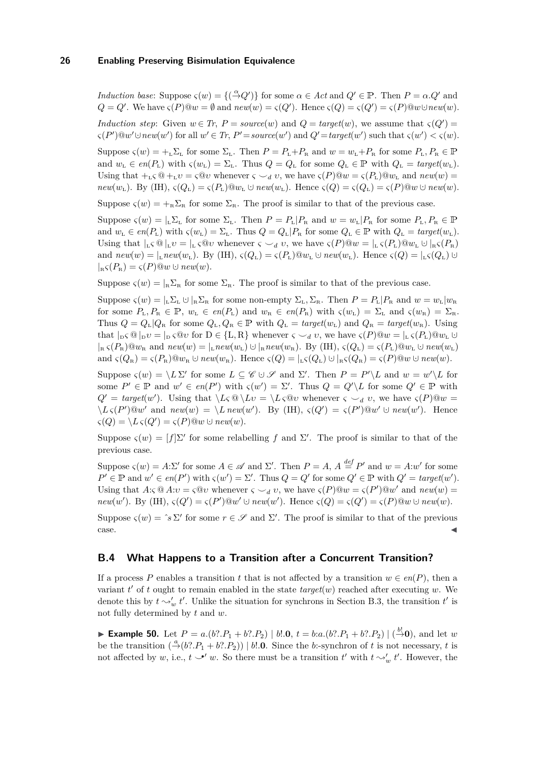*Induction base*: Suppose $\varsigma(w) = \{(\stackrel{\alpha}{\rightarrow}Q')\}$ for some $\alpha \in Act$ and $Q' \in \mathbb{P}$. Then $P = \alpha.Q'$ and $Q = Q'$. We have $\varsigma(P)@w = \emptyset$ and $new(w) = \varsigma(Q')$. Hence $\varsigma(Q) = \varsigma(Q') = \varsigma(P)@w \uplus new(w)$.

*Induction step*: Given $w \in Tr$, $P = source(w)$ and $Q = target(w)$, we assume that $\varsigma(Q') = \varsigma(P')@w' \uplus new(w')$ for all $w' \in Tr$, $P' = source(w')$ and $Q' = target(w')$ such that $\varsigma(w') < \varsigma(w)$.

Suppose $\varsigma(w) = +_{\text{L}}\Sigma_{\text{L}}$ for some $\Sigma_{\text{L}}$. Then $P = P_{\text{L}} + P_{\text{R}}$ and $w = w_{\text{L}} + P_{\text{R}}$ for some $P_{\text{L}}, P_{\text{R}} \in \mathbb{P}$ and $w_{\text{L}} \in en(P_{\text{L}})$ with $\varsigma(w_{\text{L}}) = \Sigma_{\text{L}}$. Thus $Q = Q_{\text{L}}$ for some $Q_{\text{L}} \in \mathbb{P}$ with $Q_{\text{L}} = target(w_{\text{L}})$. Using that $+_{\text{L}}\varsigma \,@\, +_{\text{L}}\upsilon = \varsigma @ \upsilon$ whenever $\varsigma \smile_d \upsilon$, we have $\varsigma(P)@w = \varsigma(P_{\text{L}})@w_{\text{L}}$ and $new(w) = new(w_{\text{L}})$. By (IH), $\varsigma(Q_{\text{L}}) = \varsigma(P_{\text{L}})@w_{\text{L}} \uplus new(w_{\text{L}})$. Hence $\varsigma(Q) = \varsigma(Q_{\text{L}}) = \varsigma(P)@w \uplus new(w)$.

Suppose $\varsigma(w) = +_{\text{R}}\Sigma_{\text{R}}$ for some $\Sigma_{\text{R}}$. The proof is similar to that of the previous case.

Suppose $\varsigma(w) = |_{\text{L}}\Sigma_{\text{L}}$ for some $\Sigma_{\text{L}}$. Then $P = P_{\text{L}}|P_{\text{R}}$ and $w = w_{\text{L}}|P_{\text{R}}$ for some $P_{\text{L}}, P_{\text{R}} \in \mathbb{P}$ and $w_{\text{L}} \in en(P_{\text{L}})$ with $\varsigma(w_{\text{L}}) = \Sigma_{\text{L}}$. Thus $Q = Q_{\text{L}}|P_{\text{R}}$ for some $Q_{\text{L}} \in \mathbb{P}$ with $Q_{\text{L}} = target(w_{\text{L}})$. Using that $|_{\text{L}}\varsigma \,@\, |_{\text{L}}\upsilon = |_{\text{L}}\, \varsigma@\upsilon$ whenever $\varsigma \smile_d \upsilon$, we have $\varsigma(P)@w = |_{\text{L}}\, \varsigma(P_{\text{L}})@w_{\text{L}} \uplus |_{\text{R}}\varsigma(P_{\text{R}})$ and $new(w) = |_{\text{L}} new(w_{\text{L}})$. By (IH), $\varsigma(Q_{\text{L}}) = \varsigma(P_{\text{L}})@w_{\text{L}} \uplus new(w_{\text{L}})$. Hence $\varsigma(Q) = |_{\text{L}}\varsigma(Q_{\text{L}}) \uplus |_{\text{R}}\varsigma(P_{\text{R}}) = \varsigma(P)@w \uplus new(w)$.

Suppose $\varsigma(w) = |_{\text{R}}\Sigma_{\text{R}}$ for some $\Sigma_{\text{R}}$. The proof is similar to that of the previous case.

Suppose $\varsigma(w) = |_{\text{L}}\Sigma_{\text{L}} \uplus |_{\text{R}}\Sigma_{\text{R}}$ for some non-empty $\Sigma_{\text{L}}, \Sigma_{\text{R}}$. Then $P = P_{\text{L}}|P_{\text{R}}$ and $w = w_{\text{L}}|w_{\text{R}}$ for some $P_{\text{L}}, P_{\text{R}} \in \mathbb{P}$, $w_{\text{L}} \in en(P_{\text{L}})$ and $w_{\text{R}} \in en(P_{\text{R}})$ with $\varsigma(w_{\text{L}}) = \Sigma_{\text{L}}$ and $\varsigma(w_{\text{R}}) = \Sigma_{\text{R}}$. Thus $Q = Q_{\text{L}}|Q_{\text{R}}$ for some $Q_{\text{L}}, Q_{\text{R}} \in \mathbb{P}$ with $Q_{\text{L}} = target(w_{\text{L}})$ and $Q_{\text{R}} = target(w_{\text{R}})$. Using that $|_{\text{D}}\varsigma \,@\, |_{\text{D}}\upsilon = |_{\text{D}}\, \varsigma@\upsilon$ for $\text{D} \in \{\text{L}, \text{R}\}$ whenever $\varsigma \smile_d \upsilon$, we have $\varsigma(P)@w = |_{\text{L}}\, \varsigma(P_{\text{L}})@w_{\text{L}} \uplus |_{\text{R}}\, \varsigma(P_{\text{R}})@w_{\text{R}}$ and $new(w) = |_{\text{L}} new(w_{\text{L}}) \uplus |_{\text{R}} new(w_{\text{R}})$. By (IH), $\varsigma(Q_{\text{L}}) = \varsigma(P_{\text{L}})@w_{\text{L}} \uplus new(w_{\text{L}})$ and $\varsigma(Q_{\text{R}}) = \varsigma(P_{\text{R}})@w_{\text{R}} \uplus new(w_{\text{R}})$. Hence $\varsigma(Q) = |_{\text{L}}\varsigma(Q_{\text{L}}) \uplus |_{\text{R}}\varsigma(Q_{\text{R}}) = \varsigma(P)@w \uplus new(w)$.

Suppose $\varsigma(w) = \backslash L\, \Sigma'$ for some $L \subseteq \mathscr{C} \uplus \mathscr{S}$ and $\Sigma'$. Then $P = P'\backslash L$ and $w = w'\backslash L$ for some $P' \in \mathbb{P}$ and $w' \in en(P')$ with $\varsigma(w') = \Sigma'$. Thus $Q = Q'\backslash L$ for some $Q' \in \mathbb{P}$ with $Q' = target(w')$. Using that $\backslash L\varsigma \,@\, \backslash L\upsilon = \backslash L\, \varsigma@\upsilon$ whenever $\varsigma \smile_d \upsilon$, we have $\varsigma(P)@w = \backslash L\, \varsigma(P')@w'$ and $new(w) = \backslash L\, new(w')$. By (IH), $\varsigma(Q') = \varsigma(P')@w' \uplus new(w')$. Hence $\varsigma(Q) = \backslash L\, \varsigma(Q') = \varsigma(P)@w \uplus new(w)$.

Suppose $\varsigma(w) = [f]\Sigma'$ for some relabelling $f$ and $\Sigma'$. The proof is similar to that of the previous case.

Suppose $\varsigma(w) = A{:}\Sigma'$ for some $A \in \mathscr{A}$ and $\Sigma'$. Then $P = A$, $A \stackrel{def}{=} P'$ and $w = A{:}w'$ for some $P' \in \mathbb{P}$ and $w' \in en(P')$ with $\varsigma(w') = \Sigma'$. Thus $Q = Q'$ for some $Q' \in \mathbb{P}$ with $Q' = target(w')$. Using that $A{:}\varsigma \,@\, A{:}\upsilon = \varsigma@\upsilon$ whenever $\varsigma \smile_d \upsilon$, we have $\varsigma(P)@w = \varsigma(P')@w'$ and $new(w) = new(w')$. By (IH), $\varsigma(Q') = \varsigma(P')@w' \uplus new(w')$. Hence $\varsigma(Q) = \varsigma(Q') = \varsigma(P)@w \uplus new(w)$.

Suppose $\varsigma(w) = \hat{\ } s\, \Sigma'$ for some $r \in \mathscr{S}$ and $\Sigma'$. The proof is similar to that of the previous case. ◀

## B.4 What Happens to a Transition after a Concurrent Transition?

If a process $P$ enables a transition $t$ that is not affected by a transition $w \in en(P)$, then a variant $t'$ of $t$ ought to remain enabled in the state $target(w)$ reached after executing $w$. We denote this by $t \rightsquigarrow'_w t'$. Unlike the situation for synchrons in Section B.3, the transition $t'$ is not fully determined by $t$ and $w$.

▶ **Example 50.** Let $P = a.(b?.P_1 + b?.P_2) \mid b!.\mathbf{0}$, $t = b{:}a.(b?.P_1 + b?.P_2) \mid (\stackrel{b!}{\rightarrow}\mathbf{0})$, and let $w$ be the transition $(\stackrel{a}{\rightarrow}(b?.P_1 + b?.P_2)) \mid b!.\mathbf{0}$. Since the $b{:}$-synchron of $t$ is not necessary, $t$ is not affected by $w$, i.e., $t \smile\!\!\bullet' \, w$. So there must be a transition $t'$ with $t \rightsquigarrow'_w t'$. However, the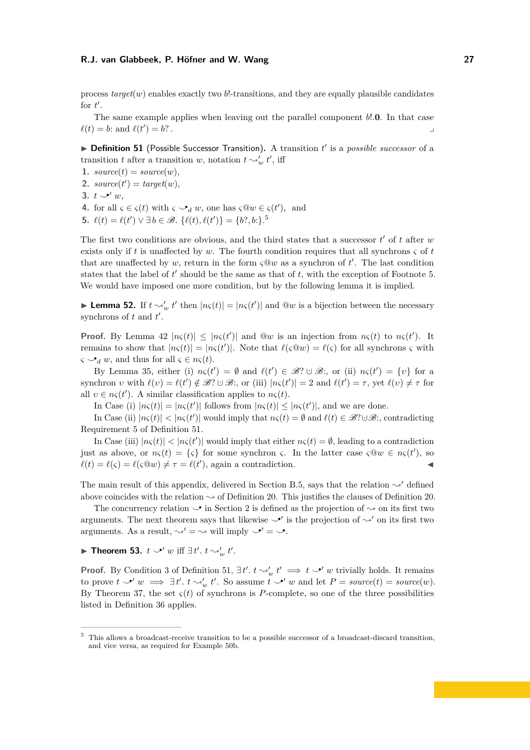process $target(w)$ enables exactly two $b!$-transitions, and they are equally plausible candidates for $t'$.

The same example applies when leaving out the parallel component $b!.\mathbf{0}$. In that case $\ell(t) = b{:}$ and $\ell(t') = b?$. ⌟

▶ **Definition 51** (Possible Successor Transition). A transition $t'$ is a *possible successor* of a transition $t$ after a transition $w$, notation $t \leadsto'_w t'$, iff

1. $source(t) = source(w)$,
2. $source(t') = target(w)$,
3. $t \smile\!\!\!\bullet' \, w$,
4. for all $\varsigma \in \varsigma(t)$ with $\varsigma \smile\!\!\!\bullet_d \, w$, one has $\varsigma@w \in \varsigma(t')$, and
5. $\ell(t) = \ell(t') \vee \exists b \in \mathscr{B}.\ \{\ell(t), \ell(t')\} = \{b?, b{:}\}$.[5]

The first two conditions are obvious, and the third states that a successor $t'$ of $t$ after $w$ exists only if $t$ is unaffected by $w$. The fourth condition requires that all synchrons $\varsigma$ of $t$ that are unaffected by $w$, return in the form $\varsigma@w$ as a synchron of $t'$. The last condition states that the label of $t'$ should be the same as that of $t$, with the exception of Footnote 5. We would have imposed one more condition, but by the following lemma it is implied.

▶ **Lemma 52.** If $t \leadsto'_w t'$ then $|n\varsigma(t)| = |n\varsigma(t')|$ and $@w$ is a bijection between the necessary synchrons of $t$ and $t'$.

**Proof.** By Lemma 42 $|n\varsigma(t)| \leq |n\varsigma(t')|$ and $@w$ is an injection from $n\varsigma(t)$ to $n\varsigma(t')$. It remains to show that $|n\varsigma(t)| = |n\varsigma(t')|$. Note that $\ell(\varsigma@w) = \ell(\varsigma)$ for all synchrons $\varsigma$ with $\varsigma \smile\!\!\!\bullet_d \, w$, and thus for all $\varsigma \in n\varsigma(t)$.

By Lemma 35, either (i) $n\varsigma(t') = \emptyset$ and $\ell(t') \in \mathscr{B}? \cup \mathscr{B}{:}$, or (ii) $n\varsigma(t') = \{\upsilon\}$ for a synchron $\upsilon$ with $\ell(\upsilon) = \ell(t') \notin \mathscr{B}? \cup \mathscr{B}{:}$, or (iii) $|n\varsigma(t')| = 2$ and $\ell(t') = \tau$, yet $\ell(\upsilon) \neq \tau$ for all $\upsilon \in n\varsigma(t')$. A similar classification applies to $n\varsigma(t)$.

In Case (i) $|n\varsigma(t)| = |n\varsigma(t')|$ follows from $|n\varsigma(t)| \leq |n\varsigma(t')|$, and we are done.

In Case (ii) $|n\varsigma(t)| < |n\varsigma(t')|$ would imply that $n\varsigma(t) = \emptyset$ and $\ell(t) \in \mathscr{B}? \cup \mathscr{B}{:}$, contradicting Requirement 5 of Definition 51.

In Case (iii) $|n\varsigma(t)| < |n\varsigma(t')|$ would imply that either $n\varsigma(t) = \emptyset$, leading to a contradiction just as above, or $n\varsigma(t) = \{\varsigma\}$ for some synchron $\varsigma$. In the latter case $\varsigma@w \in n\varsigma(t')$, so $\ell(t) = \ell(\varsigma) = \ell(\varsigma@w) \neq \tau = \ell(t')$, again a contradiction. ◀

The main result of this appendix, delivered in Section B.5, says that the relation $\leadsto'$ defined above coincides with the relation $\leadsto$ of Definition 20. This justifies the clauses of Definition 20.

The concurrency relation $\smile\!\!\!\bullet$ in Section 2 is defined as the projection of $\leadsto$ on its first two arguments. The next theorem says that likewise $\smile\!\!\!\bullet'$ is the projection of $\leadsto'$ on its first two arguments. As a result, $\leadsto' = \leadsto$ will imply $\smile\!\!\!\bullet' = \smile\!\!\!\bullet$.

▶ **Theorem 53.** $t \smile\!\!\!\bullet' \, w$ iff $\exists t'.\ t \leadsto'_w t'$.

**Proof.** By Condition 3 of Definition 51, $\exists t'.\ t \leadsto'_w t' \implies t \smile\!\!\!\bullet' \, w$ trivially holds. It remains to prove $t \smile\!\!\!\bullet' \, w \implies \exists t'.\ t \leadsto'_w t'$. So assume $t \smile\!\!\!\bullet' \, w$ and let $P = source(t) = source(w)$. By Theorem 37, the set $\varsigma(t)$ of synchrons is $P$-complete, so one of the three possibilities listed in Definition 36 applies.

---

[5] This allows a broadcast-receive transition to be a possible successor of a broadcast-discard transition, and vice versa, as required for Example 50b.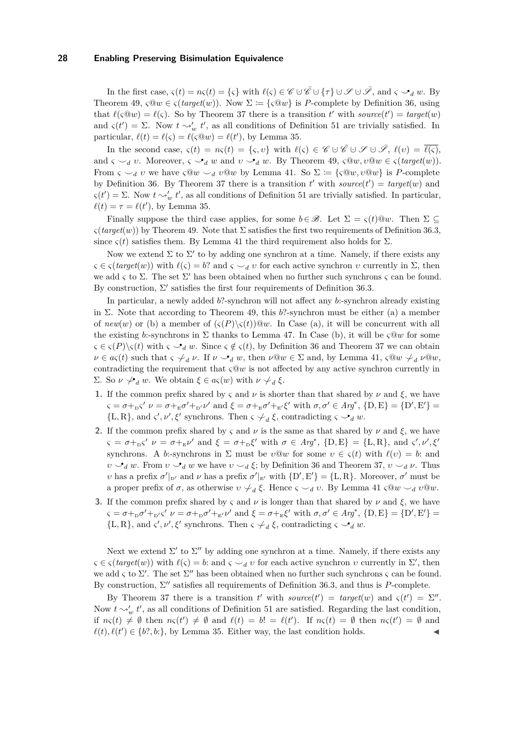In the first case, $\varsigma(t) = n\varsigma(t) = \{\varsigma\}$ with $\ell(\varsigma) \in \mathscr{C} \uplus \bar{\mathscr{C}} \uplus \{\tau\} \uplus \mathscr{S} \uplus \bar{\mathscr{S}}$, and $\varsigma \smile\!\!\bullet_d\, w$. By Theorem 49, $\varsigma@w \in \varsigma(target(w))$. Now $\Sigma := \{\varsigma@w\}$ is $P$-complete by Definition 36, using that $\ell(\varsigma@w) = \ell(\varsigma)$. So by Theorem 37 there is a transition $t'$ with $source(t') = target(w)$ and $\varsigma(t') = \Sigma$. Now $t \rightsquigarrow'_w t'$, as all conditions of Definition 51 are trivially satisfied. In particular, $\ell(t) = \ell(\varsigma) = \ell(\varsigma@w) = \ell(t')$, by Lemma 35.

In the second case, $\varsigma(t) = n\varsigma(t) = \{\varsigma, \upsilon\}$ with $\ell(\varsigma) \in \mathscr{C} \uplus \bar{\mathscr{C}} \uplus \mathscr{S} \uplus \bar{\mathscr{S}}$, $\ell(\upsilon) = \overline{\ell(\varsigma)}$, and $\varsigma \smile_d \upsilon$. Moreover, $\varsigma \smile\!\!\bullet_d\, w$ and $\upsilon \smile\!\!\bullet_d\, w$. By Theorem 49, $\varsigma@w, \upsilon@w \in \varsigma(target(w))$. From $\varsigma \smile_d \upsilon$ we have $\varsigma@w \smile_d \upsilon@w$ by Lemma 41. So $\Sigma := \{\varsigma@w, \upsilon@w\}$ is $P$-complete by Definition 36. By Theorem 37 there is a transition $t'$ with $source(t') = target(w)$ and $\varsigma(t') = \Sigma$. Now $t \rightsquigarrow'_w t'$, as all conditions of Definition 51 are trivially satisfied. In particular, $\ell(t) = \tau = \ell(t')$, by Lemma 35.

Finally suppose the third case applies, for some $b \in \mathscr{B}$. Let $\Sigma = \varsigma(t)@w$. Then $\Sigma \subseteq \varsigma(target(w))$ by Theorem 49. Note that $\Sigma$ satisfies the first two requirements of Definition 36.3, since $\varsigma(t)$ satisfies them. By Lemma 41 the third requirement also holds for $\Sigma$.

Now we extend $\Sigma$ to $\Sigma'$ by adding one synchron at a time. Namely, if there exists any $\varsigma \in \varsigma(target(w))$ with $\ell(\varsigma) = b?$ and $\varsigma \smile_d \upsilon$ for each active synchron $\upsilon$ currently in $\Sigma$, then we add $\varsigma$ to $\Sigma$. The set $\Sigma'$ has been obtained when no further such synchrons $\varsigma$ can be found. By construction, $\Sigma'$ satisfies the first four requirements of Definition 36.3.

In particular, a newly added $b?$-synchron will not affect any $b{:}$-synchron already existing in $\Sigma$. Note that according to Theorem 49, this $b?$-synchron must be either (a) a member of $new(w)$ or (b) a member of $(\varsigma(P)\backslash\varsigma(t))@w$. In Case (a), it will be concurrent with all the existing $b{:}$-synchrons in $\Sigma$ thanks to Lemma 47. In Case (b), it will be $\varsigma@w$ for some $\varsigma \in \varsigma(P)\backslash\varsigma(t)$ with $\varsigma \smile\!\!\bullet_d\, w$. Since $\varsigma \notin \varsigma(t)$, by Definition 36 and Theorem 37 we can obtain $\nu \in a\varsigma(t)$ such that $\varsigma \not\smile_d \nu$. If $\nu \smile\!\!\bullet_d\, w$, then $\nu@w \in \Sigma$ and, by Lemma 41, $\varsigma@w \not\smile_d \nu@w$, contradicting the requirement that $\varsigma@w$ is not affected by any active synchron currently in $\Sigma$. So $\nu \not\smile\!\!\bullet_d\, w$. We obtain $\xi \in a\varsigma(w)$ with $\nu \not\smile_d \xi$.

1. If the common prefix shared by $\varsigma$ and $\nu$ is shorter than that shared by $\nu$ and $\xi$, we have $\varsigma = \sigma +_{\mathrm{D}} \varsigma'$ $\nu = \sigma +_{\mathrm{E}} \sigma' +_{\mathrm{D}'} \nu'$ and $\xi = \sigma +_{\mathrm{E}} \sigma' +_{\mathrm{E}'} \xi'$ with $\sigma, \sigma' \in Arg^*$, $\{\mathrm{D}, \mathrm{E}\} = \{\mathrm{D}', \mathrm{E}'\} = \{\mathrm{L}, \mathrm{R}\}$, and $\varsigma', \nu', \xi'$ synchrons. Then $\varsigma \not\smile_d \xi$, contradicting $\varsigma \smile\!\!\bullet_d\, w$.
2. If the common prefix shared by $\varsigma$ and $\nu$ is the same as that shared by $\nu$ and $\xi$, we have $\varsigma = \sigma +_{\mathrm{D}} \varsigma'$ $\nu = \sigma +_{\mathrm{E}} \nu'$ and $\xi = \sigma +_{\mathrm{D}} \xi'$ with $\sigma \in Arg^*$, $\{\mathrm{D}, \mathrm{E}\} = \{\mathrm{L}, \mathrm{R}\}$, and $\varsigma', \nu', \xi'$ synchrons. A $b{:}$-synchrons in $\Sigma$ must be $\upsilon@w$ for some $\upsilon \in \varsigma(t)$ with $\ell(\upsilon) = b{:}$ and $\upsilon \smile\!\!\bullet_d\, w$. From $\upsilon \smile\!\!\bullet_d\, w$ we have $\upsilon \smile_d \xi$; by Definition 36 and Theorem 37, $\upsilon \smile_d \nu$. Thus $\upsilon$ has a prefix $\sigma'|_{\mathrm{D}'}$ and $\nu$ has a prefix $\sigma'|_{\mathrm{E}'}$ with $\{\mathrm{D}', \mathrm{E}'\} = \{\mathrm{L}, \mathrm{R}\}$. Moreover, $\sigma'$ must be a proper prefix of $\sigma$, as otherwise $\upsilon \not\smile_d \xi$. Hence $\varsigma \smile_d \upsilon$. By Lemma 41 $\varsigma@w \smile_d \upsilon@w$.
3. If the common prefix shared by $\varsigma$ and $\nu$ is longer than that shared by $\nu$ and $\xi$, we have $\varsigma = \sigma +_{\mathrm{D}} \sigma' +_{\mathrm{D}'} \varsigma'$ $\nu = \sigma +_{\mathrm{D}} \sigma' +_{\mathrm{E}'} \nu'$ and $\xi = \sigma +_{\mathrm{E}} \xi'$ with $\sigma, \sigma' \in Arg^*$, $\{\mathrm{D}, \mathrm{E}\} = \{\mathrm{D}', \mathrm{E}'\} = \{\mathrm{L}, \mathrm{R}\}$, and $\varsigma', \nu', \xi'$ synchrons. Then $\varsigma \not\smile_d \xi$, contradicting $\varsigma \smile\!\!\bullet_d\, w$.

Next we extend $\Sigma'$ to $\Sigma''$ by adding one synchron at a time. Namely, if there exists any $\varsigma \in \varsigma(target(w))$ with $\ell(\varsigma) = b{:}$ and $\varsigma \smile_d \upsilon$ for each active synchron $\upsilon$ currently in $\Sigma'$, then we add $\varsigma$ to $\Sigma'$. The set $\Sigma''$ has been obtained when no further such synchrons $\varsigma$ can be found. By construction, $\Sigma''$ satisfies all requirements of Definition 36.3, and thus is $P$-complete.

By Theorem 37 there is a transition $t'$ with $source(t') = target(w)$ and $\varsigma(t') = \Sigma''$. Now $t \rightsquigarrow'_w t'$, as all conditions of Definition 51 are satisfied. Regarding the last condition, if $n\varsigma(t) \neq \emptyset$ then $n\varsigma(t') \neq \emptyset$ and $\ell(t) = b! = \ell(t')$. If $n\varsigma(t) = \emptyset$ then $n\varsigma(t') = \emptyset$ and $\ell(t), \ell(t') \in \{b?, b{:}\}$, by Lemma 35. Either way, the last condition holds. ◀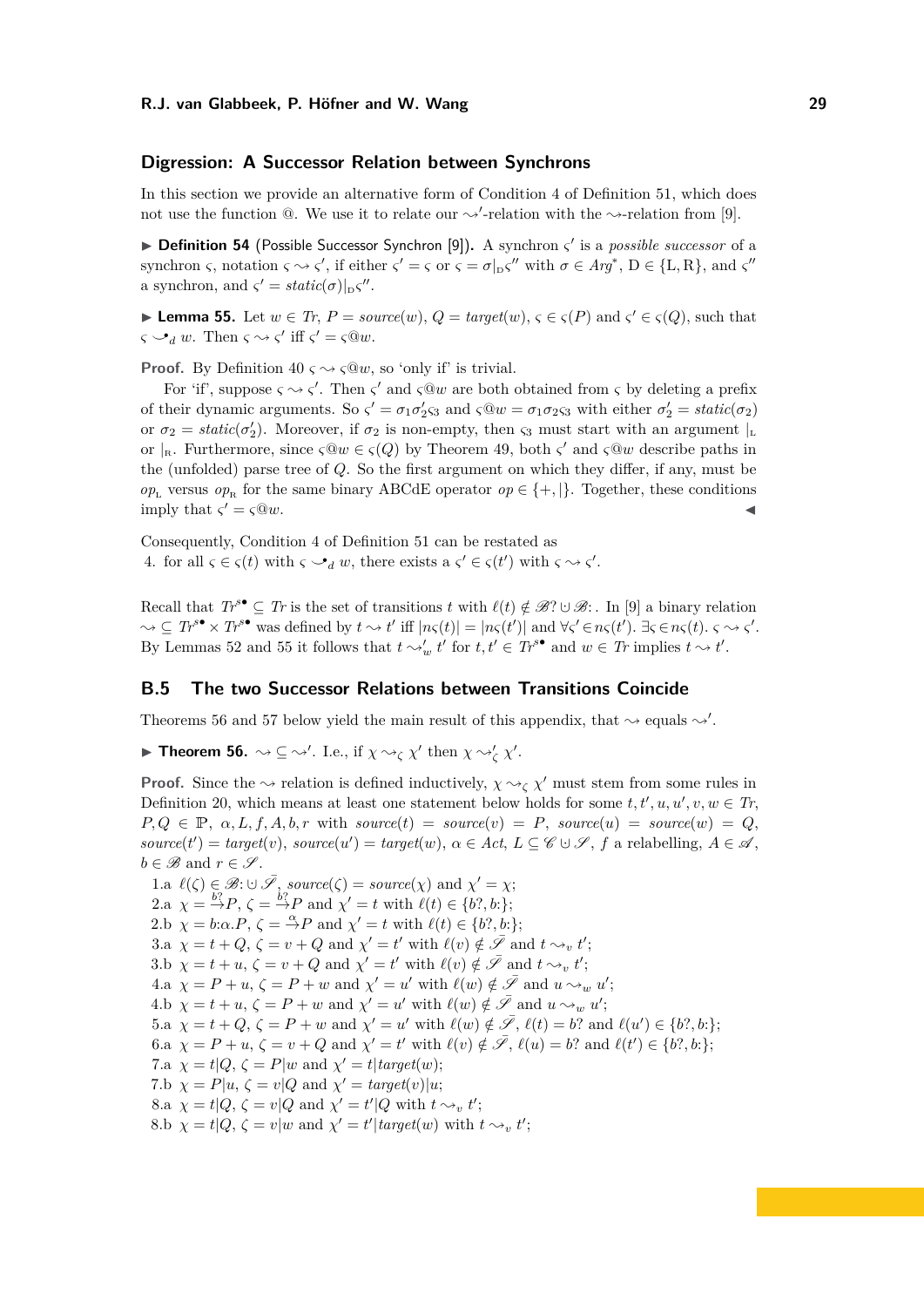### Digression: A Successor Relation between Synchrons

In this section we provide an alternative form of Condition 4 of Definition 51, which does not use the function @. We use it to relate our $\leadsto'$-relation with the $\leadsto$-relation from [9].

▶ **Definition 54** (Possible Successor Synchron [9])**.** A synchron $\varsigma'$ is a *possible successor* of a synchron $\varsigma$, notation $\varsigma \leadsto \varsigma'$, if either $\varsigma' = \varsigma$ or $\varsigma = \sigma|_{\rm D}\varsigma''$ with $\sigma \in \mathit{Arg}^*$, $\mathrm{D} \in \{\mathrm{L}, \mathrm{R}\}$, and $\varsigma''$ a synchron, and $\varsigma' = \mathit{static}(\sigma)|_{\rm D}\varsigma''$.

▶ **Lemma 55.** Let $w \in \mathit{Tr}$, $P = \mathit{source}(w)$, $Q = \mathit{target}(w)$, $\varsigma \in \varsigma(P)$ and $\varsigma' \in \varsigma(Q)$, such that $\varsigma \smile\!\!\!\bullet_d\, w$. Then $\varsigma \leadsto \varsigma'$ iff $\varsigma' = \varsigma@w$.

**Proof.** By Definition 40 $\varsigma \leadsto \varsigma@w$, so 'only if' is trivial.

For 'if', suppose $\varsigma \leadsto \varsigma'$. Then $\varsigma'$ and $\varsigma@w$ are both obtained from $\varsigma$ by deleting a prefix of their dynamic arguments. So $\varsigma' = \sigma_1\sigma_2'\varsigma_3$ and $\varsigma@w = \sigma_1\sigma_2\varsigma_3$ with either $\sigma_2' = \mathit{static}(\sigma_2)$ or $\sigma_2 = \mathit{static}(\sigma_2')$. Moreover, if $\sigma_2$ is non-empty, then $\varsigma_3$ must start with an argument $|_{\rm L}$ or $|_{\rm R}$. Furthermore, since $\varsigma@w \in \varsigma(Q)$ by Theorem 49, both $\varsigma'$ and $\varsigma@w$ describe paths in the (unfolded) parse tree of $Q$. So the first argument on which they differ, if any, must be $op_{\rm L}$ versus $op_{\rm R}$ for the same binary ABCdE operator $op \in \{+, |\}$. Together, these conditions imply that $\varsigma' = \varsigma@w$. ◀

Consequently, Condition 4 of Definition 51 can be restated as

4. for all $\varsigma \in \varsigma(t)$ with $\varsigma \smile\!\!\!\bullet_d\, w$, there exists a $\varsigma' \in \varsigma(t')$ with $\varsigma \leadsto \varsigma'$.

Recall that $\mathit{Tr}^{s^\bullet} \subseteq \mathit{Tr}$ is the set of transitions $t$ with $\ell(t) \notin \mathscr{B}?\cup\mathscr{B}{:}$. In [9] a binary relation $\leadsto \subseteq \mathit{Tr}^{s^\bullet} \times \mathit{Tr}^{s^\bullet}$ was defined by $t \leadsto t'$ iff $|n\varsigma(t)| = |n\varsigma(t')|$ and $\forall\varsigma' \in n\varsigma(t').\ \exists\varsigma \in n\varsigma(t).\ \varsigma \leadsto \varsigma'$. By Lemmas 52 and 55 it follows that $t \leadsto'_w t'$ for $t, t' \in \mathit{Tr}^{s^\bullet}$ and $w \in \mathit{Tr}$ implies $t \leadsto t'$.

## B.5 The two Successor Relations between Transitions Coincide

Theorems 56 and 57 below yield the main result of this appendix, that $\leadsto$ equals $\leadsto'$.

▶ **Theorem 56.** $\leadsto \subseteq \leadsto'$. I.e., if $\chi \leadsto_\zeta \chi'$ then $\chi \leadsto'_\zeta \chi'$.

**Proof.** Since the $\leadsto$ relation is defined inductively, $\chi \leadsto_\zeta \chi'$ must stem from some rules in Definition 20, which means at least one statement below holds for some $t, t', u, u', v, w \in \mathit{Tr}$, $P, Q \in \mathbb{P}$, $\alpha, L, f, A, b, r$ with $\mathit{source}(t) = \mathit{source}(v) = P$, $\mathit{source}(u) = \mathit{source}(w) = Q$, $\mathit{source}(t') = \mathit{target}(v)$, $\mathit{source}(u') = \mathit{target}(w)$, $\alpha \in \mathit{Act}$, $L \subseteq \mathscr{C} \cup \mathscr{S}$, $f$ a relabelling, $A \in \mathscr{A}$, $b \in \mathscr{B}$ and $r \in \mathscr{S}$.

1.a $\ell(\zeta) \in \mathscr{B}{:} \cup \bar{\mathscr{S}}$, $\mathit{source}(\zeta) = \mathit{source}(\chi)$ and $\chi' = \chi$;
2.a $\chi = \xrightarrow{b?}P$, $\zeta = \xrightarrow{b?}P$ and $\chi' = t$ with $\ell(t) \in \{b?, b{:}\}$;
2.b $\chi = b{:}\alpha.P$, $\zeta = \xrightarrow{\alpha}P$ and $\chi' = t$ with $\ell(t) \in \{b?, b{:}\}$;
3.a $\chi = t + Q$, $\zeta = v + Q$ and $\chi' = t'$ with $\ell(v) \notin \bar{\mathscr{S}}$ and $t \leadsto_v t'$;
3.b $\chi = t + u$, $\zeta = v + Q$ and $\chi' = t'$ with $\ell(v) \notin \bar{\mathscr{S}}$ and $t \leadsto_v t'$;
4.a $\chi = P + u$, $\zeta = P + w$ and $\chi' = u'$ with $\ell(w) \notin \bar{\mathscr{S}}$ and $u \leadsto_w u'$;
4.b $\chi = t + u$, $\zeta = P + w$ and $\chi' = u'$ with $\ell(w) \notin \bar{\mathscr{S}}$ and $u \leadsto_w u'$;
5.a $\chi = t + Q$, $\zeta = P + w$ and $\chi' = u'$ with $\ell(w) \notin \bar{\mathscr{S}}$, $\ell(t) = b?$ and $\ell(u') \in \{b?, b{:}\}$;
6.a $\chi = P + u$, $\zeta = v + Q$ and $\chi' = t'$ with $\ell(v) \notin \bar{\mathscr{S}}$, $\ell(u) = b?$ and $\ell(t') \in \{b?, b{:}\}$;
7.a $\chi = t|Q$, $\zeta = P|w$ and $\chi' = t|\mathit{target}(w)$;
7.b $\chi = P|u$, $\zeta = v|Q$ and $\chi' = \mathit{target}(v)|u$;
8.a $\chi = t|Q$, $\zeta = v|Q$ and $\chi' = t'|Q$ with $t \leadsto_v t'$;
8.b $\chi = t|Q$, $\zeta = v|w$ and $\chi' = t'|\mathit{target}(w)$ with $t \leadsto_v t'$;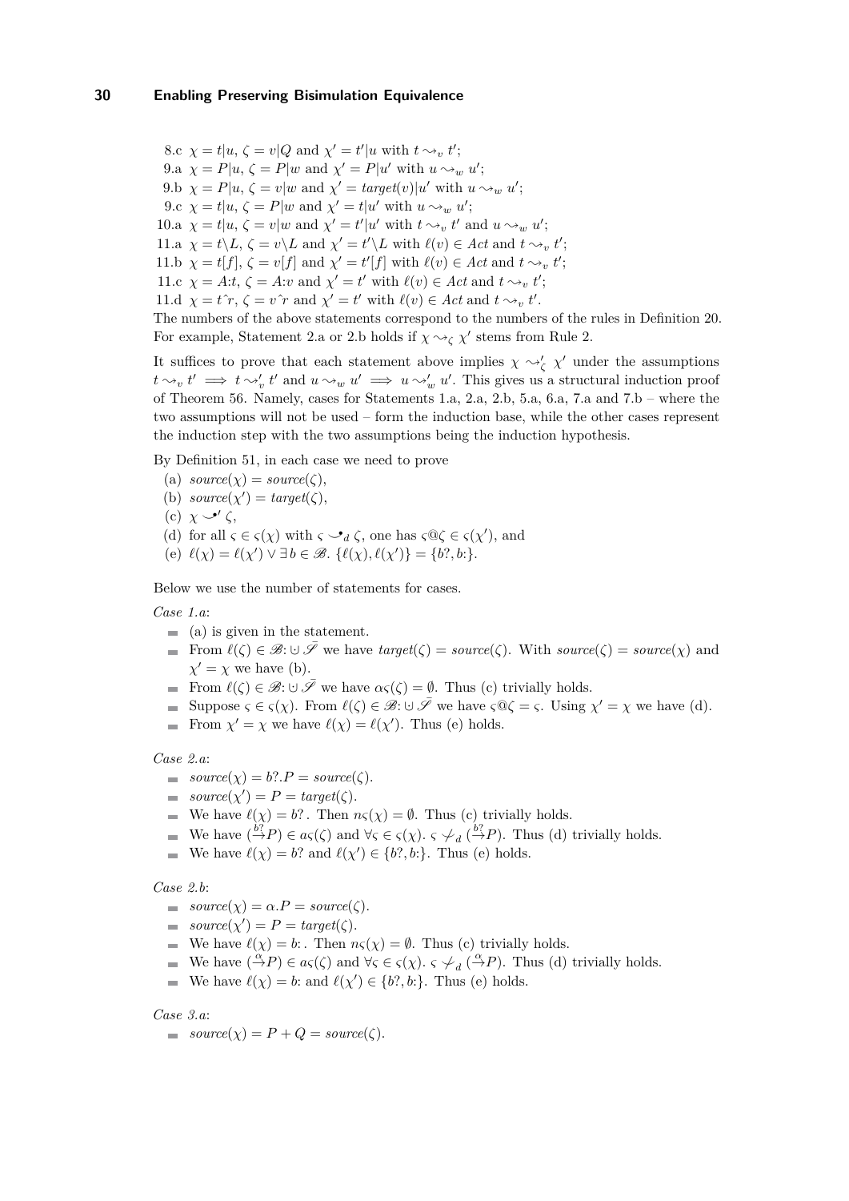8.c $\chi = t|u$, $\zeta = v|Q$ and $\chi' = t'|u$ with $t \rightsquigarrow_v t'$;

9.a $\chi = P|u$, $\zeta = P|w$ and $\chi' = P|u'$ with $u \rightsquigarrow_w u'$;

9.b $\chi = P|u$, $\zeta = v|w$ and $\chi' = \mathit{target}(v)|u'$ with $u \rightsquigarrow_w u'$;

9.c $\chi = t|u$, $\zeta = P|w$ and $\chi' = t|u'$ with $u \rightsquigarrow_w u'$;

10.a $\chi = t|u$, $\zeta = v|w$ and $\chi' = t'|u'$ with $t \rightsquigarrow_v t'$ and $u \rightsquigarrow_w u'$;

11.a $\chi = t\backslash L$, $\zeta = v\backslash L$ and $\chi' = t'\backslash L$ with $\ell(v) \in Act$ and $t \rightsquigarrow_v t'$;

11.b $\chi = t[f]$, $\zeta = v[f]$ and $\chi' = t'[f]$ with $\ell(v) \in Act$ and $t \rightsquigarrow_v t'$;

11.c $\chi = A{:}t$, $\zeta = A{:}v$ and $\chi' = t'$ with $\ell(v) \in Act$ and $t \rightsquigarrow_v t'$;

11.d $\chi = t\hat{\ }r$, $\zeta = v\hat{\ }r$ and $\chi' = t'$ with $\ell(v) \in Act$ and $t \rightsquigarrow_v t'$.

The numbers of the above statements correspond to the numbers of the rules in Definition 20. For example, Statement 2.a or 2.b holds if $\chi \rightsquigarrow_\zeta \chi'$ stems from Rule 2.

It suffices to prove that each statement above implies $\chi \rightsquigarrow'_\zeta \chi'$ under the assumptions $t \rightsquigarrow_v t' \implies t \rightsquigarrow'_v t'$ and $u \rightsquigarrow_w u' \implies u \rightsquigarrow'_w u'$. This gives us a structural induction proof of Theorem 56. Namely, cases for Statements 1.a, 2.a, 2.b, 5.a, 6.a, 7.a and 7.b – where the two assumptions will not be used – form the induction base, while the other cases represent the induction step with the two assumptions being the induction hypothesis.

By Definition 51, in each case we need to prove

(a) $\mathit{source}(\chi) = \mathit{source}(\zeta)$,

(b) $\mathit{source}(\chi') = \mathit{target}(\zeta)$,

(c) $\chi \smile\!\!\bullet' \zeta$,

(d) for all $\varsigma \in \varsigma(\chi)$ with $\varsigma \smile\!\!\bullet_d \zeta$, one has $\varsigma @ \zeta \in \varsigma(\chi')$, and

(e) $\ell(\chi) = \ell(\chi') \vee \exists\, b \in \mathscr{B}.\ \{\ell(\chi), \ell(\chi')\} = \{b?, b{:}\}$.

Below we use the number of statements for cases.

*Case 1.a*:

- (a) is given in the statement.
- From $\ell(\zeta) \in \mathscr{B}{:} \uplus \bar{\mathscr{S}}$ we have $\mathit{target}(\zeta) = \mathit{source}(\zeta)$. With $\mathit{source}(\zeta) = \mathit{source}(\chi)$ and $\chi' = \chi$ we have (b).
- From $\ell(\zeta) \in \mathscr{B}{:} \uplus \bar{\mathscr{S}}$ we have $a\varsigma(\zeta) = \emptyset$. Thus (c) trivially holds.
- Suppose $\varsigma \in \varsigma(\chi)$. From $\ell(\zeta) \in \mathscr{B}{:} \uplus \bar{\mathscr{S}}$ we have $\varsigma @ \zeta = \varsigma$. Using $\chi' = \chi$ we have (d).
- From $\chi' = \chi$ we have $\ell(\chi) = \ell(\chi')$. Thus (e) holds.

*Case 2.a*:

- $\mathit{source}(\chi) = b?.P = \mathit{source}(\zeta)$.
- $\mathit{source}(\chi') = P = \mathit{target}(\zeta)$.
- We have $\ell(\chi) = b?$. Then $n\varsigma(\chi) = \emptyset$. Thus (c) trivially holds.
- We have $(\stackrel{b?}{\rightarrow}P) \in a\varsigma(\zeta)$ and $\forall \varsigma \in \varsigma(\chi).\ \varsigma \not\smile\!\!\bullet_d (\stackrel{b?}{\rightarrow}P)$. Thus (d) trivially holds.
- We have $\ell(\chi) = b?$ and $\ell(\chi') \in \{b?, b{:}\}$. Thus (e) holds.

*Case 2.b*:

- $\mathit{source}(\chi) = \alpha.P = \mathit{source}(\zeta)$.
- $\mathit{source}(\chi') = P = \mathit{target}(\zeta)$.
- We have $\ell(\chi) = b{:}$. Then $n\varsigma(\chi) = \emptyset$. Thus (c) trivially holds.
- We have $(\stackrel{\alpha}{\rightarrow}P) \in a\varsigma(\zeta)$ and $\forall \varsigma \in \varsigma(\chi).\ \varsigma \not\smile\!\!\bullet_d (\stackrel{\alpha}{\rightarrow}P)$. Thus (d) trivially holds.
- We have $\ell(\chi) = b{:}$ and $\ell(\chi') \in \{b?, b{:}\}$. Thus (e) holds.

*Case 3.a*:

- $\mathit{source}(\chi) = P + Q = \mathit{source}(\zeta)$.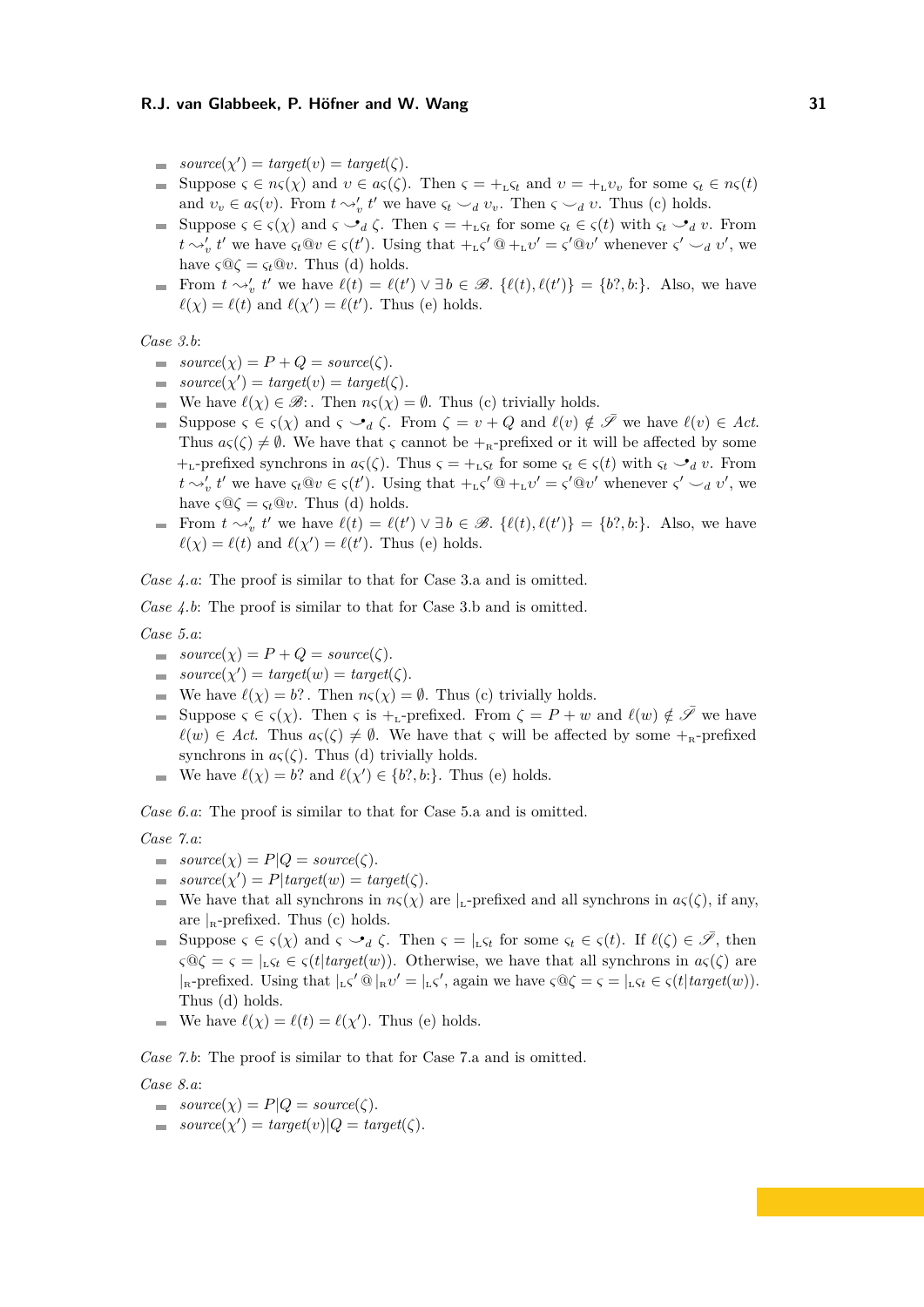- $source(\chi') = target(\upsilon) = target(\zeta)$.
- Suppose $\varsigma \in n\varsigma(\chi)$ and $\upsilon \in a\varsigma(\zeta)$. Then $\varsigma = +_{\text{L}}\varsigma_t$ and $\upsilon = +_{\text{L}}\upsilon_v$ for some $\varsigma_t \in n\varsigma(t)$ and $\upsilon_v \in a\varsigma(v)$. From $t \leadsto'_v t'$ we have $\varsigma_t \smile_d \upsilon_v$. Then $\varsigma \smile_d \upsilon$. Thus (c) holds.
- Suppose $\varsigma \in \varsigma(\chi)$ and $\varsigma \smile\!\!\!\bullet_d\, \zeta$. Then $\varsigma = +_{\text{L}}\varsigma_t$ for some $\varsigma_t \in \varsigma(t)$ with $\varsigma_t \smile\!\!\!\bullet_d\, v$. From $t \leadsto'_v t'$ we have $\varsigma_t @ v \in \varsigma(t')$. Using that $+_{\text{L}}\varsigma' @ +_{\text{L}}\upsilon' = \varsigma' @ \upsilon'$ whenever $\varsigma' \smile_d \upsilon'$, we have $\varsigma @ \zeta = \varsigma_t @ v$. Thus (d) holds.
- From $t \leadsto'_v t'$ we have $\ell(t) = \ell(t') \vee \exists\, b \in \mathscr{B}.\ \{\ell(t), \ell(t')\} = \{b?, b{:}\}$. Also, we have $\ell(\chi) = \ell(t)$ and $\ell(\chi') = \ell(t')$. Thus (e) holds.

*Case 3.b*:

- $source(\chi) = P + Q = source(\zeta)$.
- $source(\chi') = target(\upsilon) = target(\zeta)$.
- We have $\ell(\chi) \in \mathscr{B}{:}$. Then $n\varsigma(\chi) = \emptyset$. Thus (c) trivially holds.
- Suppose $\varsigma \in \varsigma(\chi)$ and $\varsigma \smile\!\!\!\bullet_d\, \zeta$. From $\zeta = v + Q$ and $\ell(v) \notin \bar{\mathscr{S}}$ we have $\ell(v) \in Act$. Thus $a\varsigma(\zeta) \neq \emptyset$. We have that $\varsigma$ cannot be $+_{\text{R}}$-prefixed or it will be affected by some $+_{\text{L}}$-prefixed synchrons in $a\varsigma(\zeta)$. Thus $\varsigma = +_{\text{L}}\varsigma_t$ for some $\varsigma_t \in \varsigma(t)$ with $\varsigma_t \smile\!\!\!\bullet_d\, v$. From $t \leadsto'_v t'$ we have $\varsigma_t @ v \in \varsigma(t')$. Using that $+_{\text{L}}\varsigma' @ +_{\text{L}}\upsilon' = \varsigma' @ \upsilon'$ whenever $\varsigma' \smile_d \upsilon'$, we have $\varsigma @ \zeta = \varsigma_t @ v$. Thus (d) holds.
- From $t \leadsto'_v t'$ we have $\ell(t) = \ell(t') \vee \exists\, b \in \mathscr{B}.\ \{\ell(t), \ell(t')\} = \{b?, b{:}\}$. Also, we have $\ell(\chi) = \ell(t)$ and $\ell(\chi') = \ell(t')$. Thus (e) holds.

*Case 4.a*: The proof is similar to that for Case 3.a and is omitted.

*Case 4.b*: The proof is similar to that for Case 3.b and is omitted.

*Case 5.a*:

- $source(\chi) = P + Q = source(\zeta)$.
- $source(\chi') = target(w) = target(\zeta)$.
- We have $\ell(\chi) = b?$. Then $n\varsigma(\chi) = \emptyset$. Thus (c) trivially holds.
- Suppose $\varsigma \in \varsigma(\chi)$. Then $\varsigma$ is $+_{\text{L}}$-prefixed. From $\zeta = P + w$ and $\ell(w) \notin \bar{\mathscr{S}}$ we have $\ell(w) \in Act$. Thus $a\varsigma(\zeta) \neq \emptyset$. We have that $\varsigma$ will be affected by some $+_{\text{R}}$-prefixed synchrons in $a\varsigma(\zeta)$. Thus (d) trivially holds.
- We have $\ell(\chi) = b?$ and $\ell(\chi') \in \{b?, b{:}\}$. Thus (e) holds.

*Case 6.a*: The proof is similar to that for Case 5.a and is omitted.

*Case 7.a*:

- $source(\chi) = P|Q = source(\zeta)$.
- $source(\chi') = P|target(w) = target(\zeta)$.
- We have that all synchrons in $n\varsigma(\chi)$ are $|_{\text{L}}$-prefixed and all synchrons in $a\varsigma(\zeta)$, if any, are $|_{\text{R}}$-prefixed. Thus (c) holds.
- Suppose $\varsigma \in \varsigma(\chi)$ and $\varsigma \smile\!\!\!\bullet_d\, \zeta$. Then $\varsigma = |_{\text{L}}\varsigma_t$ for some $\varsigma_t \in \varsigma(t)$. If $\ell(\zeta) \in \bar{\mathscr{S}}$, then $\varsigma @ \zeta = \varsigma = |_{\text{L}}\varsigma_t \in \varsigma(t|target(w))$. Otherwise, we have that all synchrons in $a\varsigma(\zeta)$ are $|_{\text{R}}$-prefixed. Using that $|_{\text{L}}\varsigma' @ |_{\text{R}}\upsilon' = |_{\text{L}}\varsigma'$, again we have $\varsigma @ \zeta = \varsigma = |_{\text{L}}\varsigma_t \in \varsigma(t|target(w))$. Thus (d) holds.
- We have $\ell(\chi) = \ell(t) = \ell(\chi')$. Thus (e) holds.

*Case 7.b*: The proof is similar to that for Case 7.a and is omitted.

*Case 8.a*:

- $source(\chi) = P|Q = source(\zeta)$.
- $source(\chi') = target(v)|Q = target(\zeta)$.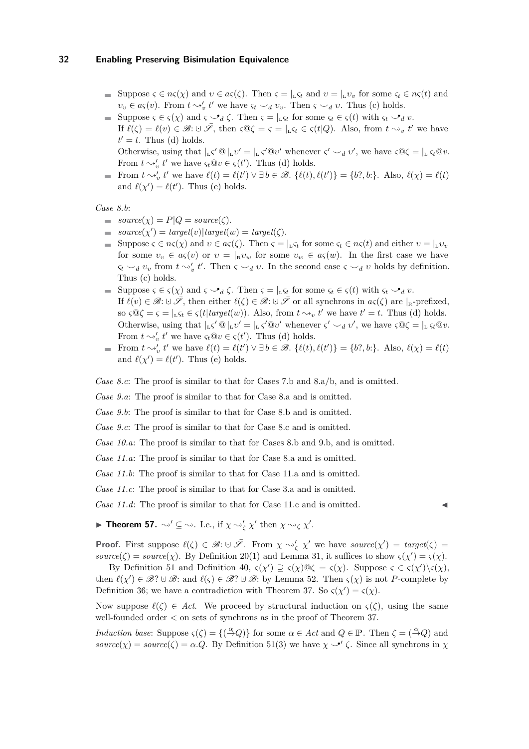- Suppose $\varsigma \in n\varsigma(\chi)$ and $\upsilon \in a\varsigma(\zeta)$. Then $\varsigma = |_{\text{L}}\varsigma_t$ and $\upsilon = |_{\text{L}}\upsilon_v$ for some $\varsigma_t \in n\varsigma(t)$ and $\upsilon_v \in a\varsigma(v)$. From $t \rightsquigarrow'_v t'$ we have $\varsigma_t \smile_d \upsilon_v$. Then $\varsigma \smile_d \upsilon$. Thus (c) holds.
- Suppose $\varsigma \in \varsigma(\chi)$ and $\varsigma \smile^{\bullet}_d \zeta$. Then $\varsigma = |_{\text{L}}\varsigma_t$ for some $\varsigma_t \in \varsigma(t)$ with $\varsigma_t \smile^{\bullet}_d v$.
  If $\ell(\zeta) = \ell(v) \in \mathscr{B}{:} \cup \bar{\mathscr{S}}$, then $\varsigma@\zeta = \varsigma = |_{\text{L}}\varsigma_t \in \varsigma(t|Q)$. Also, from $t \rightsquigarrow_v t'$ we have $t' = t$. Thus (d) holds.
  Otherwise, using that $|_{\text{L}}\varsigma' @ |_{\text{L}}\upsilon' = |_{\text{L}}\, \varsigma'@\upsilon'$ whenever $\varsigma' \smile_d \upsilon'$, we have $\varsigma@\zeta = |_{\text{L}}\, \varsigma_t@v$. From $t \rightsquigarrow'_v t'$ we have $\varsigma_t@v \in \varsigma(t')$. Thus (d) holds.
- From $t \rightsquigarrow'_v t'$ we have $\ell(t) = \ell(t') \vee \exists b \in \mathscr{B}.\ \{\ell(t), \ell(t')\} = \{b?, b{:}\}$. Also, $\ell(\chi) = \ell(t)$ and $\ell(\chi') = \ell(t')$. Thus (e) holds.

*Case 8.b*:

- $\textit{source}(\chi) = P|Q = \textit{source}(\zeta)$.
- $\textit{source}(\chi') = \textit{target}(v)|\textit{target}(w) = \textit{target}(\zeta)$.
- Suppose $\varsigma \in n\varsigma(\chi)$ and $\upsilon \in a\varsigma(\zeta)$. Then $\varsigma = |_{\text{L}}\varsigma_t$ for some $\varsigma_t \in n\varsigma(t)$ and either $\upsilon = |_{\text{L}}\upsilon_v$ for some $\upsilon_v \in a\varsigma(v)$ or $\upsilon = |_{\text{R}}\upsilon_w$ for some $\upsilon_w \in a\varsigma(w)$. In the first case we have $\varsigma_t \smile_d \upsilon_v$ from $t \rightsquigarrow'_v t'$. Then $\varsigma \smile_d \upsilon$. In the second case $\varsigma \smile_d \upsilon$ holds by definition. Thus (c) holds.
- Suppose $\varsigma \in \varsigma(\chi)$ and $\varsigma \smile^{\bullet}_d \zeta$. Then $\varsigma = |_{\text{L}}\varsigma_t$ for some $\varsigma_t \in \varsigma(t)$ with $\varsigma_t \smile^{\bullet}_d v$.
  If $\ell(v) \in \mathscr{B}{:} \cup \bar{\mathscr{S}}$, then either $\ell(\zeta) \in \mathscr{B}{:} \cup \bar{\mathscr{S}}$ or all synchrons in $a\varsigma(\zeta)$ are $|_{\text{R}}$-prefixed, so $\varsigma@\zeta = \varsigma = |_{\text{L}}\varsigma_t \in \varsigma(t|\textit{target}(w))$. Also, from $t \rightsquigarrow_v t'$ we have $t' = t$. Thus (d) holds.
  Otherwise, using that $|_{\text{L}}\varsigma' @ |_{\text{L}}\upsilon' = |_{\text{L}}\, \varsigma'@\upsilon'$ whenever $\varsigma' \smile_d \upsilon'$, we have $\varsigma@\zeta = |_{\text{L}}\, \varsigma_t@v$. From $t \rightsquigarrow'_v t'$ we have $\varsigma_t@v \in \varsigma(t')$. Thus (d) holds.
- From $t \rightsquigarrow'_v t'$ we have $\ell(t) = \ell(t') \vee \exists b \in \mathscr{B}.\ \{\ell(t), \ell(t')\} = \{b?, b{:}\}$. Also, $\ell(\chi) = \ell(t)$ and $\ell(\chi') = \ell(t')$. Thus (e) holds.

*Case 8.c*: The proof is similar to that for Cases 7.b and 8.a/b, and is omitted.

*Case 9.a*: The proof is similar to that for Case 8.a and is omitted.

*Case 9.b*: The proof is similar to that for Case 8.b and is omitted.

*Case 9.c*: The proof is similar to that for Case 8.c and is omitted.

*Case 10.a*: The proof is similar to that for Cases 8.b and 9.b, and is omitted.

*Case 11.a*: The proof is similar to that for Case 8.a and is omitted.

*Case 11.b*: The proof is similar to that for Case 11.a and is omitted.

*Case 11.c*: The proof is similar to that for Case 3.a and is omitted.

*Case 11.d*: The proof is similar to that for Case 11.c and is omitted. ◀

▶ **Theorem 57.** $\rightsquigarrow' \subseteq \rightsquigarrow$. I.e., if $\chi \rightsquigarrow'_\zeta \chi'$ then $\chi \rightsquigarrow_\zeta \chi'$.

**Proof.** First suppose $\ell(\zeta) \in \mathscr{B}{:} \cup \bar{\mathscr{S}}$. From $\chi \rightsquigarrow'_\zeta \chi'$ we have $\textit{source}(\chi') = \textit{target}(\zeta) = \textit{source}(\zeta) = \textit{source}(\chi)$. By Definition 20(1) and Lemma 31, it suffices to show $\varsigma(\chi') = \varsigma(\chi)$.

By Definition 51 and Definition 40, $\varsigma(\chi') \supseteq \varsigma(\chi)@\zeta = \varsigma(\chi)$. Suppose $\varsigma \in \varsigma(\chi')\backslash\varsigma(\chi)$, then $\ell(\chi') \in \mathscr{B}? \cup \mathscr{B}{:}$ and $\ell(\varsigma) \in \mathscr{B}? \cup \mathscr{B}{:}$ by Lemma 52. Then $\varsigma(\chi)$ is not $P$-complete by Definition 36; we have a contradiction with Theorem 37. So $\varsigma(\chi') = \varsigma(\chi)$.

Now suppose $\ell(\zeta) \in \textit{Act}$. We proceed by structural induction on $\varsigma(\zeta)$, using the same well-founded order $<$ on sets of synchrons as in the proof of Theorem 37.

*Induction base*: Suppose $\varsigma(\zeta) = \{(\stackrel{\alpha}{\rightarrow}Q)\}$ for some $\alpha \in \textit{Act}$ and $Q \in \mathbb{P}$. Then $\zeta = (\stackrel{\alpha}{\rightarrow}Q)$ and $\textit{source}(\chi) = \textit{source}(\zeta) = \alpha.Q$. By Definition 51(3) we have $\chi \smile^{\bullet\prime} \zeta$. Since all synchrons in $\chi$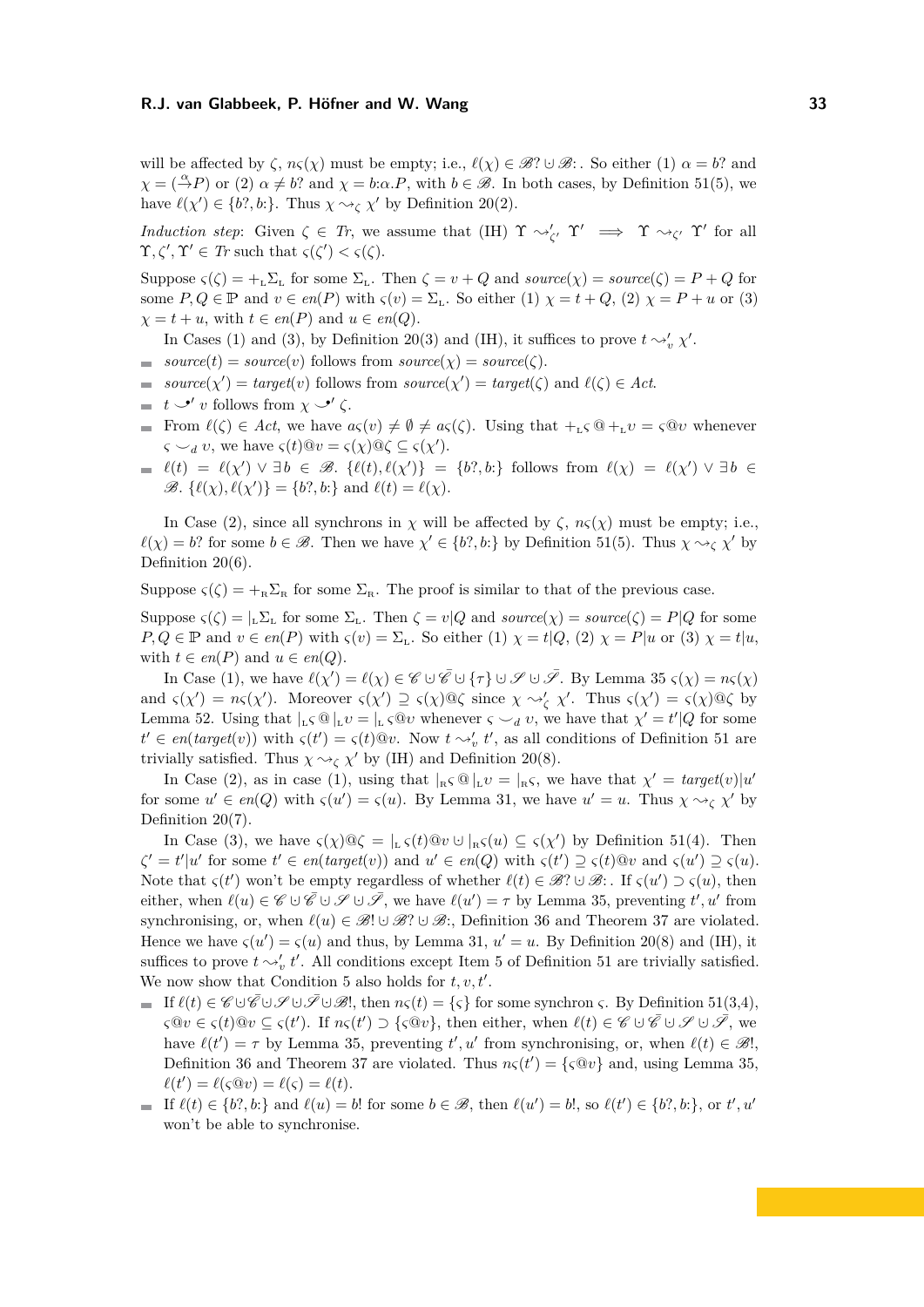will be affected by $\zeta$, $n\varsigma(\chi)$ must be empty; i.e., $\ell(\chi) \in \mathscr{B}? \cup \mathscr{B}{:}$. So either (1) $\alpha = b?$ and $\chi = (\xrightarrow{\alpha} P)$ or (2) $\alpha \neq b?$ and $\chi = b{:}\alpha.P$, with $b \in \mathscr{B}$. In both cases, by Definition 51(5), we have $\ell(\chi') \in \{b?, b{:}\}$. Thus $\chi \rightsquigarrow_\zeta \chi'$ by Definition 20(2).

*Induction step*: Given $\zeta \in \mathit{Tr}$, we assume that (IH) $\Upsilon \rightsquigarrow'_{\zeta'} \Upsilon' \implies \Upsilon \rightsquigarrow_{\zeta'} \Upsilon'$ for all $\Upsilon, \zeta', \Upsilon' \in \mathit{Tr}$ such that $\varsigma(\zeta') < \varsigma(\zeta)$.

Suppose $\varsigma(\zeta) = +_{\mathrm{L}}\Sigma_{\mathrm{L}}$ for some $\Sigma_{\mathrm{L}}$. Then $\zeta = v + Q$ and $\mathit{source}(\chi) = \mathit{source}(\zeta) = P + Q$ for some $P, Q \in \mathbb{P}$ and $v \in \mathit{en}(P)$ with $\varsigma(v) = \Sigma_{\mathrm{L}}$. So either (1) $\chi = t + Q$, (2) $\chi = P + u$ or (3) $\chi = t + u$, with $t \in \mathit{en}(P)$ and $u \in \mathit{en}(Q)$.

In Cases (1) and (3), by Definition 20(3) and (IH), it suffices to prove $t \rightsquigarrow'_v \chi'$.

- $\mathit{source}(t) = \mathit{source}(v)$ follows from $\mathit{source}(\chi) = \mathit{source}(\zeta)$.
- $\mathit{source}(\chi') = \mathit{target}(v)$ follows from $\mathit{source}(\chi') = \mathit{target}(\zeta)$ and $\ell(\zeta) \in \mathit{Act}$.
- $t \smile' v$ follows from $\chi \smile' \zeta$.
- From $\ell(\zeta) \in \mathit{Act}$, we have $a\varsigma(v) \neq \emptyset \neq a\varsigma(\zeta)$. Using that $+_{\mathrm{L}}\varsigma \,@\, +_{\mathrm{L}} v = \varsigma @ v$ whenever $\varsigma \smile_d v$, we have $\varsigma(t)@v = \varsigma(\chi)@\zeta \subseteq \varsigma(\chi')$.
- $\ell(t) = \ell(\chi') \vee \exists b \in \mathscr{B}.\ \{\ell(t), \ell(\chi')\} = \{b?, b{:}\}$ follows from $\ell(\chi) = \ell(\chi') \vee \exists b \in \mathscr{B}.\ \{\ell(\chi), \ell(\chi')\} = \{b?, b{:}\}$ and $\ell(t) = \ell(\chi)$.

In Case (2), since all synchrons in $\chi$ will be affected by $\zeta$, $n\varsigma(\chi)$ must be empty; i.e., $\ell(\chi) = b?$ for some $b \in \mathscr{B}$. Then we have $\chi' \in \{b?, b{:}\}$ by Definition 51(5). Thus $\chi \rightsquigarrow_\zeta \chi'$ by Definition 20(6).

Suppose $\varsigma(\zeta) = +_{\mathrm{R}}\Sigma_{\mathrm{R}}$ for some $\Sigma_{\mathrm{R}}$. The proof is similar to that of the previous case.

Suppose $\varsigma(\zeta) = |_{\mathrm{L}}\Sigma_{\mathrm{L}}$ for some $\Sigma_{\mathrm{L}}$. Then $\zeta = v|Q$ and $\mathit{source}(\chi) = \mathit{source}(\zeta) = P|Q$ for some $P, Q \in \mathbb{P}$ and $v \in \mathit{en}(P)$ with $\varsigma(v) = \Sigma_{\mathrm{L}}$. So either (1) $\chi = t|Q$, (2) $\chi = P|u$ or (3) $\chi = t|u$, with $t \in \mathit{en}(P)$ and $u \in \mathit{en}(Q)$.

In Case (1), we have $\ell(\chi') = \ell(\chi) \in \mathscr{C} \cup \bar{\mathscr{C}} \cup \{\tau\} \cup \mathscr{S} \cup \bar{\mathscr{S}}$. By Lemma 35 $\varsigma(\chi) = n\varsigma(\chi)$ and $\varsigma(\chi') = n\varsigma(\chi')$. Moreover $\varsigma(\chi') \supseteq \varsigma(\chi)@\zeta$ since $\chi \rightsquigarrow'_\zeta \chi'$. Thus $\varsigma(\chi') = \varsigma(\chi)@\zeta$ by Lemma 52. Using that $|_{\mathrm{L}}\varsigma \,@\, |_{\mathrm{L}} v = |_{\mathrm{L}}\, \varsigma @ v$ whenever $\varsigma \smile_d v$, we have that $\chi' = t'|Q$ for some $t' \in \mathit{en}(\mathit{target}(v))$ with $\varsigma(t') = \varsigma(t)@v$. Now $t \rightsquigarrow'_v t'$, as all conditions of Definition 51 are trivially satisfied. Thus $\chi \rightsquigarrow_\zeta \chi'$ by (IH) and Definition 20(8).

In Case (2), as in case (1), using that $|_{\mathrm{R}}\varsigma \,@\, |_{\mathrm{L}} v = |_{\mathrm{R}}\varsigma$, we have that $\chi' = \mathit{target}(v)|u'$ for some $u' \in \mathit{en}(Q)$ with $\varsigma(u') = \varsigma(u)$. By Lemma 31, we have $u' = u$. Thus $\chi \rightsquigarrow_\zeta \chi'$ by Definition 20(7).

In Case (3), we have $\varsigma(\chi)@\zeta = |_{\mathrm{L}}\, \varsigma(t)@v \cup |_{\mathrm{R}}\varsigma(u) \subseteq \varsigma(\chi')$ by Definition 51(4). Then $\zeta' = t'|u'$ for some $t' \in \mathit{en}(\mathit{target}(v))$ and $u' \in \mathit{en}(Q)$ with $\varsigma(t') \supseteq \varsigma(t)@v$ and $\varsigma(u') \supseteq \varsigma(u)$. Note that $\varsigma(t')$ won't be empty regardless of whether $\ell(t) \in \mathscr{B}? \cup \mathscr{B}{:}$. If $\varsigma(u') \supset \varsigma(u)$, then either, when $\ell(u) \in \mathscr{C} \cup \bar{\mathscr{C}} \cup \mathscr{S} \cup \bar{\mathscr{S}}$, we have $\ell(u') = \tau$ by Lemma 35, preventing $t', u'$ from synchronising, or, when $\ell(u) \in \mathscr{B}! \cup \mathscr{B}? \cup \mathscr{B}{:}$, Definition 36 and Theorem 37 are violated. Hence we have $\varsigma(u') = \varsigma(u)$ and thus, by Lemma 31, $u' = u$. By Definition 20(8) and (IH), it suffices to prove $t \rightsquigarrow'_v t'$. All conditions except Item 5 of Definition 51 are trivially satisfied. We now show that Condition 5 also holds for $t, v, t'$.

- If $\ell(t) \in \mathscr{C} \cup \bar{\mathscr{C}} \cup \mathscr{S} \cup \bar{\mathscr{S}} \cup \mathscr{B}!$, then $n\varsigma(t) = \{\varsigma\}$ for some synchron $\varsigma$. By Definition 51(3,4), $\varsigma@v \in \varsigma(t)@v \subseteq \varsigma(t')$. If $n\varsigma(t') \supset \{\varsigma@v\}$, then either, when $\ell(t) \in \mathscr{C} \cup \bar{\mathscr{C}} \cup \mathscr{S} \cup \bar{\mathscr{S}}$, we have $\ell(t') = \tau$ by Lemma 35, preventing $t', u'$ from synchronising, or, when $\ell(t) \in \mathscr{B}!$, Definition 36 and Theorem 37 are violated. Thus $n\varsigma(t') = \{\varsigma@v\}$ and, using Lemma 35, $\ell(t') = \ell(\varsigma@v) = \ell(\varsigma) = \ell(t)$.
- If $\ell(t) \in \{b?, b{:}\}$ and $\ell(u) = b!$ for some $b \in \mathscr{B}$, then $\ell(u') = b!$, so $\ell(t') \in \{b?, b{:}\}$, or $t', u'$ won't be able to synchronise.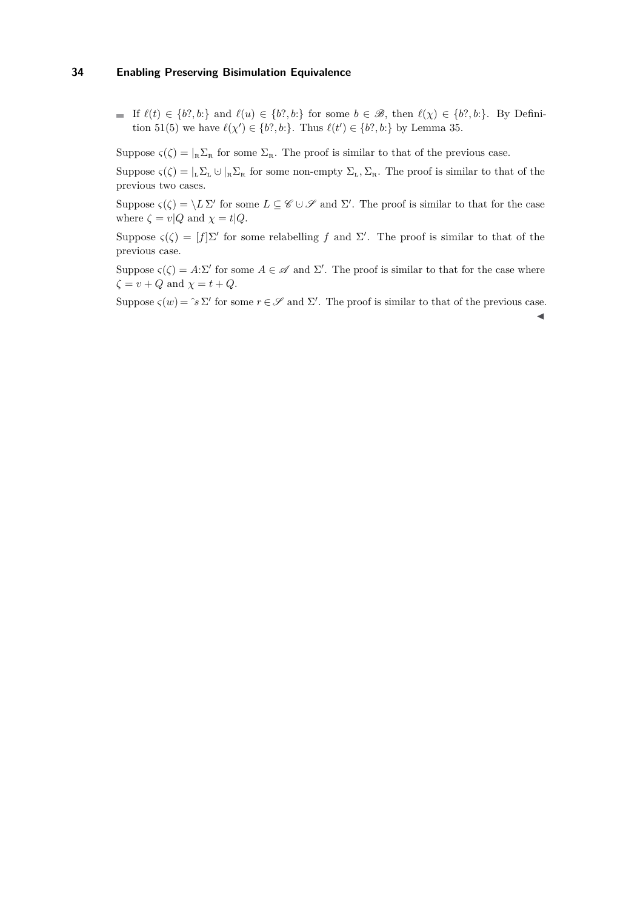- If $\ell(t) \in \{b?, b{:}\}$ and $\ell(u) \in \{b?, b{:}\}$ for some $b \in \mathscr{B}$, then $\ell(\chi) \in \{b?, b{:}\}$. By Definition 51(5) we have $\ell(\chi') \in \{b?, b{:}\}$. Thus $\ell(t') \in \{b?, b{:}\}$ by Lemma 35.

Suppose $\varsigma(\zeta) = |_{\scriptscriptstyle R}\Sigma_{\scriptscriptstyle R}$ for some $\Sigma_{\scriptscriptstyle R}$. The proof is similar to that of the previous case.

Suppose $\varsigma(\zeta) = |_{\scriptscriptstyle L}\Sigma_{\scriptscriptstyle L} \uplus |_{\scriptscriptstyle R}\Sigma_{\scriptscriptstyle R}$ for some non-empty $\Sigma_{\scriptscriptstyle L}, \Sigma_{\scriptscriptstyle R}$. The proof is similar to that of the previous two cases.

Suppose $\varsigma(\zeta) = \backslash L\,\Sigma'$ for some $L \subseteq \mathscr{C} \uplus \mathscr{S}$ and $\Sigma'$. The proof is similar to that for the case where $\zeta = v|Q$ and $\chi = t|Q$.

Suppose $\varsigma(\zeta) = [f]\Sigma'$ for some relabelling $f$ and $\Sigma'$. The proof is similar to that of the previous case.

Suppose $\varsigma(\zeta) = A{:}\Sigma'$ for some $A \in \mathscr{A}$ and $\Sigma'$. The proof is similar to that for the case where $\zeta = v + Q$ and $\chi = t + Q$.

Suppose $\varsigma(w) = \hat{\ }s\,\Sigma'$ for some $r \in \mathscr{S}$ and $\Sigma'$. The proof is similar to that of the previous case. ◀